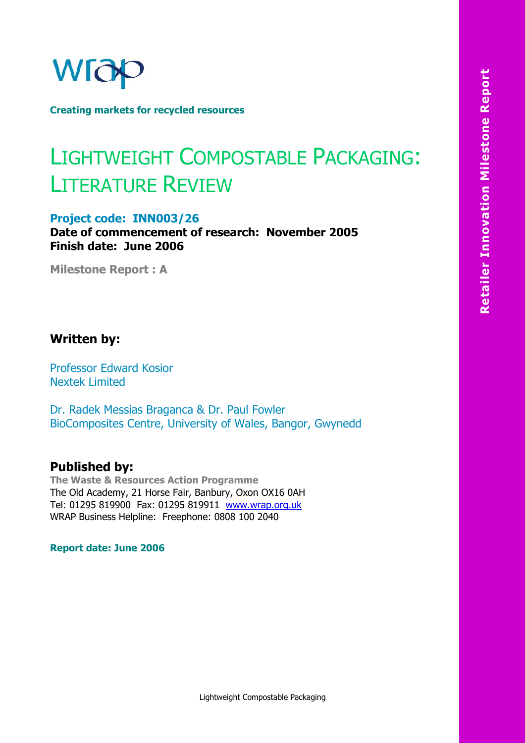wrap

**Creating markets for recycled resources**

# LIGHTWEIGHT COMPOSTABLE PACKAGING: LITERATURE REVIEW

**Project code: INN003/26**

**Date of commencement of research: November 2005**
**Finish date: June 2006**

**Milestone Report : A**

**Retailer Innovation Milestone Report**

## Written by:

Professor Edward Kosior
Nextek Limited

Dr. Radek Messias Braganca & Dr. Paul Fowler
BioComposites Centre, University of Wales, Bangor, Gwynedd

## Published by:

**The Waste & Resources Action Programme**
The Old Academy, 21 Horse Fair, Banbury, Oxon OX16 0AH
Tel: 01295 819900 Fax: 01295 819911 www.wrap.org.uk
WRAP Business Helpline: Freephone: 0808 100 2040

**Report date: June 2006**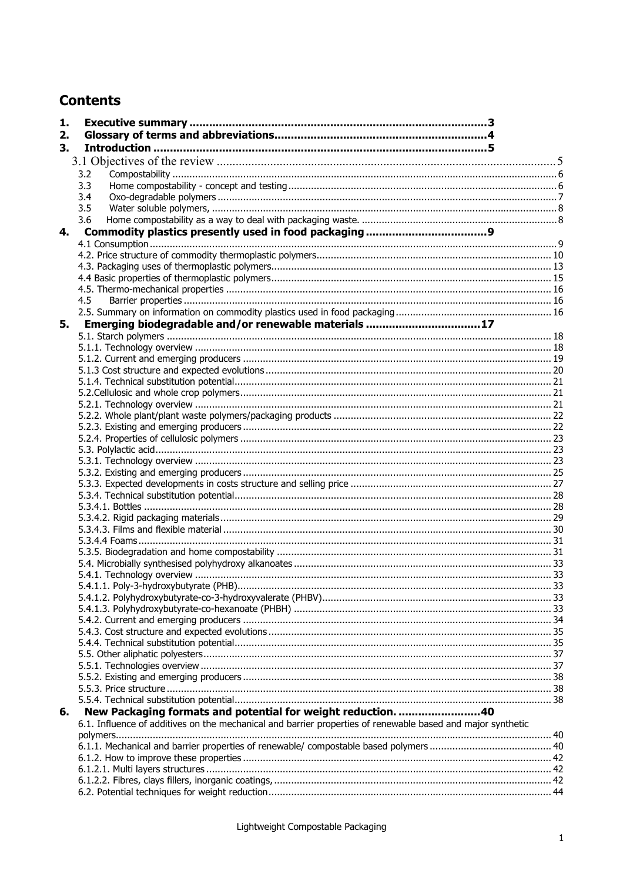## Contents

**1. Executive summary .......... 3**
**2. Glossary of terms and abbreviations .......... 4**
**3. Introduction .......... 5**

3.1 Objectives of the review .......... 5
3.2 Compostability .......... 6
3.3 Home compostability - concept and testing .......... 6
3.4 Oxo-degradable polymers .......... 7
3.5 Water soluble polymers, .......... 8
3.6 Home compostability as a way to deal with packaging waste. .......... 8

**4. Commodity plastics presently used in food packaging .......... 9**

4.1 Consumption .......... 9
4.2. Price structure of commodity thermoplastic polymers .......... 10
4.3. Packaging uses of thermoplastic polymers .......... 13
4.4 Basic properties of thermoplastic polymers .......... 15
4.5. Thermo-mechanical properties .......... 16
4.5 Barrier properties .......... 16
2.5. Summary on information on commodity plastics used in food packaging .......... 16

**5. Emerging biodegradable and/or renewable materials .......... 17**

5.1. Starch polymers .......... 18
5.1.1. Technology overview .......... 18
5.1.2. Current and emerging producers .......... 19
5.1.3 Cost structure and expected evolutions .......... 20
5.1.4. Technical substitution potential .......... 21
5.2.Cellulosic and whole crop polymers .......... 21
5.2.1. Technology overview .......... 21
5.2.2. Whole plant/plant waste polymers/packaging products .......... 22
5.2.3. Existing and emerging producers .......... 22
5.2.4. Properties of cellulosic polymers .......... 23
5.3. Polylactic acid .......... 23
5.3.1. Technology overview .......... 23
5.3.2. Existing and emerging producers .......... 25
5.3.3. Expected developments in costs structure and selling price .......... 27
5.3.4. Technical substitution potential .......... 28
5.3.4.1. Bottles .......... 28
5.3.4.2. Rigid packaging materials .......... 29
5.3.4.3. Films and flexible material .......... 30
5.3.4.4 Foams .......... 31
5.3.5. Biodegradation and home compostability .......... 31
5.4. Microbially synthesised polyhydroxy alkanoates .......... 33
5.4.1. Technology overview .......... 33
5.4.1.1. Poly-3-hydroxybutyrate (PHB) .......... 33
5.4.1.2. Polyhydroxybutyrate-co-3-hydroxyvalerate (PHBV) .......... 33
5.4.1.3. Polyhydroxybutyrate-co-hexanoate (PHBH) .......... 33
5.4.2. Current and emerging producers .......... 34
5.4.3. Cost structure and expected evolutions .......... 35
5.4.4. Technical substitution potential .......... 35
5.5. Other aliphatic polyesters .......... 37
5.5.1. Technologies overview .......... 37
5.5.2. Existing and emerging producers .......... 38
5.5.3. Price structure .......... 38
5.5.4. Technical substitution potential .......... 38

**6. New Packaging formats and potential for weight reduction. .......... 40**

6.1. Influence of additives on the mechanical and barrier properties of renewable based and major synthetic polymers .......... 40
6.1.1. Mechanical and barrier properties of renewable/ compostable based polymers .......... 40
6.1.2. How to improve these properties .......... 42
6.1.2.1. Multi layers structures .......... 42
6.1.2.2. Fibres, clays fillers, inorganic coatings, .......... 42
6.2. Potential techniques for weight reduction .......... 44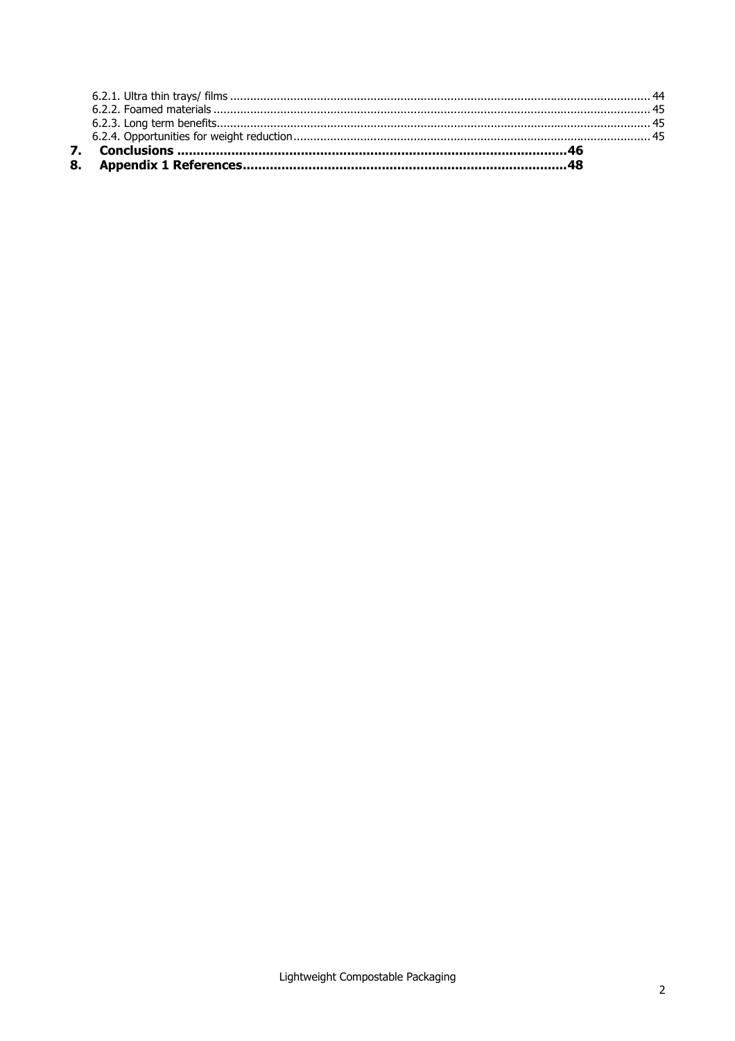6.2.1. Ultra thin trays/ films ........................................................................................................................... 44
6.2.2. Foamed materials ................................................................................................................................ 45
6.2.3. Long term benefits................................................................................................................................ 45
6.2.4. Opportunities for weight reduction......................................................................................................... 45

**7. Conclusions .................................................................................................46**

**8. Appendix 1 References.................................................................................48**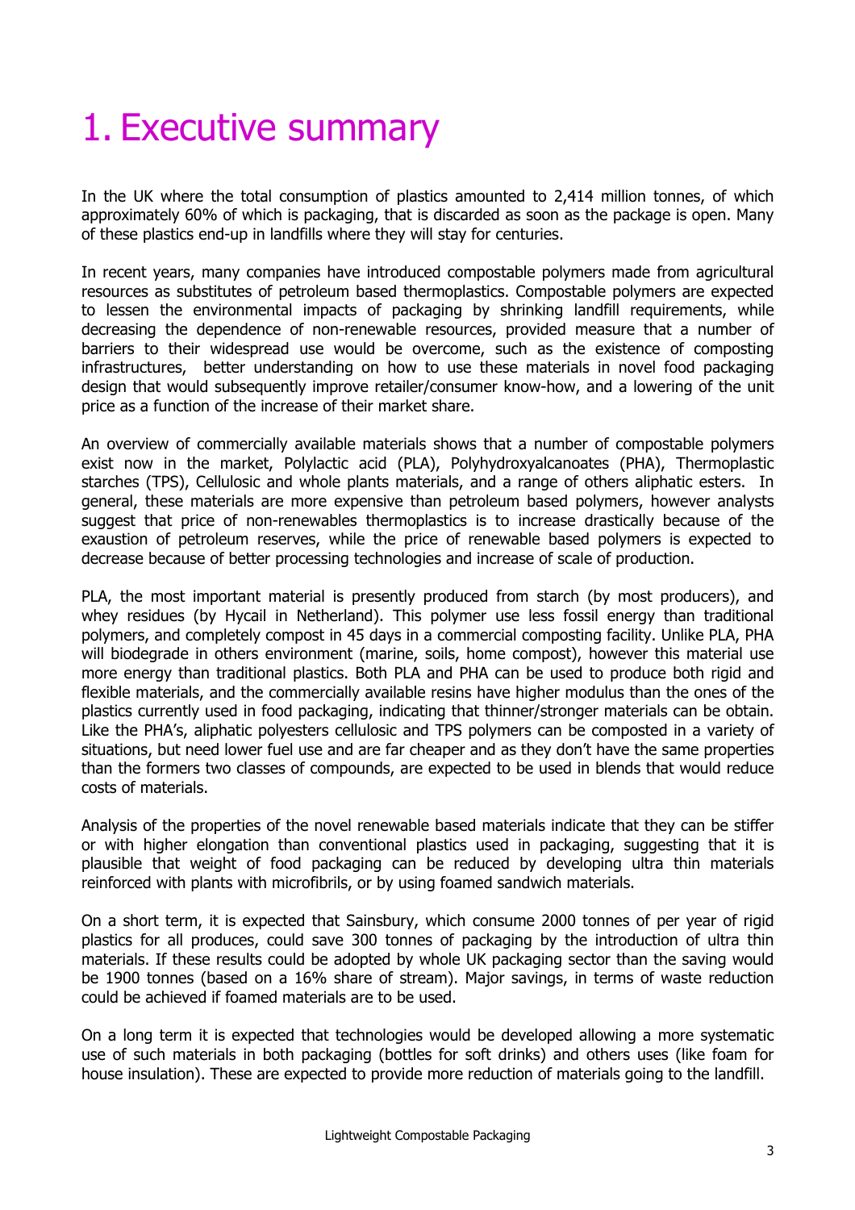# 1. Executive summary

In the UK where the total consumption of plastics amounted to 2,414 million tonnes, of which approximately 60% of which is packaging, that is discarded as soon as the package is open. Many of these plastics end-up in landfills where they will stay for centuries.

In recent years, many companies have introduced compostable polymers made from agricultural resources as substitutes of petroleum based thermoplastics. Compostable polymers are expected to lessen the environmental impacts of packaging by shrinking landfill requirements, while decreasing the dependence of non-renewable resources, provided measure that a number of barriers to their widespread use would be overcome, such as the existence of composting infrastructures, better understanding on how to use these materials in novel food packaging design that would subsequently improve retailer/consumer know-how, and a lowering of the unit price as a function of the increase of their market share.

An overview of commercially available materials shows that a number of compostable polymers exist now in the market, Polylactic acid (PLA), Polyhydroxyalcanoates (PHA), Thermoplastic starches (TPS), Cellulosic and whole plants materials, and a range of others aliphatic esters. In general, these materials are more expensive than petroleum based polymers, however analysts suggest that price of non-renewables thermoplastics is to increase drastically because of the exaustion of petroleum reserves, while the price of renewable based polymers is expected to decrease because of better processing technologies and increase of scale of production.

PLA, the most important material is presently produced from starch (by most producers), and whey residues (by Hycail in Netherland). This polymer use less fossil energy than traditional polymers, and completely compost in 45 days in a commercial composting facility. Unlike PLA, PHA will biodegrade in others environment (marine, soils, home compost), however this material use more energy than traditional plastics. Both PLA and PHA can be used to produce both rigid and flexible materials, and the commercially available resins have higher modulus than the ones of the plastics currently used in food packaging, indicating that thinner/stronger materials can be obtain. Like the PHA's, aliphatic polyesters cellulosic and TPS polymers can be composted in a variety of situations, but need lower fuel use and are far cheaper and as they don't have the same properties than the formers two classes of compounds, are expected to be used in blends that would reduce costs of materials.

Analysis of the properties of the novel renewable based materials indicate that they can be stiffer or with higher elongation than conventional plastics used in packaging, suggesting that it is plausible that weight of food packaging can be reduced by developing ultra thin materials reinforced with plants with microfibrils, or by using foamed sandwich materials.

On a short term, it is expected that Sainsbury, which consume 2000 tonnes of per year of rigid plastics for all produces, could save 300 tonnes of packaging by the introduction of ultra thin materials. If these results could be adopted by whole UK packaging sector than the saving would be 1900 tonnes (based on a 16% share of stream). Major savings, in terms of waste reduction could be achieved if foamed materials are to be used.

On a long term it is expected that technologies would be developed allowing a more systematic use of such materials in both packaging (bottles for soft drinks) and others uses (like foam for house insulation). These are expected to provide more reduction of materials going to the landfill.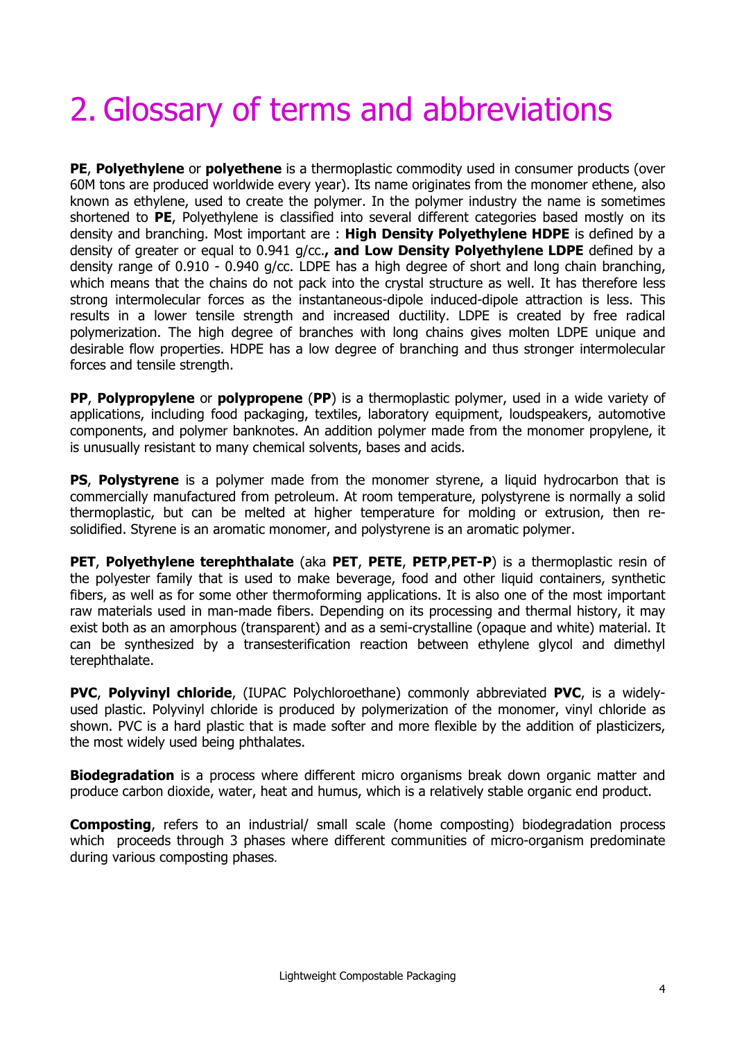# 2. Glossary of terms and abbreviations

**PE**, **Polyethylene** or **polyethene** is a thermoplastic commodity used in consumer products (over 60M tons are produced worldwide every year). Its name originates from the monomer ethene, also known as ethylene, used to create the polymer. In the polymer industry the name is sometimes shortened to **PE**, Polyethylene is classified into several different categories based mostly on its density and branching. Most important are : **High Density Polyethylene HDPE** is defined by a density of greater or equal to 0.941 g/cc**., and Low Density Polyethylene LDPE** defined by a density range of 0.910 - 0.940 g/cc. LDPE has a high degree of short and long chain branching, which means that the chains do not pack into the crystal structure as well. It has therefore less strong intermolecular forces as the instantaneous-dipole induced-dipole attraction is less. This results in a lower tensile strength and increased ductility. LDPE is created by free radical polymerization. The high degree of branches with long chains gives molten LDPE unique and desirable flow properties. HDPE has a low degree of branching and thus stronger intermolecular forces and tensile strength.

**PP**, **Polypropylene** or **polypropene** (**PP**) is a thermoplastic polymer, used in a wide variety of applications, including food packaging, textiles, laboratory equipment, loudspeakers, automotive components, and polymer banknotes. An addition polymer made from the monomer propylene, it is unusually resistant to many chemical solvents, bases and acids.

**PS**, **Polystyrene** is a polymer made from the monomer styrene, a liquid hydrocarbon that is commercially manufactured from petroleum. At room temperature, polystyrene is normally a solid thermoplastic, but can be melted at higher temperature for molding or extrusion, then re-solidified. Styrene is an aromatic monomer, and polystyrene is an aromatic polymer.

**PET**, **Polyethylene terephthalate** (aka **PET**, **PETE**, **PETP**,**PET-P**) is a thermoplastic resin of the polyester family that is used to make beverage, food and other liquid containers, synthetic fibers, as well as for some other thermoforming applications. It is also one of the most important raw materials used in man-made fibers. Depending on its processing and thermal history, it may exist both as an amorphous (transparent) and as a semi-crystalline (opaque and white) material. It can be synthesized by a transesterification reaction between ethylene glycol and dimethyl terephthalate.

**PVC**, **Polyvinyl chloride**, (IUPAC Polychloroethane) commonly abbreviated **PVC**, is a widely-used plastic. Polyvinyl chloride is produced by polymerization of the monomer, vinyl chloride as shown. PVC is a hard plastic that is made softer and more flexible by the addition of plasticizers, the most widely used being phthalates.

**Biodegradation** is a process where different micro organisms break down organic matter and produce carbon dioxide, water, heat and humus, which is a relatively stable organic end product.

**Composting**, refers to an industrial/ small scale (home composting) biodegradation process which proceeds through 3 phases where different communities of micro-organism predominate during various composting phases.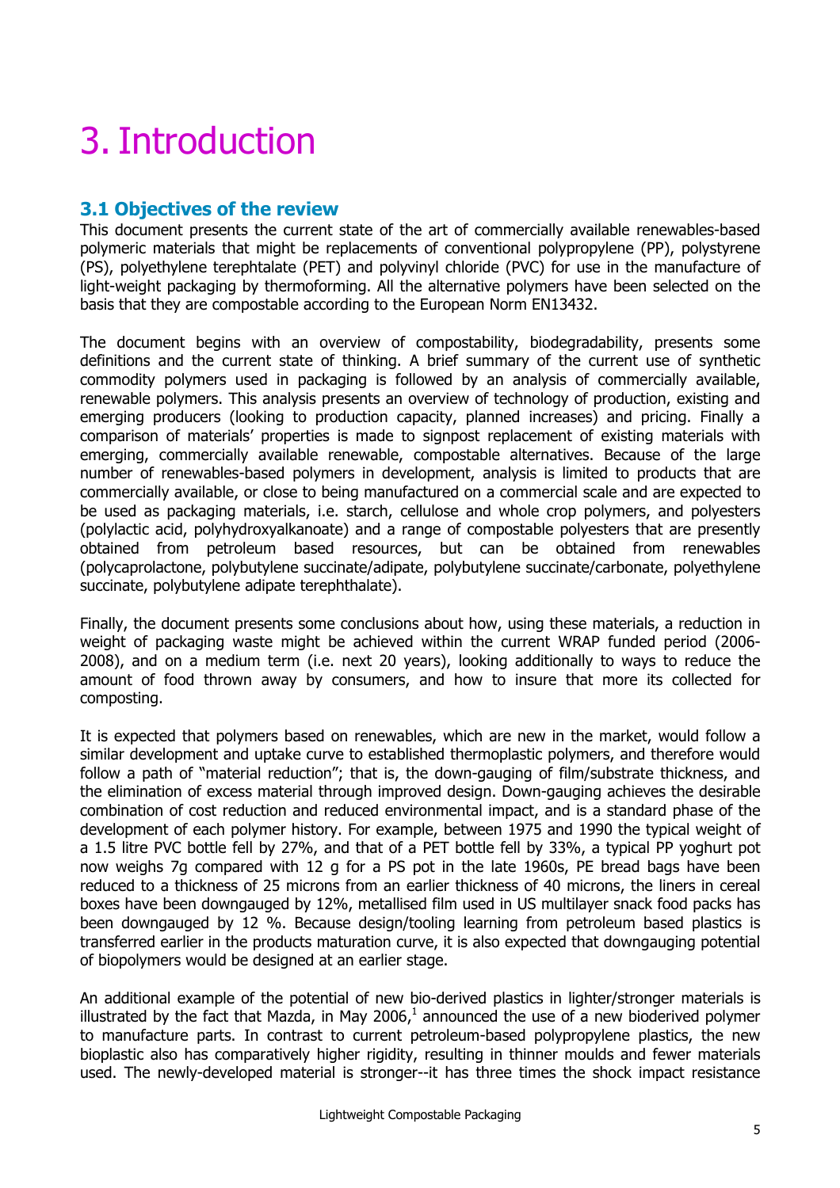# 3. Introduction

## 3.1 Objectives of the review

This document presents the current state of the art of commercially available renewables-based polymeric materials that might be replacements of conventional polypropylene (PP), polystyrene (PS), polyethylene terephtalate (PET) and polyvinyl chloride (PVC) for use in the manufacture of light-weight packaging by thermoforming. All the alternative polymers have been selected on the basis that they are compostable according to the European Norm EN13432.

The document begins with an overview of compostability, biodegradability, presents some definitions and the current state of thinking. A brief summary of the current use of synthetic commodity polymers used in packaging is followed by an analysis of commercially available, renewable polymers. This analysis presents an overview of technology of production, existing and emerging producers (looking to production capacity, planned increases) and pricing. Finally a comparison of materials' properties is made to signpost replacement of existing materials with emerging, commercially available renewable, compostable alternatives. Because of the large number of renewables-based polymers in development, analysis is limited to products that are commercially available, or close to being manufactured on a commercial scale and are expected to be used as packaging materials, i.e. starch, cellulose and whole crop polymers, and polyesters (polylactic acid, polyhydroxyalkanoate) and a range of compostable polyesters that are presently obtained from petroleum based resources, but can be obtained from renewables (polycaprolactone, polybutylene succinate/adipate, polybutylene succinate/carbonate, polyethylene succinate, polybutylene adipate terephthalate).

Finally, the document presents some conclusions about how, using these materials, a reduction in weight of packaging waste might be achieved within the current WRAP funded period (2006-2008), and on a medium term (i.e. next 20 years), looking additionally to ways to reduce the amount of food thrown away by consumers, and how to insure that more its collected for composting.

It is expected that polymers based on renewables, which are new in the market, would follow a similar development and uptake curve to established thermoplastic polymers, and therefore would follow a path of "material reduction"; that is, the down-gauging of film/substrate thickness, and the elimination of excess material through improved design. Down-gauging achieves the desirable combination of cost reduction and reduced environmental impact, and is a standard phase of the development of each polymer history. For example, between 1975 and 1990 the typical weight of a 1.5 litre PVC bottle fell by 27%, and that of a PET bottle fell by 33%, a typical PP yoghurt pot now weighs 7g compared with 12 g for a PS pot in the late 1960s, PE bread bags have been reduced to a thickness of 25 microns from an earlier thickness of 40 microns, the liners in cereal boxes have been downgauged by 12%, metallised film used in US multilayer snack food packs has been downgauged by 12 %. Because design/tooling learning from petroleum based plastics is transferred earlier in the products maturation curve, it is also expected that downgauging potential of biopolymers would be designed at an earlier stage.

An additional example of the potential of new bio-derived plastics in lighter/stronger materials is illustrated by the fact that Mazda, in May 2006,[1] announced the use of a new bioderived polymer to manufacture parts. In contrast to current petroleum-based polypropylene plastics, the new bioplastic also has comparatively higher rigidity, resulting in thinner moulds and fewer materials used. The newly-developed material is stronger--it has three times the shock impact resistance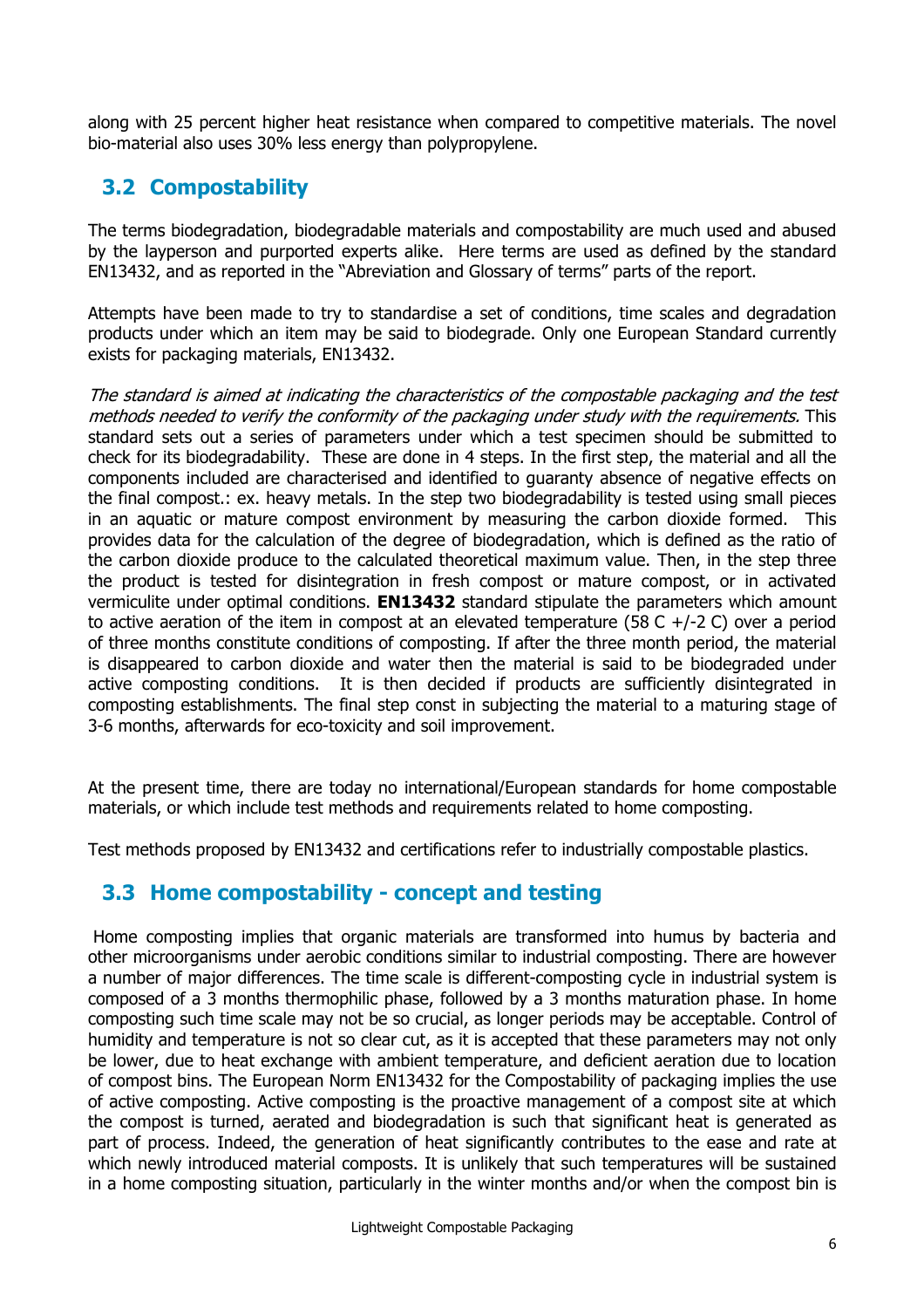along with 25 percent higher heat resistance when compared to competitive materials. The novel bio-material also uses 30% less energy than polypropylene.

## 3.2 Compostability

The terms biodegradation, biodegradable materials and compostability are much used and abused by the layperson and purported experts alike. Here terms are used as defined by the standard EN13432, and as reported in the "Abreviation and Glossary of terms" parts of the report.

Attempts have been made to try to standardise a set of conditions, time scales and degradation products under which an item may be said to biodegrade. Only one European Standard currently exists for packaging materials, EN13432.

*The standard is aimed at indicating the characteristics of the compostable packaging and the test methods needed to verify the conformity of the packaging under study with the requirements.* This standard sets out a series of parameters under which a test specimen should be submitted to check for its biodegradability. These are done in 4 steps. In the first step, the material and all the components included are characterised and identified to guaranty absence of negative effects on the final compost.: ex. heavy metals. In the step two biodegradability is tested using small pieces in an aquatic or mature compost environment by measuring the carbon dioxide formed. This provides data for the calculation of the degree of biodegradation, which is defined as the ratio of the carbon dioxide produce to the calculated theoretical maximum value. Then, in the step three the product is tested for disintegration in fresh compost or mature compost, or in activated vermiculite under optimal conditions. **EN13432** standard stipulate the parameters which amount to active aeration of the item in compost at an elevated temperature (58 C +/-2 C) over a period of three months constitute conditions of composting. If after the three month period, the material is disappeared to carbon dioxide and water then the material is said to be biodegraded under active composting conditions. It is then decided if products are sufficiently disintegrated in composting establishments. The final step const in subjecting the material to a maturing stage of 3-6 months, afterwards for eco-toxicity and soil improvement.

At the present time, there are today no international/European standards for home compostable materials, or which include test methods and requirements related to home composting.

Test methods proposed by EN13432 and certifications refer to industrially compostable plastics.

## 3.3 Home compostability - concept and testing

Home composting implies that organic materials are transformed into humus by bacteria and other microorganisms under aerobic conditions similar to industrial composting. There are however a number of major differences. The time scale is different-composting cycle in industrial system is composed of a 3 months thermophilic phase, followed by a 3 months maturation phase. In home composting such time scale may not be so crucial, as longer periods may be acceptable. Control of humidity and temperature is not so clear cut, as it is accepted that these parameters may not only be lower, due to heat exchange with ambient temperature, and deficient aeration due to location of compost bins. The European Norm EN13432 for the Compostability of packaging implies the use of active composting. Active composting is the proactive management of a compost site at which the compost is turned, aerated and biodegradation is such that significant heat is generated as part of process. Indeed, the generation of heat significantly contributes to the ease and rate at which newly introduced material composts. It is unlikely that such temperatures will be sustained in a home composting situation, particularly in the winter months and/or when the compost bin is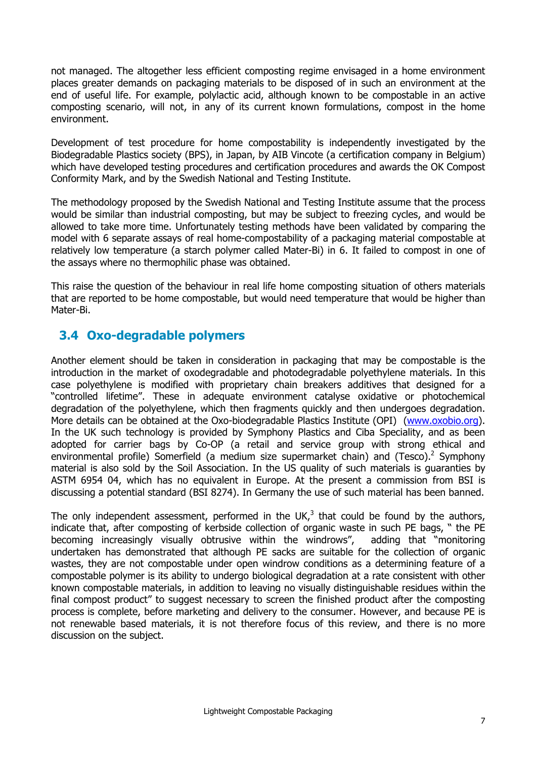not managed. The altogether less efficient composting regime envisaged in a home environment places greater demands on packaging materials to be disposed of in such an environment at the end of useful life. For example, polylactic acid, although known to be compostable in an active composting scenario, will not, in any of its current known formulations, compost in the home environment.

Development of test procedure for home compostability is independently investigated by the Biodegradable Plastics society (BPS), in Japan, by AIB Vincote (a certification company in Belgium) which have developed testing procedures and certification procedures and awards the OK Compost Conformity Mark, and by the Swedish National and Testing Institute.

The methodology proposed by the Swedish National and Testing Institute assume that the process would be similar than industrial composting, but may be subject to freezing cycles, and would be allowed to take more time. Unfortunately testing methods have been validated by comparing the model with 6 separate assays of real home-compostability of a packaging material compostable at relatively low temperature (a starch polymer called Mater-Bi) in 6. It failed to compost in one of the assays where no thermophilic phase was obtained.

This raise the question of the behaviour in real life home composting situation of others materials that are reported to be home compostable, but would need temperature that would be higher than Mater-Bi.

## 3.4 Oxo-degradable polymers

Another element should be taken in consideration in packaging that may be compostable is the introduction in the market of oxodegradable and photodegradable polyethylene materials. In this case polyethylene is modified with proprietary chain breakers additives that designed for a "controlled lifetime". These in adequate environment catalyse oxidative or photochemical degradation of the polyethylene, which then fragments quickly and then undergoes degradation. More details can be obtained at the Oxo-biodegradable Plastics Institute (OPI) (www.oxobio.org). In the UK such technology is provided by Symphony Plastics and Ciba Speciality, and as been adopted for carrier bags by Co-OP (a retail and service group with strong ethical and environmental profile) Somerfield (a medium size supermarket chain) and (Tesco).[2] Symphony material is also sold by the Soil Association. In the US quality of such materials is guaranties by ASTM 6954 04, which has no equivalent in Europe. At the present a commission from BSI is discussing a potential standard (BSI 8274). In Germany the use of such material has been banned.

The only independent assessment, performed in the UK,[3] that could be found by the authors, indicate that, after composting of kerbside collection of organic waste in such PE bags, " the PE becoming increasingly visually obtrusive within the windrows", adding that "monitoring undertaken has demonstrated that although PE sacks are suitable for the collection of organic wastes, they are not compostable under open windrow conditions as a determining feature of a compostable polymer is its ability to undergo biological degradation at a rate consistent with other known compostable materials, in addition to leaving no visually distinguishable residues within the final compost product" to suggest necessary to screen the finished product after the composting process is complete, before marketing and delivery to the consumer. However, and because PE is not renewable based materials, it is not therefore focus of this review, and there is no more discussion on the subject.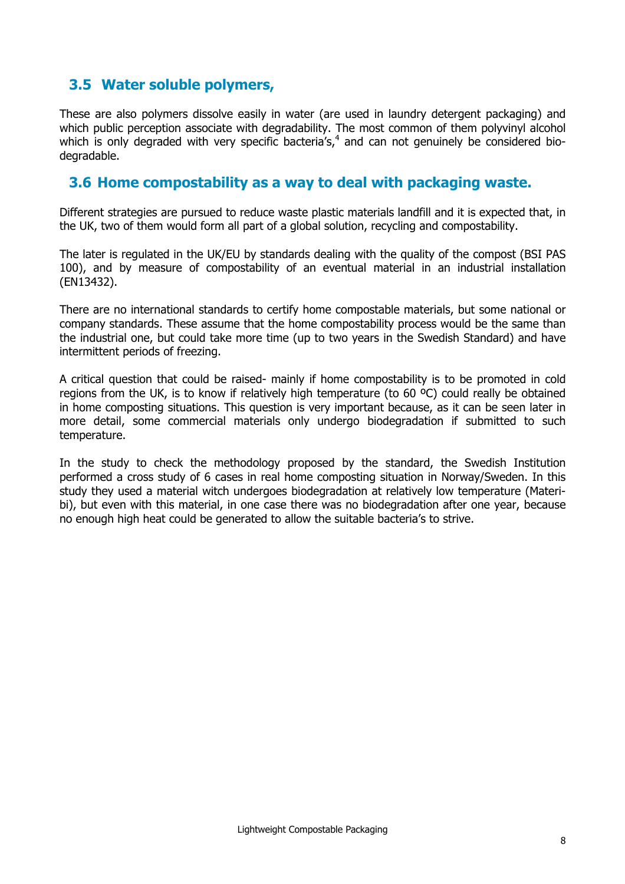## 3.5 Water soluble polymers,

These are also polymers dissolve easily in water (are used in laundry detergent packaging) and which public perception associate with degradability. The most common of them polyvinyl alcohol which is only degraded with very specific bacteria's,[4] and can not genuinely be considered biodegradable.

## 3.6 Home compostability as a way to deal with packaging waste.

Different strategies are pursued to reduce waste plastic materials landfill and it is expected that, in the UK, two of them would form all part of a global solution, recycling and compostability.

The later is regulated in the UK/EU by standards dealing with the quality of the compost (BSI PAS 100), and by measure of compostability of an eventual material in an industrial installation (EN13432).

There are no international standards to certify home compostable materials, but some national or company standards. These assume that the home compostability process would be the same than the industrial one, but could take more time (up to two years in the Swedish Standard) and have intermittent periods of freezing.

A critical question that could be raised- mainly if home compostability is to be promoted in cold regions from the UK, is to know if relatively high temperature (to 60 ºC) could really be obtained in home composting situations. This question is very important because, as it can be seen later in more detail, some commercial materials only undergo biodegradation if submitted to such temperature.

In the study to check the methodology proposed by the standard, the Swedish Institution performed a cross study of 6 cases in real home composting situation in Norway/Sweden. In this study they used a material witch undergoes biodegradation at relatively low temperature (Materbi), but even with this material, in one case there was no biodegradation after one year, because no enough high heat could be generated to allow the suitable bacteria's to strive.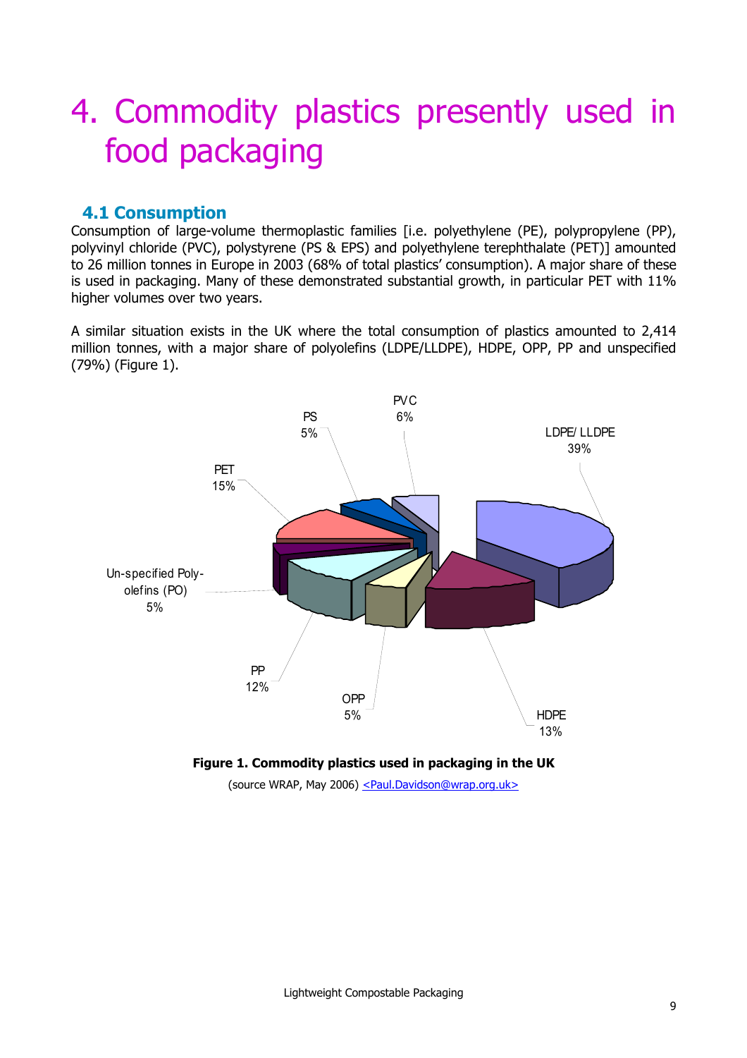# 4. Commodity plastics presently used in food packaging

## 4.1 Consumption

Consumption of large-volume thermoplastic families [i.e. polyethylene (PE), polypropylene (PP), polyvinyl chloride (PVC), polystyrene (PS & EPS) and polyethylene terephthalate (PET)] amounted to 26 million tonnes in Europe in 2003 (68% of total plastics' consumption). A major share of these is used in packaging. Many of these demonstrated substantial growth, in particular PET with 11% higher volumes over two years.

A similar situation exists in the UK where the total consumption of plastics amounted to 2,414 million tonnes, with a major share of polyolefins (LDPE/LLDPE), HDPE, OPP, PP and unspecified (79%) (Figure 1).

PVC 6%

PS 5%

LDPE/ LLDPE 39%

PET 15%

Un-specified Poly-olefins (PO) 5%

PP 12%

OPP 5%

HDPE 13%

**Figure 1. Commodity plastics used in packaging in the UK**

(source WRAP, May 2006) <Paul.Davidson@wrap.org.uk>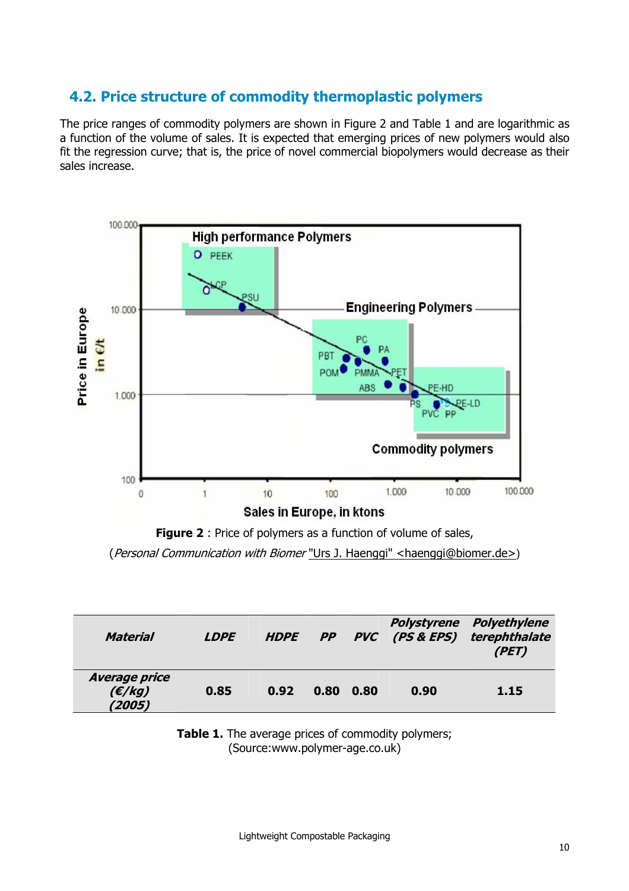## 4.2. Price structure of commodity thermoplastic polymers

The price ranges of commodity polymers are shown in Figure 2 and Table 1 and are logarithmic as a function of the volume of sales. It is expected that emerging prices of new polymers would also fit the regression curve; that is, the price of novel commercial biopolymers would decrease as their sales increase.

**Figure 2** : Price of polymers as a function of volume of sales,
(*Personal Communication with Biomer* "Urs J. Haenggi" <haenggi@biomer.de>)

| *Material* | *LDPE* | *HDPE* | *PP* | *PVC* | *Polystyrene (PS & EPS)* | *Polyethylene terephthalate (PET)* |
|---|---|---|---|---|---|---|
| *Average price (€/kg) (2005)* | **0.85** | **0.92** | **0.80** | **0.80** | **0.90** | **1.15** |

**Table 1.** The average prices of commodity polymers;
(Source:www.polymer-age.co.uk)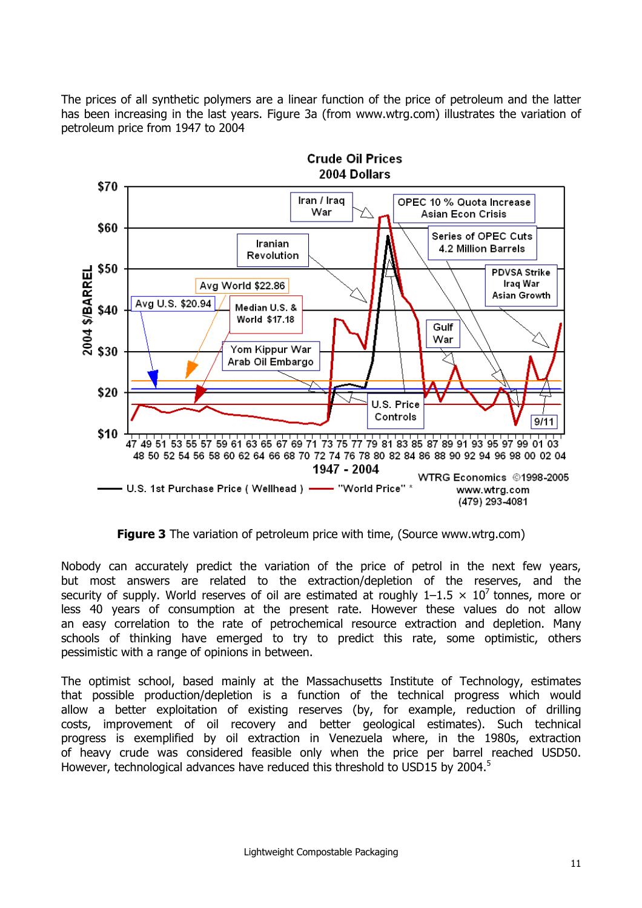The prices of all synthetic polymers are a linear function of the price of petroleum and the latter has been increasing in the last years. Figure 3a (from www.wtrg.com) illustrates the variation of petroleum price from 1947 to 2004

**Figure 3** The variation of petroleum price with time, (Source www.wtrg.com)

Nobody can accurately predict the variation of the price of petrol in the next few years, but most answers are related to the extraction/depletion of the reserves, and the security of supply. World reserves of oil are estimated at roughly 1–1.5 × $10^7$ tonnes, more or less 40 years of consumption at the present rate. However these values do not allow an easy correlation to the rate of petrochemical resource extraction and depletion. Many schools of thinking have emerged to try to predict this rate, some optimistic, others pessimistic with a range of opinions in between.

The optimist school, based mainly at the Massachusetts Institute of Technology, estimates that possible production/depletion is a function of the technical progress which would allow a better exploitation of existing reserves (by, for example, reduction of drilling costs, improvement of oil recovery and better geological estimates). Such technical progress is exemplified by oil extraction in Venezuela where, in the 1980s, extraction of heavy crude was considered feasible only when the price per barrel reached USD50. However, technological advances have reduced this threshold to USD15 by 2004.[5]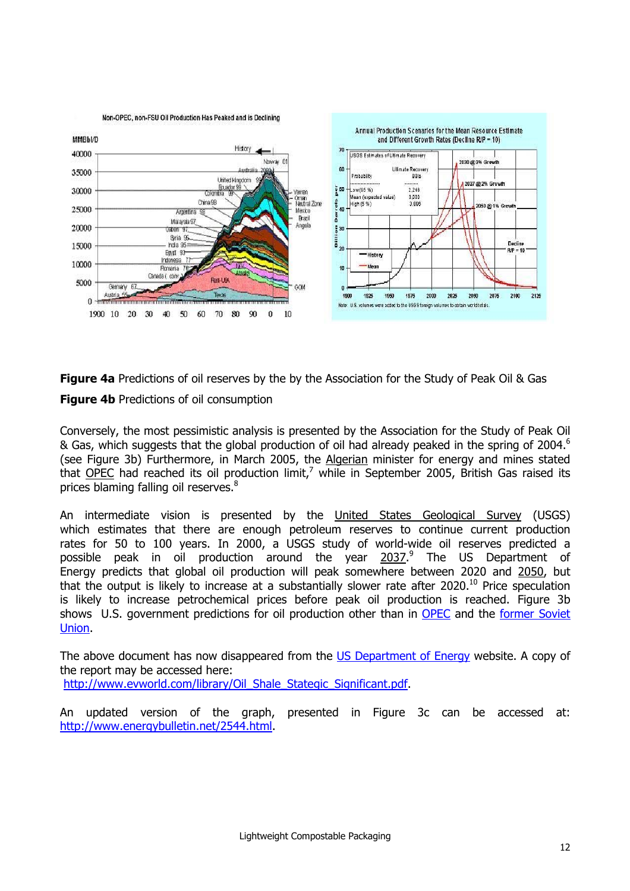**Figure 4a** Predictions of oil reserves by the by the Association for the Study of Peak Oil & Gas

**Figure 4b** Predictions of oil consumption

Conversely, the most pessimistic analysis is presented by the Association for the Study of Peak Oil & Gas, which suggests that the global production of oil had already peaked in the spring of 2004.[6] (see Figure 3b) Furthermore, in March 2005, the Algerian minister for energy and mines stated that OPEC had reached its oil production limit,[7] while in September 2005, British Gas raised its prices blaming falling oil reserves.[8]

An intermediate vision is presented by the United States Geological Survey (USGS) which estimates that there are enough petroleum reserves to continue current production rates for 50 to 100 years. In 2000, a USGS study of world-wide oil reserves predicted a possible peak in oil production around the year 2037.[9] The US Department of Energy predicts that global oil production will peak somewhere between 2020 and 2050, but that the output is likely to increase at a substantially slower rate after 2020.[10] Price speculation is likely to increase petrochemical prices before peak oil production is reached. Figure 3b shows U.S. government predictions for oil production other than in OPEC and the former Soviet Union.

The above document has now disappeared from the US Department of Energy website. A copy of the report may be accessed here:
http://www.evworld.com/library/Oil_Shale_Stategic_Significant.pdf.

An updated version of the graph, presented in Figure 3c can be accessed at: http://www.energybulletin.net/2544.html.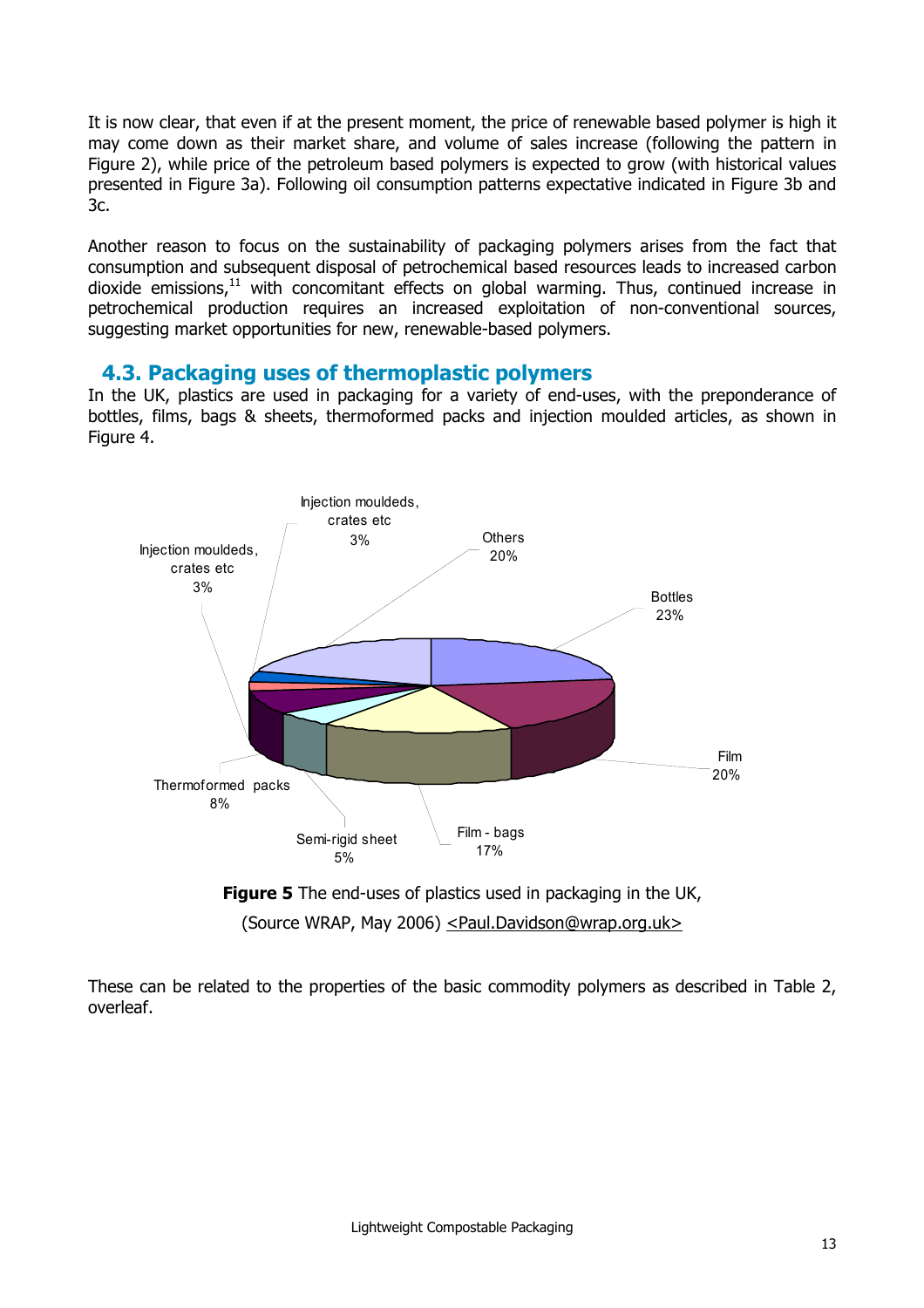It is now clear, that even if at the present moment, the price of renewable based polymer is high it may come down as their market share, and volume of sales increase (following the pattern in Figure 2), while price of the petroleum based polymers is expected to grow (with historical values presented in Figure 3a). Following oil consumption patterns expectative indicated in Figure 3b and 3c.

Another reason to focus on the sustainability of packaging polymers arises from the fact that consumption and subsequent disposal of petrochemical based resources leads to increased carbon dioxide emissions,[11] with concomitant effects on global warming. Thus, continued increase in petrochemical production requires an increased exploitation of non-conventional sources, suggesting market opportunities for new, renewable-based polymers.

## 4.3. Packaging uses of thermoplastic polymers

In the UK, plastics are used in packaging for a variety of end-uses, with the preponderance of bottles, films, bags & sheets, thermoformed packs and injection moulded articles, as shown in Figure 4.

Injection mouldeds, crates etc 3%

Others 20%

Injection mouldeds, crates etc 3%

Bottles 23%

Film 20%

Thermoformed packs 8%

Semi-rigid sheet 5%

Film - bags 17%

**Figure 5** The end-uses of plastics used in packaging in the UK, (Source WRAP, May 2006) <Paul.Davidson@wrap.org.uk>

These can be related to the properties of the basic commodity polymers as described in Table 2, overleaf.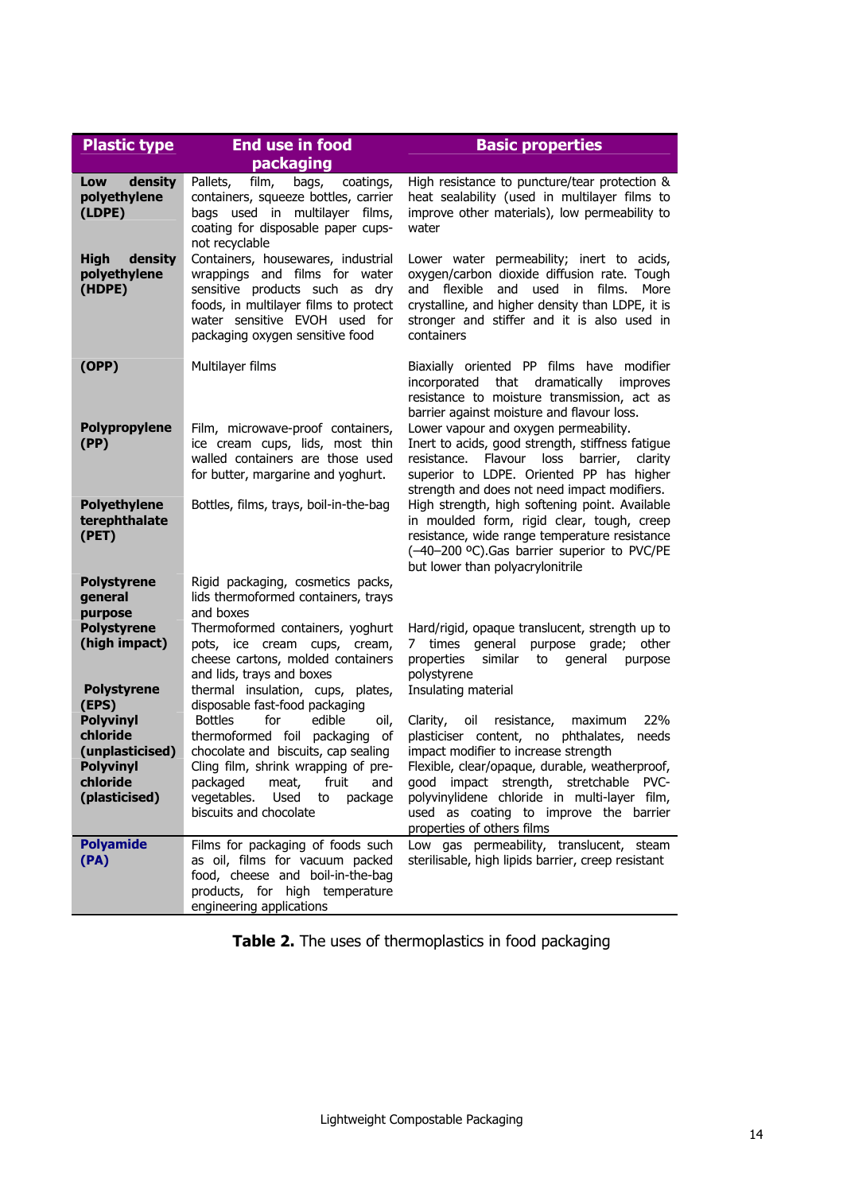| Plastic type | End use in food packaging | Basic properties |
|---|---|---|
| **Low density polyethylene (LDPE)** | Pallets, film, bags, coatings, containers, squeeze bottles, carrier bags used in multilayer films, coating for disposable paper cups-not recyclable | High resistance to puncture/tear protection & heat sealability (used in multilayer films to improve other materials), low permeability to water |
| **High density polyethylene (HDPE)** | Containers, housewares, industrial wrappings and films for water sensitive products such as dry foods, in multilayer films to protect water sensitive EVOH used for packaging oxygen sensitive food | Lower water permeability; inert to acids, oxygen/carbon dioxide diffusion rate. Tough and flexible and used in films. More crystalline, and higher density than LDPE, it is stronger and stiffer and it is also used in containers |
| **(OPP)** | Multilayer films | Biaxially oriented PP films have modifier incorporated that dramatically improves resistance to moisture transmission, act as barrier against moisture and flavour loss. |
| **Polypropylene (PP)** | Film, microwave-proof containers, ice cream cups, lids, most thin walled containers are those used for butter, margarine and yoghurt. | Lower vapour and oxygen permeability. Inert to acids, good strength, stiffness fatigue resistance. Flavour loss barrier, clarity superior to LDPE. Oriented PP has higher strength and does not need impact modifiers. |
| **Polyethylene terephthalate (PET)** | Bottles, films, trays, boil-in-the-bag | High strength, high softening point. Available in moulded form, rigid clear, tough, creep resistance, wide range temperature resistance (−40–200 ºC).Gas barrier superior to PVC/PE but lower than polyacrylonitrile |
| **Polystyrene general purpose** | Rigid packaging, cosmetics packs, lids thermoformed containers, trays and boxes | |
| **Polystyrene (high impact)** | Thermoformed containers, yoghurt pots, ice cream cups, cream, cheese cartons, molded containers and lids, trays and boxes | Hard/rigid, opaque translucent, strength up to 7 times general purpose grade; other properties similar to general purpose polystyrene |
| **Polystyrene (EPS)** | thermal insulation, cups, plates, disposable fast-food packaging | Insulating material |
| **Polyvinyl chloride (unplasticised)** | Bottles for edible oil, thermoformed foil packaging of chocolate and biscuits, cap sealing | Clarity, oil resistance, maximum 22% plasticiser content, no phthalates, needs impact modifier to increase strength |
| **Polyvinyl chloride (plasticised)** | Cling film, shrink wrapping of pre-packaged meat, fruit and vegetables. Used to package biscuits and chocolate | Flexible, clear/opaque, durable, weatherproof, good impact strength, stretchable PVC-polyvinylidene chloride in multi-layer film, used as coating to improve the barrier properties of others films |
| **Polyamide (PA)** | Films for packaging of foods such as oil, films for vacuum packed food, cheese and boil-in-the-bag products, for high temperature engineering applications | Low gas permeability, translucent, steam sterilisable, high lipids barrier, creep resistant |

**Table 2.** The uses of thermoplastics in food packaging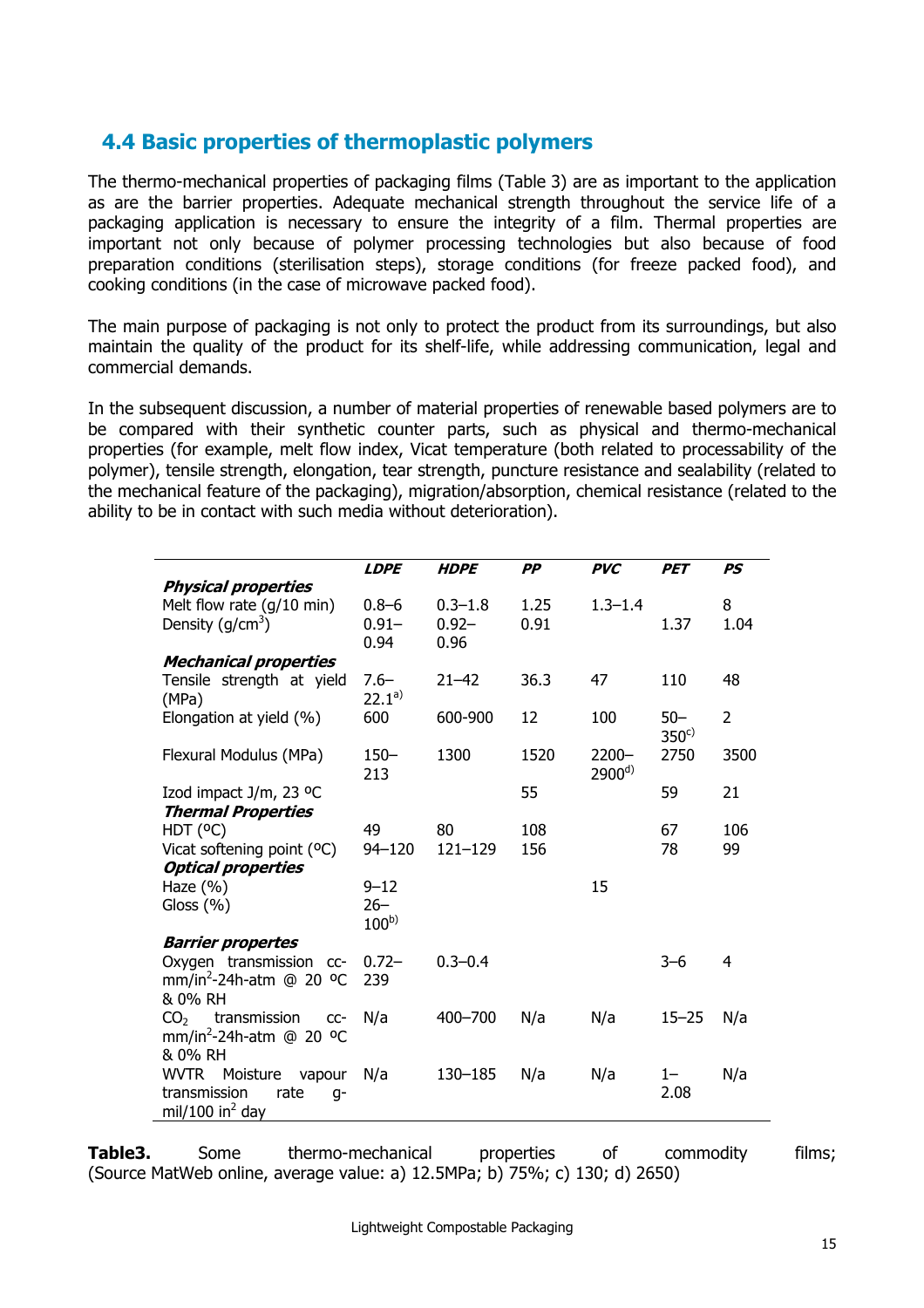## 4.4 Basic properties of thermoplastic polymers

The thermo-mechanical properties of packaging films (Table 3) are as important to the application as are the barrier properties. Adequate mechanical strength throughout the service life of a packaging application is necessary to ensure the integrity of a film. Thermal properties are important not only because of polymer processing technologies but also because of food preparation conditions (sterilisation steps), storage conditions (for freeze packed food), and cooking conditions (in the case of microwave packed food).

The main purpose of packaging is not only to protect the product from its surroundings, but also maintain the quality of the product for its shelf-life, while addressing communication, legal and commercial demands.

In the subsequent discussion, a number of material properties of renewable based polymers are to be compared with their synthetic counter parts, such as physical and thermo-mechanical properties (for example, melt flow index, Vicat temperature (both related to processability of the polymer), tensile strength, elongation, tear strength, puncture resistance and sealability (related to the mechanical feature of the packaging), migration/absorption, chemical resistance (related to the ability to be in contact with such media without deterioration).

| | *LDPE* | *HDPE* | *PP* | *PVC* | *PET* | *PS* |
|---|---|---|---|---|---|---|
| ***Physical properties*** | | | | | | |
| Melt flow rate (g/10 min) | 0.8–6 | 0.3–1.8 | 1.25 | 1.3–1.4 | | 8 |
| Density (g/cm$^3$) | 0.91–0.94 | 0.92–0.96 | 0.91 | | 1.37 | 1.04 |
| ***Mechanical properties*** | | | | | | |
| Tensile strength at yield (MPa) | 7.6–22.1[a)] | 21–42 | 36.3 | 47 | 110 | 48 |
| Elongation at yield (%) | 600 | 600-900 | 12 | 100 | 50–350[c)] | 2 |
| Flexural Modulus (MPa) | 150–213 | 1300 | 1520 | 2200–2900[d)] | 2750 | 3500 |
| Izod impact J/m, 23 ºC | | | 55 | | 59 | 21 |
| ***Thermal Properties*** | | | | | | |
| HDT (ºC) | 49 | 80 | 108 | | 67 | 106 |
| Vicat softening point (ºC) | 94–120 | 121–129 | 156 | | 78 | 99 |
| ***Optical properties*** | | | | | | |
| Haze (%) | 9–12 | | | 15 | | |
| Gloss (%) | 26–100[b)] | | | | | |
| ***Barrier propertes*** | | | | | | |
| Oxygen transmission cc-mm/in$^2$-24h-atm @ 20 ºC & 0% RH | 0.72–239 | 0.3–0.4 | | | 3–6 | 4 |
| $CO_2$ transmission cc-mm/in$^2$-24h-atm @ 20 ºC & 0% RH | N/a | 400–700 | N/a | N/a | 15–25 | N/a |
| WVTR Moisture vapour transmission rate g-mil/100 in$^2$ day | N/a | 130–185 | N/a | N/a | 1–2.08 | N/a |

**Table3.** Some thermo-mechanical properties of commodity films; (Source MatWeb online, average value: a) 12.5MPa; b) 75%; c) 130; d) 2650)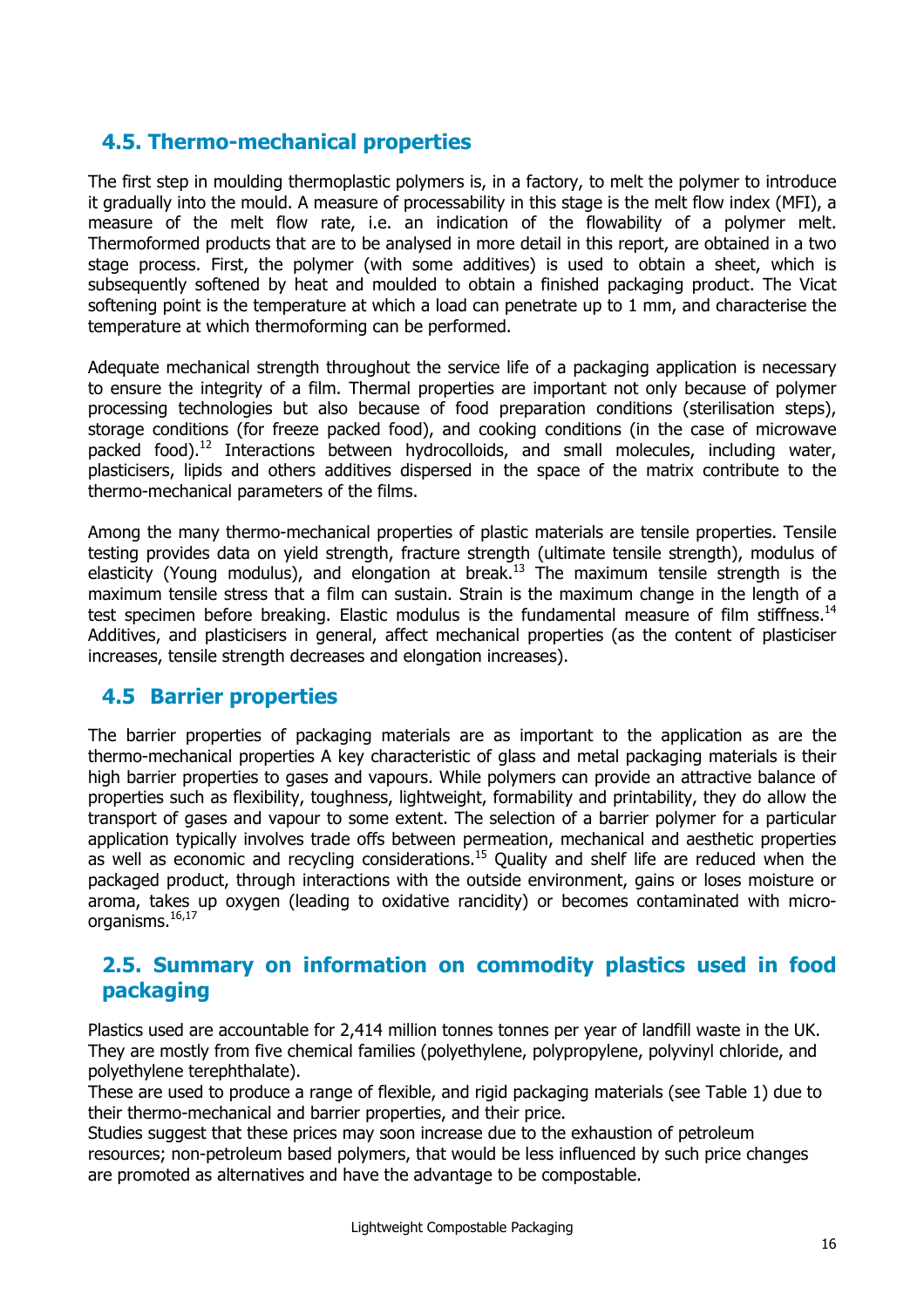## 4.5. Thermo-mechanical properties

The first step in moulding thermoplastic polymers is, in a factory, to melt the polymer to introduce it gradually into the mould. A measure of processability in this stage is the melt flow index (MFI), a measure of the melt flow rate, i.e. an indication of the flowability of a polymer melt. Thermoformed products that are to be analysed in more detail in this report, are obtained in a two stage process. First, the polymer (with some additives) is used to obtain a sheet, which is subsequently softened by heat and moulded to obtain a finished packaging product. The Vicat softening point is the temperature at which a load can penetrate up to 1 mm, and characterise the temperature at which thermoforming can be performed.

Adequate mechanical strength throughout the service life of a packaging application is necessary to ensure the integrity of a film. Thermal properties are important not only because of polymer processing technologies but also because of food preparation conditions (sterilisation steps), storage conditions (for freeze packed food), and cooking conditions (in the case of microwave packed food).[12] Interactions between hydrocolloids, and small molecules, including water, plasticisers, lipids and others additives dispersed in the space of the matrix contribute to the thermo-mechanical parameters of the films.

Among the many thermo-mechanical properties of plastic materials are tensile properties. Tensile testing provides data on yield strength, fracture strength (ultimate tensile strength), modulus of elasticity (Young modulus), and elongation at break.[13] The maximum tensile strength is the maximum tensile stress that a film can sustain. Strain is the maximum change in the length of a test specimen before breaking. Elastic modulus is the fundamental measure of film stiffness.[14] Additives, and plasticisers in general, affect mechanical properties (as the content of plasticiser increases, tensile strength decreases and elongation increases).

## 4.5 Barrier properties

The barrier properties of packaging materials are as important to the application as are the thermo-mechanical properties A key characteristic of glass and metal packaging materials is their high barrier properties to gases and vapours. While polymers can provide an attractive balance of properties such as flexibility, toughness, lightweight, formability and printability, they do allow the transport of gases and vapour to some extent. The selection of a barrier polymer for a particular application typically involves trade offs between permeation, mechanical and aesthetic properties as well as economic and recycling considerations.[15] Quality and shelf life are reduced when the packaged product, through interactions with the outside environment, gains or loses moisture or aroma, takes up oxygen (leading to oxidative rancidity) or becomes contaminated with micro-organisms.[16,17]

## 2.5. Summary on information on commodity plastics used in food packaging

Plastics used are accountable for 2,414 million tonnes tonnes per year of landfill waste in the UK. They are mostly from five chemical families (polyethylene, polypropylene, polyvinyl chloride, and polyethylene terephthalate).
These are used to produce a range of flexible, and rigid packaging materials (see Table 1) due to their thermo-mechanical and barrier properties, and their price.
Studies suggest that these prices may soon increase due to the exhaustion of petroleum resources; non-petroleum based polymers, that would be less influenced by such price changes are promoted as alternatives and have the advantage to be compostable.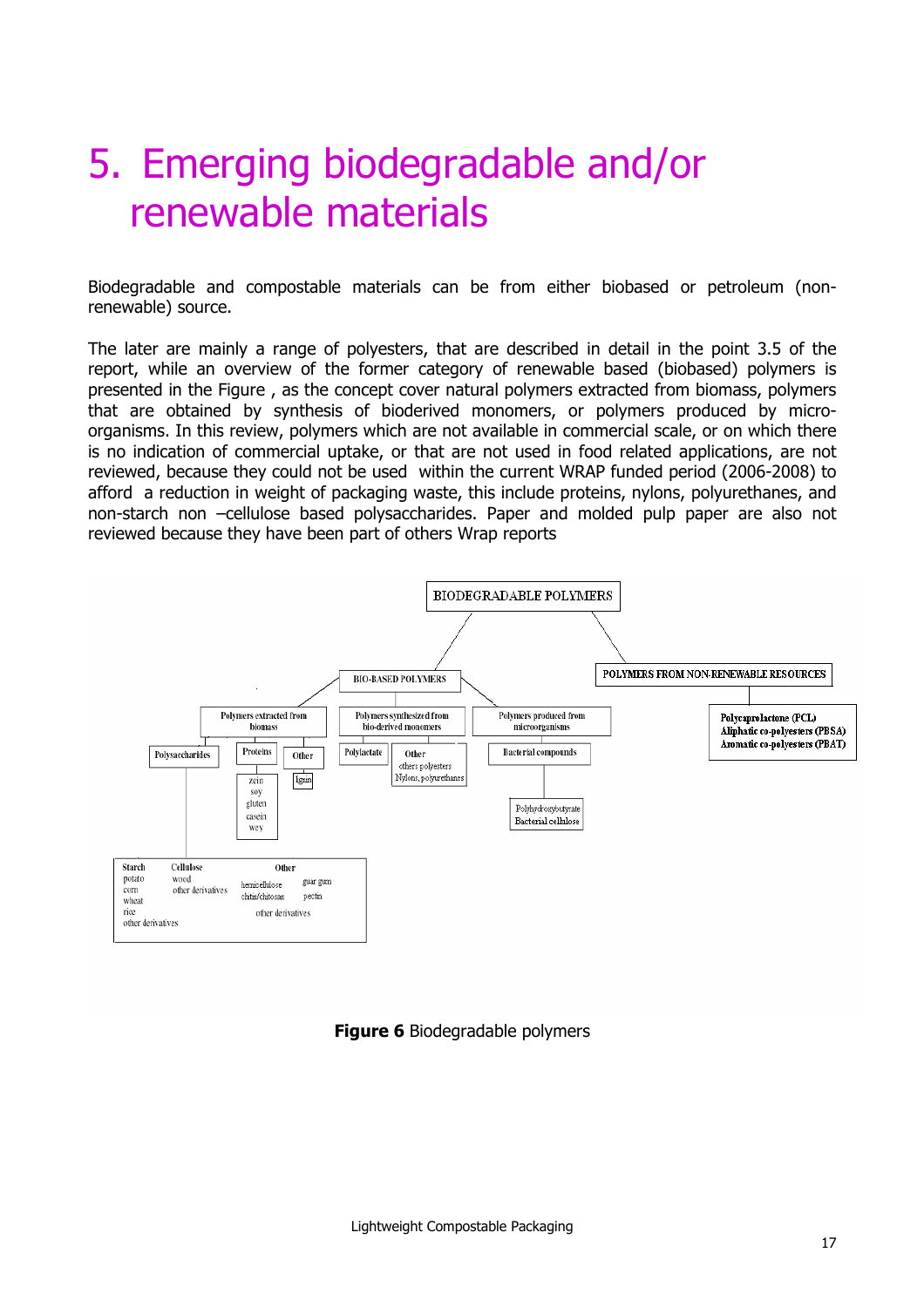# 5. Emerging biodegradable and/or renewable materials

Biodegradable and compostable materials can be from either biobased or petroleum (non-renewable) source.

The later are mainly a range of polyesters, that are described in detail in the point 3.5 of the report, while an overview of the former category of renewable based (biobased) polymers is presented in the Figure , as the concept cover natural polymers extracted from biomass, polymers that are obtained by synthesis of bioderived monomers, or polymers produced by micro-organisms. In this review, polymers which are not available in commercial scale, or on which there is no indication of commercial uptake, or that are not used in food related applications, are not reviewed, because they could not be used within the current WRAP funded period (2006-2008) to afford a reduction in weight of packaging waste, this include proteins, nylons, polyurethanes, and non-starch non –cellulose based polysaccharides. Paper and molded pulp paper are also not reviewed because they have been part of others Wrap reports

- BIODEGRADABLE POLYMERS
  - BIO-BASED POLYMERS
    - Polymers extracted from biomass
      - Polysaccharides
        - Starch: potato, corn, wheat, rice, other derivatives
        - Cellulose: wood, other derivatives
        - Other: hemicellulose, chitin/chitosan, guar gum, pectin, other derivatives
      - Proteins: zein, soy, gluten, casein, wey
      - Other: lignin
    - Polymers synthesized from bio-derived monomers
      - Polylactate
      - Other: others polyesters, Nylons, polyurethanes
    - Polymers produced from microorganisms
      - Bacterial compounds: Polyhydroxybutyrate, Bacterial cellulose
  - POLYMERS FROM NON-RENEWABLE RESOURCES
    - Polycaprolactone (PCL)
    - Aliphatic co-polyesters (PBSA)
    - Aromatic co-polyesters (PBAT)

**Figure 6** Biodegradable polymers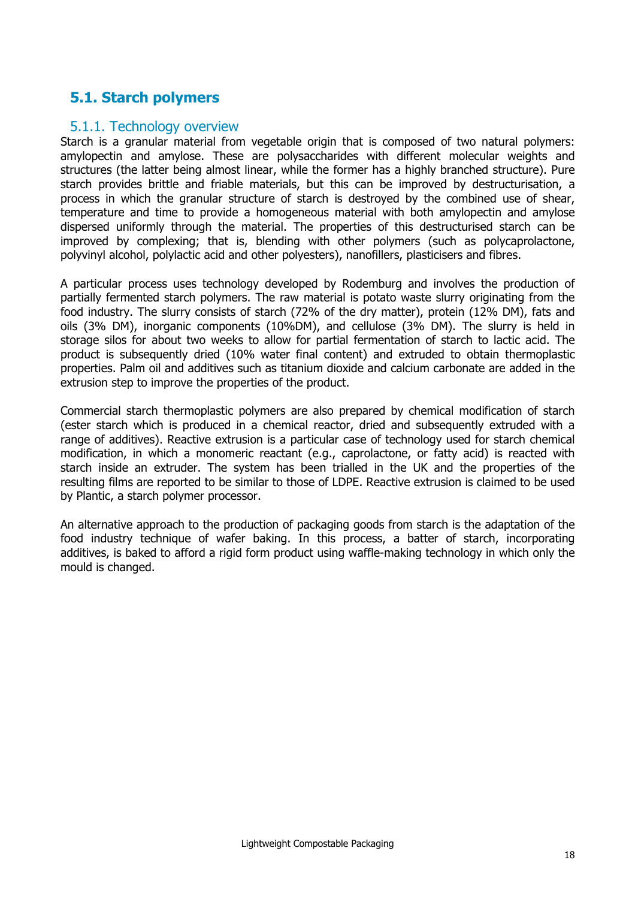## 5.1. Starch polymers

### 5.1.1. Technology overview

Starch is a granular material from vegetable origin that is composed of two natural polymers: amylopectin and amylose. These are polysaccharides with different molecular weights and structures (the latter being almost linear, while the former has a highly branched structure). Pure starch provides brittle and friable materials, but this can be improved by destructurisation, a process in which the granular structure of starch is destroyed by the combined use of shear, temperature and time to provide a homogeneous material with both amylopectin and amylose dispersed uniformly through the material. The properties of this destructurised starch can be improved by complexing; that is, blending with other polymers (such as polycaprolactone, polyvinyl alcohol, polylactic acid and other polyesters), nanofillers, plasticisers and fibres.

A particular process uses technology developed by Rodemburg and involves the production of partially fermented starch polymers. The raw material is potato waste slurry originating from the food industry. The slurry consists of starch (72% of the dry matter), protein (12% DM), fats and oils (3% DM), inorganic components (10%DM), and cellulose (3% DM). The slurry is held in storage silos for about two weeks to allow for partial fermentation of starch to lactic acid. The product is subsequently dried (10% water final content) and extruded to obtain thermoplastic properties. Palm oil and additives such as titanium dioxide and calcium carbonate are added in the extrusion step to improve the properties of the product.

Commercial starch thermoplastic polymers are also prepared by chemical modification of starch (ester starch which is produced in a chemical reactor, dried and subsequently extruded with a range of additives). Reactive extrusion is a particular case of technology used for starch chemical modification, in which a monomeric reactant (e.g., caprolactone, or fatty acid) is reacted with starch inside an extruder. The system has been trialled in the UK and the properties of the resulting films are reported to be similar to those of LDPE. Reactive extrusion is claimed to be used by Plantic, a starch polymer processor.

An alternative approach to the production of packaging goods from starch is the adaptation of the food industry technique of wafer baking. In this process, a batter of starch, incorporating additives, is baked to afford a rigid form product using waffle-making technology in which only the mould is changed.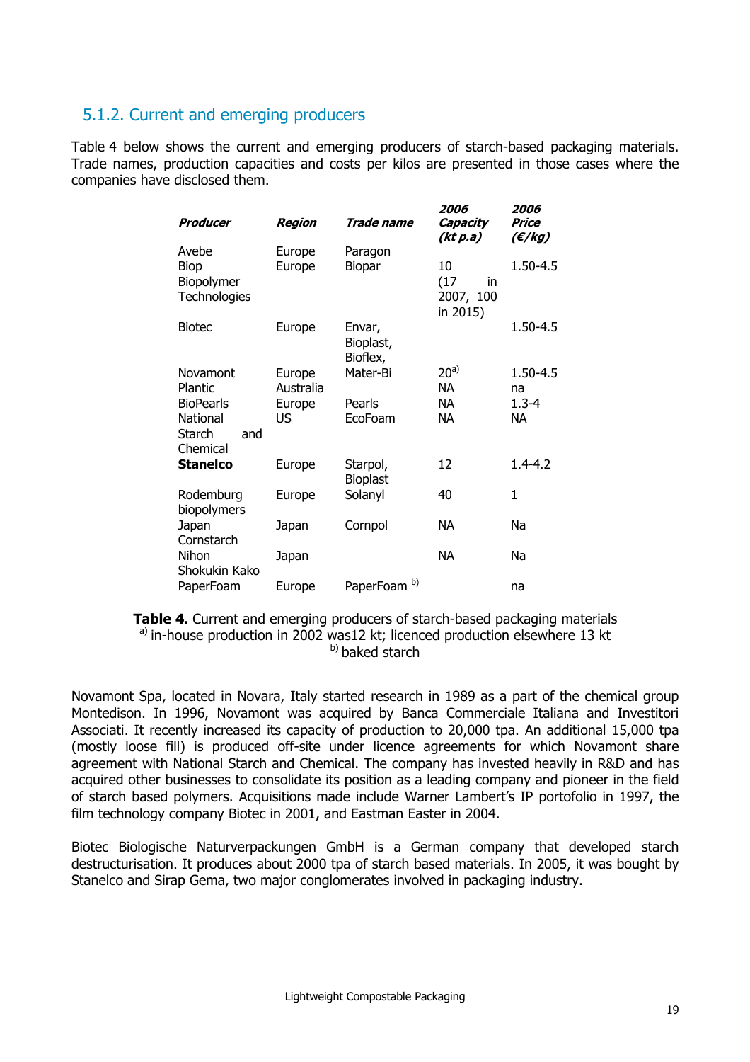## 5.1.2. Current and emerging producers

Table 4 below shows the current and emerging producers of starch-based packaging materials. Trade names, production capacities and costs per kilos are presented in those cases where the companies have disclosed them.

| ***Producer*** | ***Region*** | ***Trade name*** | ***2006 Capacity (kt p.a)*** | ***2006 Price (€/kg)*** |
|---|---|---|---|---|
| Avebe | Europe | Paragon | | |
| Biop Biopolymer Technologies | Europe | Biopar | 10 (17 in 2007, 100 in 2015) | 1.50-4.5 |
| Biotec | Europe | Envar, Bioplast, Bioflex, | | 1.50-4.5 |
| Novamont | Europe | Mater-Bi | 20[a)] | 1.50-4.5 |
| Plantic | Australia | | NA | na |
| BioPearls | Europe | Pearls | NA | 1.3-4 |
| National Starch and Chemical | US | EcoFoam | NA | NA |
| **Stanelco** | Europe | Starpol, Bioplast | 12 | 1.4-4.2 |
| Rodemburg biopolymers | Europe | Solanyl | 40 | 1 |
| Japan Cornstarch | Japan | Cornpol | NA | Na |
| Nihon Shokukin Kako | Japan | | NA | Na |
| PaperFoam | Europe | PaperFoam [b)] | | na |

**Table 4.** Current and emerging producers of starch-based packaging materials
[a)] in-house production in 2002 was12 kt; licenced production elsewhere 13 kt
[b)] baked starch

Novamont Spa, located in Novara, Italy started research in 1989 as a part of the chemical group Montedison. In 1996, Novamont was acquired by Banca Commerciale Italiana and Investitori Associati. It recently increased its capacity of production to 20,000 tpa. An additional 15,000 tpa (mostly loose fill) is produced off-site under licence agreements for which Novamont share agreement with National Starch and Chemical. The company has invested heavily in R&D and has acquired other businesses to consolidate its position as a leading company and pioneer in the field of starch based polymers. Acquisitions made include Warner Lambert's IP portofolio in 1997, the film technology company Biotec in 2001, and Eastman Easter in 2004.

Biotec Biologische Naturverpackungen GmbH is a German company that developed starch destructurisation. It produces about 2000 tpa of starch based materials. In 2005, it was bought by Stanelco and Sirap Gema, two major conglomerates involved in packaging industry.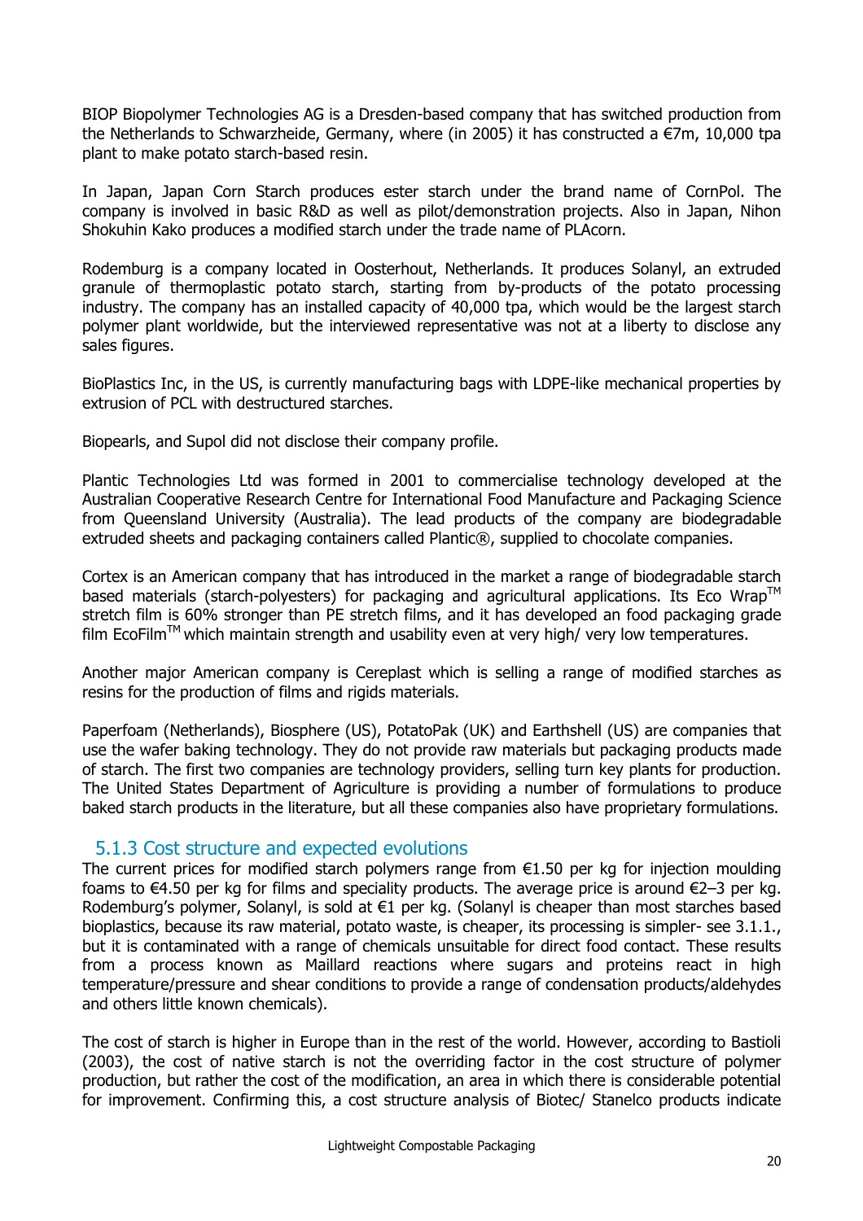BIOP Biopolymer Technologies AG is a Dresden-based company that has switched production from the Netherlands to Schwarzheide, Germany, where (in 2005) it has constructed a €7m, 10,000 tpa plant to make potato starch-based resin.

In Japan, Japan Corn Starch produces ester starch under the brand name of CornPol. The company is involved in basic R&D as well as pilot/demonstration projects. Also in Japan, Nihon Shokuhin Kako produces a modified starch under the trade name of PLAcorn.

Rodemburg is a company located in Oosterhout, Netherlands. It produces Solanyl, an extruded granule of thermoplastic potato starch, starting from by-products of the potato processing industry. The company has an installed capacity of 40,000 tpa, which would be the largest starch polymer plant worldwide, but the interviewed representative was not at a liberty to disclose any sales figures.

BioPlastics Inc, in the US, is currently manufacturing bags with LDPE-like mechanical properties by extrusion of PCL with destructured starches.

Biopearls, and Supol did not disclose their company profile.

Plantic Technologies Ltd was formed in 2001 to commercialise technology developed at the Australian Cooperative Research Centre for International Food Manufacture and Packaging Science from Queensland University (Australia). The lead products of the company are biodegradable extruded sheets and packaging containers called Plantic®, supplied to chocolate companies.

Cortex is an American company that has introduced in the market a range of biodegradable starch based materials (starch-polyesters) for packaging and agricultural applications. Its Eco Wrap™ stretch film is 60% stronger than PE stretch films, and it has developed an food packaging grade film EcoFilm™ which maintain strength and usability even at very high/ very low temperatures.

Another major American company is Cereplast which is selling a range of modified starches as resins for the production of films and rigids materials.

Paperfoam (Netherlands), Biosphere (US), PotatoPak (UK) and Earthshell (US) are companies that use the wafer baking technology. They do not provide raw materials but packaging products made of starch. The first two companies are technology providers, selling turn key plants for production. The United States Department of Agriculture is providing a number of formulations to produce baked starch products in the literature, but all these companies also have proprietary formulations.

### 5.1.3 Cost structure and expected evolutions

The current prices for modified starch polymers range from €1.50 per kg for injection moulding foams to €4.50 per kg for films and speciality products. The average price is around €2–3 per kg. Rodemburg's polymer, Solanyl, is sold at €1 per kg. (Solanyl is cheaper than most starches based bioplastics, because its raw material, potato waste, is cheaper, its processing is simpler- see 3.1.1., but it is contaminated with a range of chemicals unsuitable for direct food contact. These results from a process known as Maillard reactions where sugars and proteins react in high temperature/pressure and shear conditions to provide a range of condensation products/aldehydes and others little known chemicals).

The cost of starch is higher in Europe than in the rest of the world. However, according to Bastioli (2003), the cost of native starch is not the overriding factor in the cost structure of polymer production, but rather the cost of the modification, an area in which there is considerable potential for improvement. Confirming this, a cost structure analysis of Biotec/ Stanelco products indicate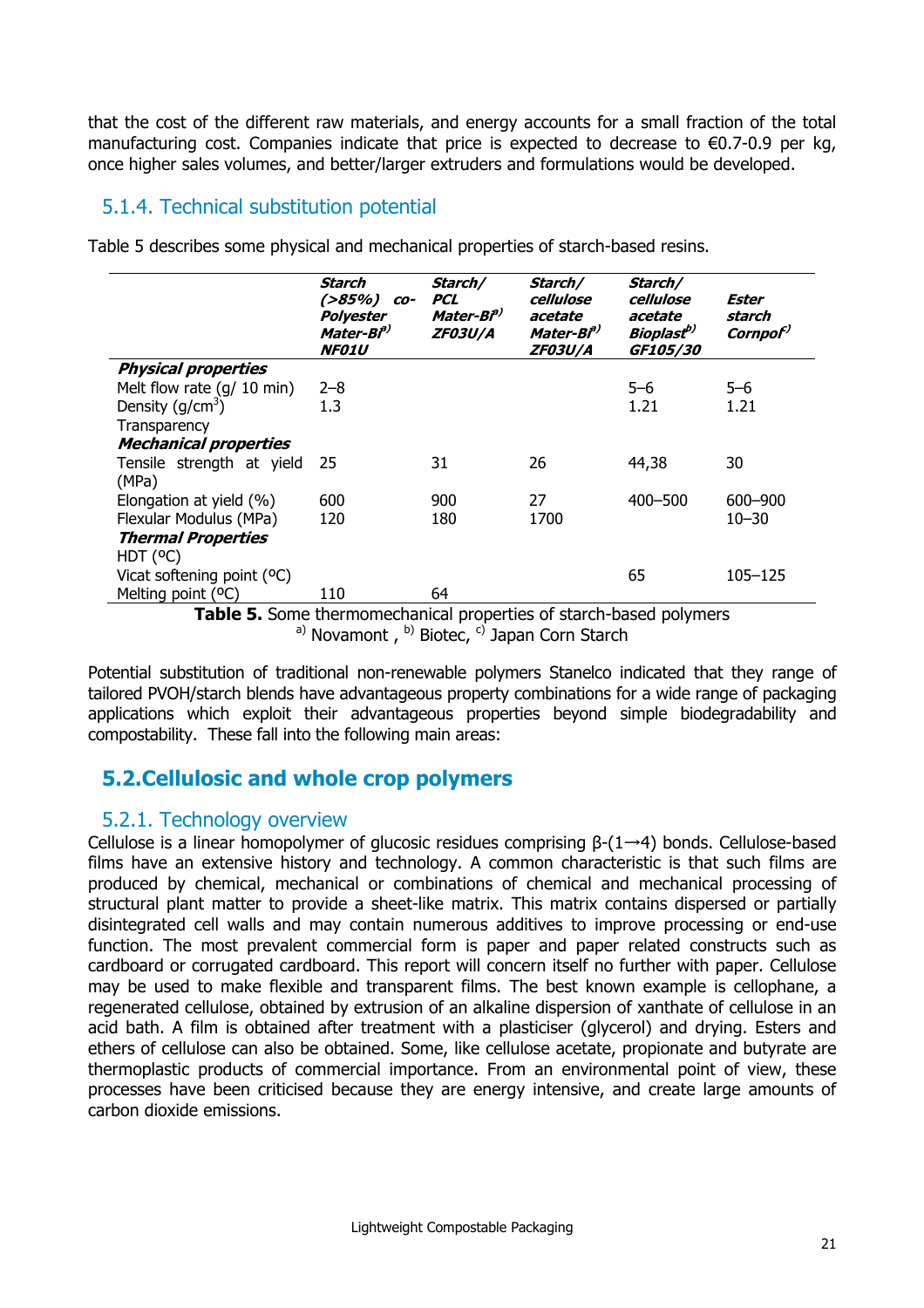that the cost of the different raw materials, and energy accounts for a small fraction of the total manufacturing cost. Companies indicate that price is expected to decrease to €0.7-0.9 per kg, once higher sales volumes, and better/larger extruders and formulations would be developed.

### 5.1.4. Technical substitution potential

Table 5 describes some physical and mechanical properties of starch-based resins.

| | *Starch (>85%) co-Polyester Mater-Bi[a)] NF01U* | *Starch/ PCL Mater-Bi[a)] ZF03U/A* | *Starch/ cellulose acetate Mater-Bi[a)] ZF03U/A* | *Starch/ cellulose acetate Bioplast[b)] GF105/30* | *Ester starch Cornpol[c)]* |
|---|---|---|---|---|---|
| ***Physical properties*** | | | | | |
| Melt flow rate (g/ 10 min) | 2–8 | | | 5–6 | 5–6 |
| Density (g/cm$^3$) | 1.3 | | | 1.21 | 1.21 |
| Transparency | | | | | |
| ***Mechanical properties*** | | | | | |
| Tensile strength at yield (MPa) | 25 | 31 | 26 | 44,38 | 30 |
| Elongation at yield (%) | 600 | 900 | 27 | 400–500 | 600–900 |
| Flexular Modulus (MPa) | 120 | 180 | 1700 | | 10–30 |
| ***Thermal Properties*** | | | | | |
| HDT (ºC) | | | | | |
| Vicat softening point (ºC) | | | | 65 | 105–125 |
| Melting point (ºC) | 110 | 64 | | | |

**Table 5.** Some thermomechanical properties of starch-based polymers
[a)] Novamont , [b)] Biotec, [c)] Japan Corn Starch

Potential substitution of traditional non-renewable polymers Stanelco indicated that they range of tailored PVOH/starch blends have advantageous property combinations for a wide range of packaging applications which exploit their advantageous properties beyond simple biodegradability and compostability. These fall into the following main areas:

## 5.2.Cellulosic and whole crop polymers

### 5.2.1. Technology overview

Cellulose is a linear homopolymer of glucosic residues comprising β-(1→4) bonds. Cellulose-based films have an extensive history and technology. A common characteristic is that such films are produced by chemical, mechanical or combinations of chemical and mechanical processing of structural plant matter to provide a sheet-like matrix. This matrix contains dispersed or partially disintegrated cell walls and may contain numerous additives to improve processing or end-use function. The most prevalent commercial form is paper and paper related constructs such as cardboard or corrugated cardboard. This report will concern itself no further with paper. Cellulose may be used to make flexible and transparent films. The best known example is cellophane, a regenerated cellulose, obtained by extrusion of an alkaline dispersion of xanthate of cellulose in an acid bath. A film is obtained after treatment with a plasticiser (glycerol) and drying. Esters and ethers of cellulose can also be obtained. Some, like cellulose acetate, propionate and butyrate are thermoplastic products of commercial importance. From an environmental point of view, these processes have been criticised because they are energy intensive, and create large amounts of carbon dioxide emissions.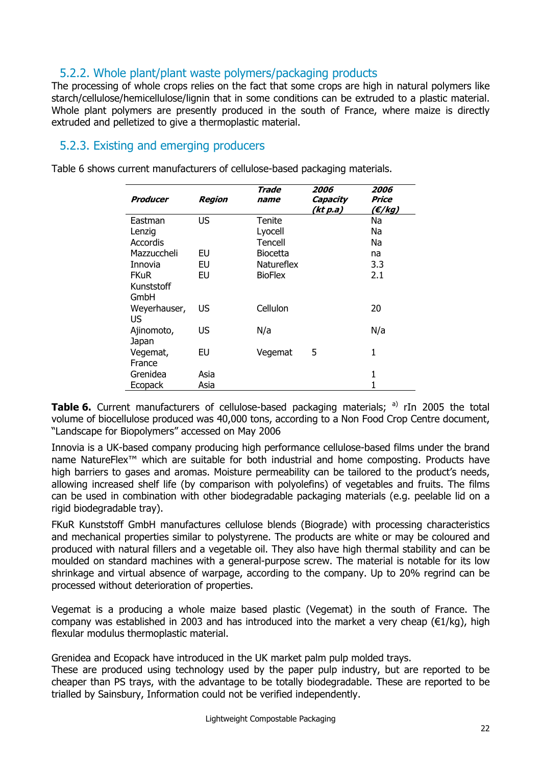### 5.2.2. Whole plant/plant waste polymers/packaging products

The processing of whole crops relies on the fact that some crops are high in natural polymers like starch/cellulose/hemicellulose/lignin that in some conditions can be extruded to a plastic material. Whole plant polymers are presently produced in the south of France, where maize is directly extruded and pelletized to give a thermoplastic material.

### 5.2.3. Existing and emerging producers

Table 6 shows current manufacturers of cellulose-based packaging materials.

| ***Producer*** | ***Region*** | ***Trade name*** | ***2006 Capacity (kt p.a)*** | ***2006 Price (€/kg)*** |
|---|---|---|---|---|
| Eastman | US | Tenite | | Na |
| Lenzig | | Lyocell | | Na |
| Accordis | | Tencell | | Na |
| Mazzuccheli | EU | Biocetta | | na |
| Innovia | EU | Natureflex | | 3.3 |
| FKuR Kunststoff GmbH | EU | BioFlex | | 2.1 |
| Weyerhauser, US | US | Cellulon | | 20 |
| Ajinomoto, Japan | US | N/a | | N/a |
| Vegemat, France | EU | Vegemat | 5 | 1 |
| Grenidea | Asia | | | 1 |
| Ecopack | Asia | | | 1 |

**Table 6.** Current manufacturers of cellulose-based packaging materials; [a)] rIn 2005 the total volume of biocellulose produced was 40,000 tons, according to a Non Food Crop Centre document, "Landscape for Biopolymers" accessed on May 2006

Innovia is a UK-based company producing high performance cellulose-based films under the brand name NatureFlex™ which are suitable for both industrial and home composting. Products have high barriers to gases and aromas. Moisture permeability can be tailored to the product's needs, allowing increased shelf life (by comparison with polyolefins) of vegetables and fruits. The films can be used in combination with other biodegradable packaging materials (e.g. peelable lid on a rigid biodegradable tray).

FKuR Kunststoff GmbH manufactures cellulose blends (Biograde) with processing characteristics and mechanical properties similar to polystyrene. The products are white or may be coloured and produced with natural fillers and a vegetable oil. They also have high thermal stability and can be moulded on standard machines with a general-purpose screw. The material is notable for its low shrinkage and virtual absence of warpage, according to the company. Up to 20% regrind can be processed without deterioration of properties.

Vegemat is a producing a whole maize based plastic (Vegemat) in the south of France. The company was established in 2003 and has introduced into the market a very cheap (€1/kg), high flexular modulus thermoplastic material.

Grenidea and Ecopack have introduced in the UK market palm pulp molded trays.
These are produced using technology used by the paper pulp industry, but are reported to be cheaper than PS trays, with the advantage to be totally biodegradable. These are reported to be trialled by Sainsbury, Information could not be verified independently.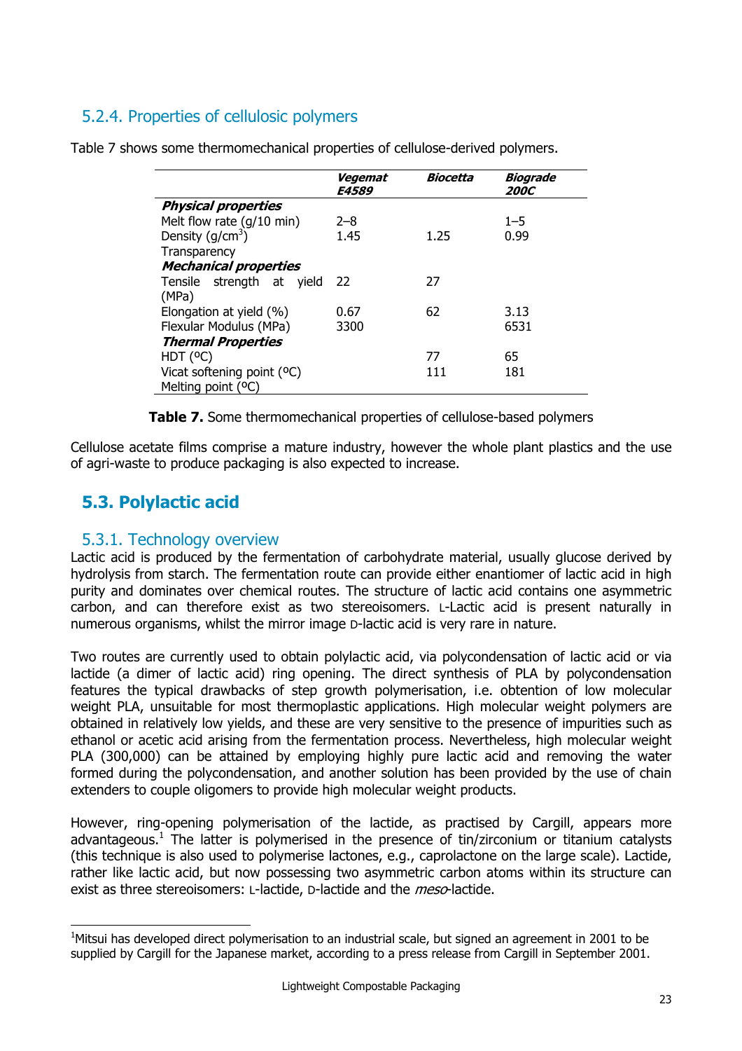### 5.2.4. Properties of cellulosic polymers

Table 7 shows some thermomechanical properties of cellulose-derived polymers.

| | ***Vegemat E4589*** | ***Biocetta*** | ***Biograde 200C*** |
|---|---|---|---|
| ***Physical properties*** | | | |
| Melt flow rate (g/10 min) | 2–8 | | 1–5 |
| Density (g/cm$^3$) | 1.45 | 1.25 | 0.99 |
| Transparency | | | |
| ***Mechanical properties*** | | | |
| Tensile strength at yield (MPa) | 22 | 27 | |
| Elongation at yield (%) | 0.67 | 62 | 3.13 |
| Flexular Modulus (MPa) | 3300 | | 6531 |
| ***Thermal Properties*** | | | |
| HDT (ºC) | | 77 | 65 |
| Vicat softening point (ºC) | | 111 | 181 |
| Melting point (ºC) | | | |

**Table 7.** Some thermomechanical properties of cellulose-based polymers

Cellulose acetate films comprise a mature industry, however the whole plant plastics and the use of agri-waste to produce packaging is also expected to increase.

## 5.3. Polylactic acid

### 5.3.1. Technology overview

Lactic acid is produced by the fermentation of carbohydrate material, usually glucose derived by hydrolysis from starch. The fermentation route can provide either enantiomer of lactic acid in high purity and dominates over chemical routes. The structure of lactic acid contains one asymmetric carbon, and can therefore exist as two stereoisomers. L-Lactic acid is present naturally in numerous organisms, whilst the mirror image D-lactic acid is very rare in nature.

Two routes are currently used to obtain polylactic acid, via polycondensation of lactic acid or via lactide (a dimer of lactic acid) ring opening. The direct synthesis of PLA by polycondensation features the typical drawbacks of step growth polymerisation, i.e. obtention of low molecular weight PLA, unsuitable for most thermoplastic applications. High molecular weight polymers are obtained in relatively low yields, and these are very sensitive to the presence of impurities such as ethanol or acetic acid arising from the fermentation process. Nevertheless, high molecular weight PLA (300,000) can be attained by employing highly pure lactic acid and removing the water formed during the polycondensation, and another solution has been provided by the use of chain extenders to couple oligomers to provide high molecular weight products.

However, ring-opening polymerisation of the lactide, as practised by Cargill, appears more advantageous.[1] The latter is polymerised in the presence of tin/zirconium or titanium catalysts (this technique is also used to polymerise lactones, e.g., caprolactone on the large scale). Lactide, rather like lactic acid, but now possessing two asymmetric carbon atoms within its structure can exist as three stereoisomers: L-lactide, D-lactide and the *meso*-lactide.

[1]Mitsui has developed direct polymerisation to an industrial scale, but signed an agreement in 2001 to be supplied by Cargill for the Japanese market, according to a press release from Cargill in September 2001.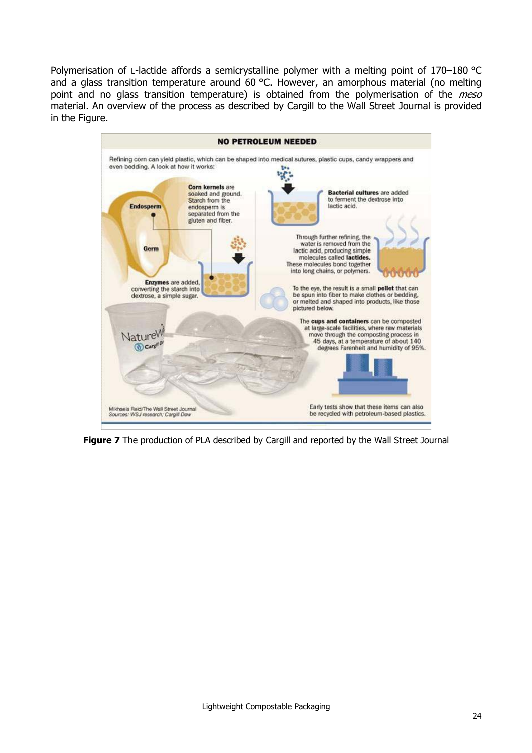Polymerisation of L-lactide affords a semicrystalline polymer with a melting point of 170–180 °C and a glass transition temperature around 60 °C. However, an amorphous material (no melting point and no glass transition temperature) is obtained from the polymerisation of the *meso* material. An overview of the process as described by Cargill to the Wall Street Journal is provided in the Figure.

**Figure 7** The production of PLA described by Cargill and reported by the Wall Street Journal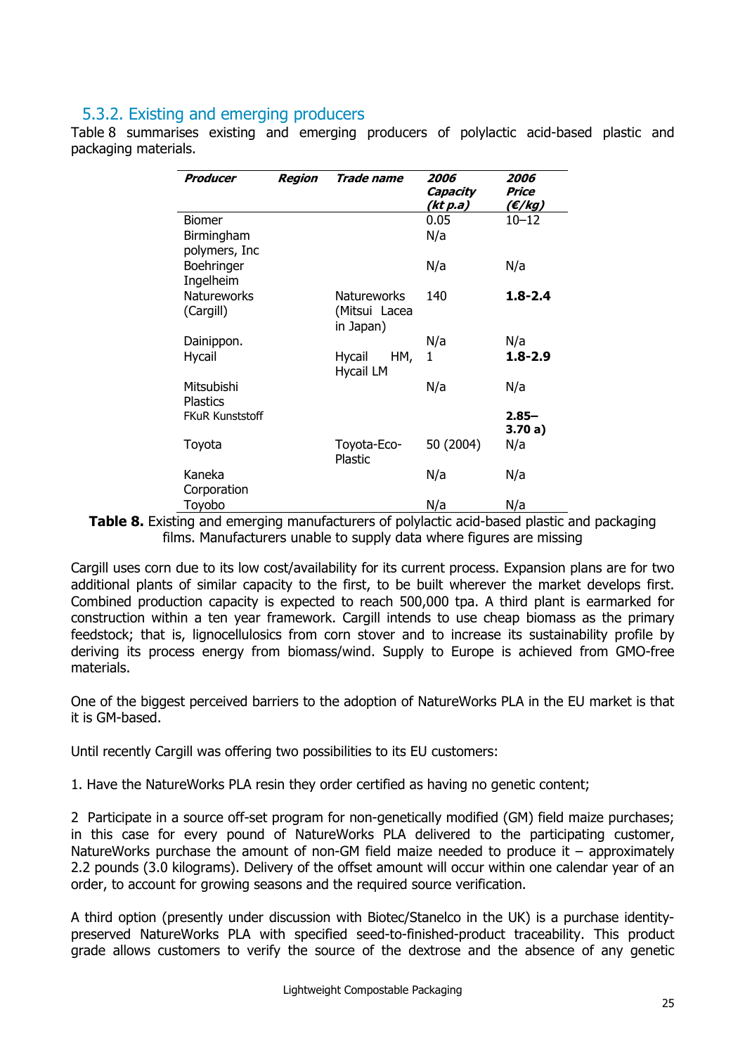## 5.3.2. Existing and emerging producers

Table 8 summarises existing and emerging producers of polylactic acid-based plastic and packaging materials.

| ***Producer*** | ***Region*** | ***Trade name*** | ***2006 Capacity (kt p.a)*** | ***2006 Price (€/kg)*** |
|---|---|---|---|---|
| Biomer | | | 0.05 | 10–12 |
| Birmingham polymers, Inc | | | N/a | |
| Boehringer Ingelheim | | | N/a | N/a |
| Natureworks (Cargill) | | Natureworks (Mitsui Lacea in Japan) | 140 | **1.8-2.4** |
| Dainippon. | | | N/a | N/a |
| Hycail | | Hycail HM, Hycail LM | 1 | **1.8-2.9** |
| Mitsubishi Plastics | | | N/a | N/a |
| FKuR Kunststoff | | | | **2.85–3.70 a)** |
| Toyota | | Toyota-Eco-Plastic | 50 (2004) | N/a |
| Kaneka Corporation | | | N/a | N/a |
| Toyobo | | | N/a | N/a |

**Table 8.** Existing and emerging manufacturers of polylactic acid-based plastic and packaging films. Manufacturers unable to supply data where figures are missing

Cargill uses corn due to its low cost/availability for its current process. Expansion plans are for two additional plants of similar capacity to the first, to be built wherever the market develops first. Combined production capacity is expected to reach 500,000 tpa. A third plant is earmarked for construction within a ten year framework. Cargill intends to use cheap biomass as the primary feedstock; that is, lignocellulosics from corn stover and to increase its sustainability profile by deriving its process energy from biomass/wind. Supply to Europe is achieved from GMO-free materials.

One of the biggest perceived barriers to the adoption of NatureWorks PLA in the EU market is that it is GM-based.

Until recently Cargill was offering two possibilities to its EU customers:

1. Have the NatureWorks PLA resin they order certified as having no genetic content;

2 Participate in a source off-set program for non-genetically modified (GM) field maize purchases; in this case for every pound of NatureWorks PLA delivered to the participating customer, NatureWorks purchase the amount of non-GM field maize needed to produce it – approximately 2.2 pounds (3.0 kilograms). Delivery of the offset amount will occur within one calendar year of an order, to account for growing seasons and the required source verification.

A third option (presently under discussion with Biotec/Stanelco in the UK) is a purchase identity-preserved NatureWorks PLA with specified seed-to-finished-product traceability. This product grade allows customers to verify the source of the dextrose and the absence of any genetic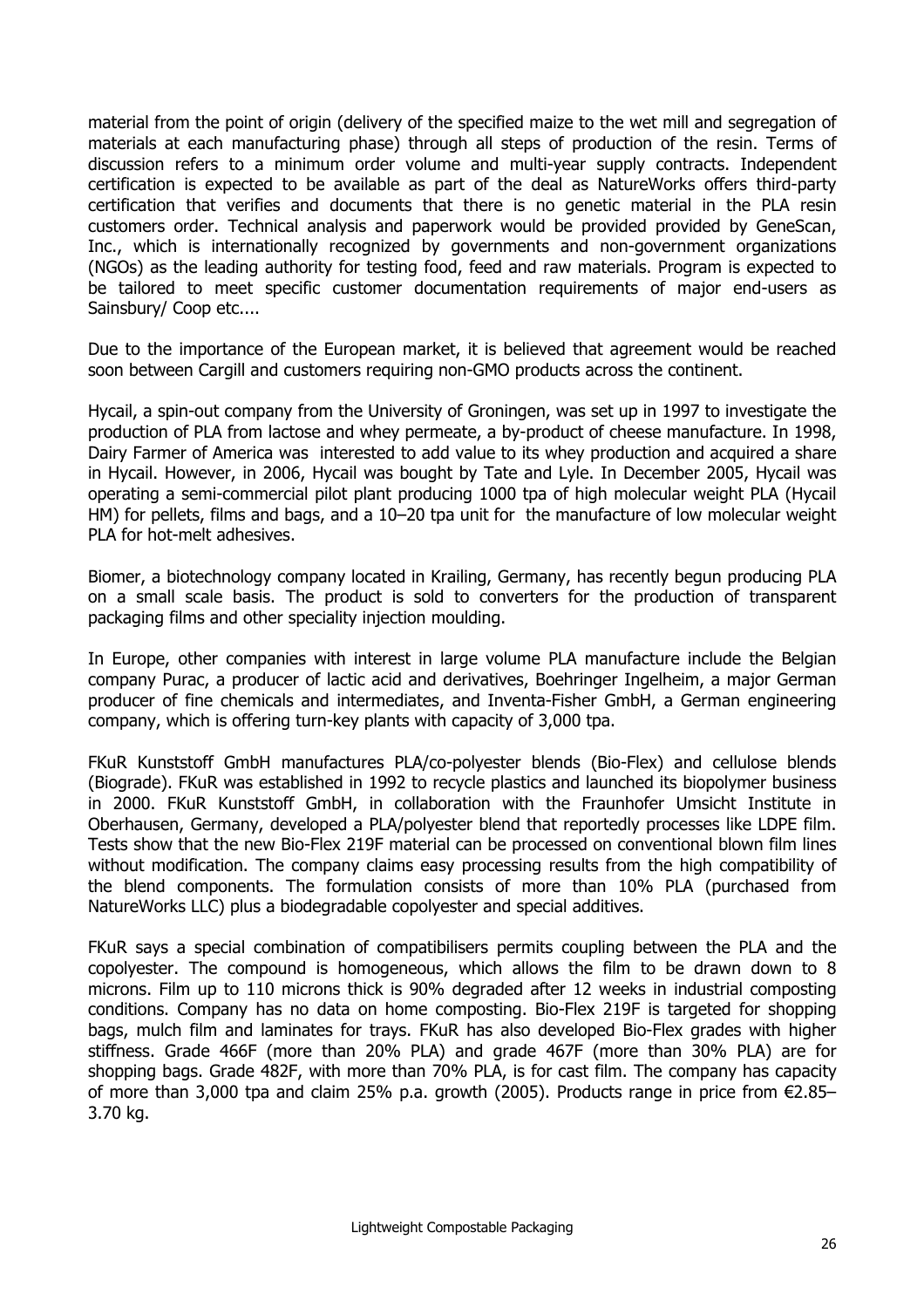material from the point of origin (delivery of the specified maize to the wet mill and segregation of materials at each manufacturing phase) through all steps of production of the resin. Terms of discussion refers to a minimum order volume and multi-year supply contracts. Independent certification is expected to be available as part of the deal as NatureWorks offers third-party certification that verifies and documents that there is no genetic material in the PLA resin customers order. Technical analysis and paperwork would be provided provided by GeneScan, Inc., which is internationally recognized by governments and non-government organizations (NGOs) as the leading authority for testing food, feed and raw materials. Program is expected to be tailored to meet specific customer documentation requirements of major end-users as Sainsbury/ Coop etc....

Due to the importance of the European market, it is believed that agreement would be reached soon between Cargill and customers requiring non-GMO products across the continent.

Hycail, a spin-out company from the University of Groningen, was set up in 1997 to investigate the production of PLA from lactose and whey permeate, a by-product of cheese manufacture. In 1998, Dairy Farmer of America was interested to add value to its whey production and acquired a share in Hycail. However, in 2006, Hycail was bought by Tate and Lyle. In December 2005, Hycail was operating a semi-commercial pilot plant producing 1000 tpa of high molecular weight PLA (Hycail HM) for pellets, films and bags, and a 10–20 tpa unit for the manufacture of low molecular weight PLA for hot-melt adhesives.

Biomer, a biotechnology company located in Krailing, Germany, has recently begun producing PLA on a small scale basis. The product is sold to converters for the production of transparent packaging films and other speciality injection moulding.

In Europe, other companies with interest in large volume PLA manufacture include the Belgian company Purac, a producer of lactic acid and derivatives, Boehringer Ingelheim, a major German producer of fine chemicals and intermediates, and Inventa-Fisher GmbH, a German engineering company, which is offering turn-key plants with capacity of 3,000 tpa.

FKuR Kunststoff GmbH manufactures PLA/co-polyester blends (Bio-Flex) and cellulose blends (Biograde). FKuR was established in 1992 to recycle plastics and launched its biopolymer business in 2000. FKuR Kunststoff GmbH, in collaboration with the Fraunhofer Umsicht Institute in Oberhausen, Germany, developed a PLA/polyester blend that reportedly processes like LDPE film. Tests show that the new Bio-Flex 219F material can be processed on conventional blown film lines without modification. The company claims easy processing results from the high compatibility of the blend components. The formulation consists of more than 10% PLA (purchased from NatureWorks LLC) plus a biodegradable copolyester and special additives.

FKuR says a special combination of compatibilisers permits coupling between the PLA and the copolyester. The compound is homogeneous, which allows the film to be drawn down to 8 microns. Film up to 110 microns thick is 90% degraded after 12 weeks in industrial composting conditions. Company has no data on home composting. Bio-Flex 219F is targeted for shopping bags, mulch film and laminates for trays. FKuR has also developed Bio-Flex grades with higher stiffness. Grade 466F (more than 20% PLA) and grade 467F (more than 30% PLA) are for shopping bags. Grade 482F, with more than 70% PLA, is for cast film. The company has capacity of more than 3,000 tpa and claim 25% p.a. growth (2005). Products range in price from €2.85–3.70 kg.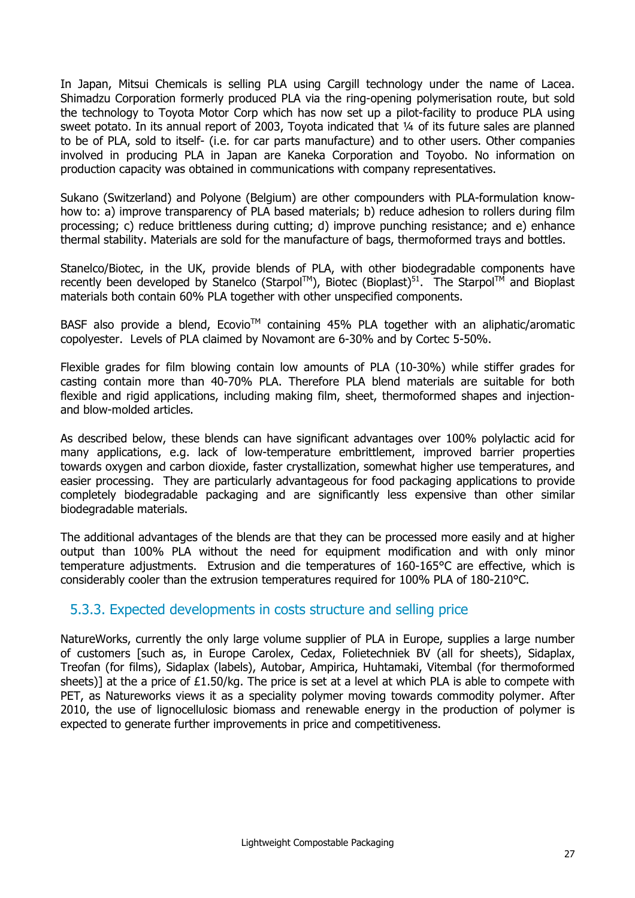In Japan, Mitsui Chemicals is selling PLA using Cargill technology under the name of Lacea. Shimadzu Corporation formerly produced PLA via the ring-opening polymerisation route, but sold the technology to Toyota Motor Corp which has now set up a pilot-facility to produce PLA using sweet potato. In its annual report of 2003, Toyota indicated that ¼ of its future sales are planned to be of PLA, sold to itself- (i.e. for car parts manufacture) and to other users. Other companies involved in producing PLA in Japan are Kaneka Corporation and Toyobo. No information on production capacity was obtained in communications with company representatives.

Sukano (Switzerland) and Polyone (Belgium) are other compounders with PLA-formulation know-how to: a) improve transparency of PLA based materials; b) reduce adhesion to rollers during film processing; c) reduce brittleness during cutting; d) improve punching resistance; and e) enhance thermal stability. Materials are sold for the manufacture of bags, thermoformed trays and bottles.

Stanelco/Biotec, in the UK, provide blends of PLA, with other biodegradable components have recently been developed by Stanelco (Starpol™), Biotec (Bioplast)[51]. The Starpol™ and Bioplast materials both contain 60% PLA together with other unspecified components.

BASF also provide a blend, Ecovio™ containing 45% PLA together with an aliphatic/aromatic copolyester. Levels of PLA claimed by Novamont are 6-30% and by Cortec 5-50%.

Flexible grades for film blowing contain low amounts of PLA (10-30%) while stiffer grades for casting contain more than 40-70% PLA. Therefore PLA blend materials are suitable for both flexible and rigid applications, including making film, sheet, thermoformed shapes and injection- and blow-molded articles.

As described below, these blends can have significant advantages over 100% polylactic acid for many applications, e.g. lack of low-temperature embrittlement, improved barrier properties towards oxygen and carbon dioxide, faster crystallization, somewhat higher use temperatures, and easier processing. They are particularly advantageous for food packaging applications to provide completely biodegradable packaging and are significantly less expensive than other similar biodegradable materials.

The additional advantages of the blends are that they can be processed more easily and at higher output than 100% PLA without the need for equipment modification and with only minor temperature adjustments. Extrusion and die temperatures of 160-165°C are effective, which is considerably cooler than the extrusion temperatures required for 100% PLA of 180-210°C.

### 5.3.3. Expected developments in costs structure and selling price

NatureWorks, currently the only large volume supplier of PLA in Europe, supplies a large number of customers [such as, in Europe Carolex, Cedax, Folietechniek BV (all for sheets), Sidaplax, Treofan (for films), Sidaplax (labels), Autobar, Ampirica, Huhtamaki, Vitembal (for thermoformed sheets)] at the a price of £1.50/kg. The price is set at a level at which PLA is able to compete with PET, as Natureworks views it as a speciality polymer moving towards commodity polymer. After 2010, the use of lignocellulosic biomass and renewable energy in the production of polymer is expected to generate further improvements in price and competitiveness.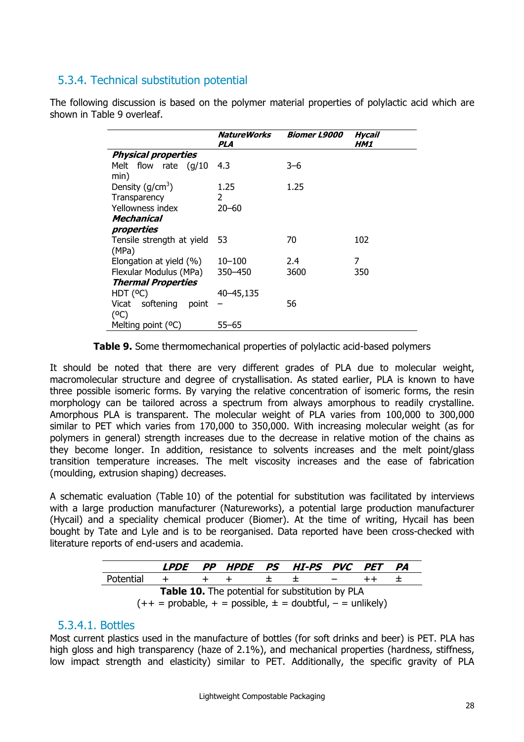### 5.3.4. Technical substitution potential

The following discussion is based on the polymer material properties of polylactic acid which are shown in Table 9 overleaf.

| | ***NatureWorks PLA*** | ***Biomer L9000*** | ***Hycail HM1*** |
|---|---|---|---|
| ***Physical properties*** | | | |
| Melt flow rate (g/10 min) | 4.3 | 3–6 | |
| Density (g/cm$^3$) | 1.25 | 1.25 | |
| Transparency | 2 | | |
| Yellowness index | 20–60 | | |
| ***Mechanical properties*** | | | |
| Tensile strength at yield (MPa) | 53 | 70 | 102 |
| Elongation at yield (%) | 10–100 | 2.4 | 7 |
| Flexular Modulus (MPa) | 350–450 | 3600 | 350 |
| ***Thermal Properties*** | | | |
| HDT (ºC) | 40–45,135 | | |
| Vicat softening point (ºC) | – | 56 | |
| Melting point (ºC) | 55–65 | | |

**Table 9.** Some thermomechanical properties of polylactic acid-based polymers

It should be noted that there are very different grades of PLA due to molecular weight, macromolecular structure and degree of crystallisation. As stated earlier, PLA is known to have three possible isomeric forms. By varying the relative concentration of isomeric forms, the resin morphology can be tailored across a spectrum from always amorphous to readily crystalline. Amorphous PLA is transparent. The molecular weight of PLA varies from 100,000 to 300,000 similar to PET which varies from 170,000 to 350,000. With increasing molecular weight (as for polymers in general) strength increases due to the decrease in relative motion of the chains as they become longer. In addition, resistance to solvents increases and the melt point/glass transition temperature increases. The melt viscosity increases and the ease of fabrication (moulding, extrusion shaping) decreases.

A schematic evaluation (Table 10) of the potential for substitution was facilitated by interviews with a large production manufacturer (Natureworks), a potential large production manufacturer (Hycail) and a speciality chemical producer (Biomer). At the time of writing, Hycail has been bought by Tate and Lyle and is to be reorganised. Data reported have been cross-checked with literature reports of end-users and academia.

| | ***LPDE*** | ***PP*** | ***HPDE*** | ***PS*** | ***HI-PS*** | ***PVC*** | ***PET*** | ***PA*** |
|---|---|---|---|---|---|---|---|---|
| Potential | + | + | + | ± | ± | – | ++ | ± |

**Table 10.** The potential for substitution by PLA
(++ = probable, + = possible, ± = doubtful, – = unlikely)

#### 5.3.4.1. Bottles

Most current plastics used in the manufacture of bottles (for soft drinks and beer) is PET. PLA has high gloss and high transparency (haze of 2.1%), and mechanical properties (hardness, stiffness, low impact strength and elasticity) similar to PET. Additionally, the specific gravity of PLA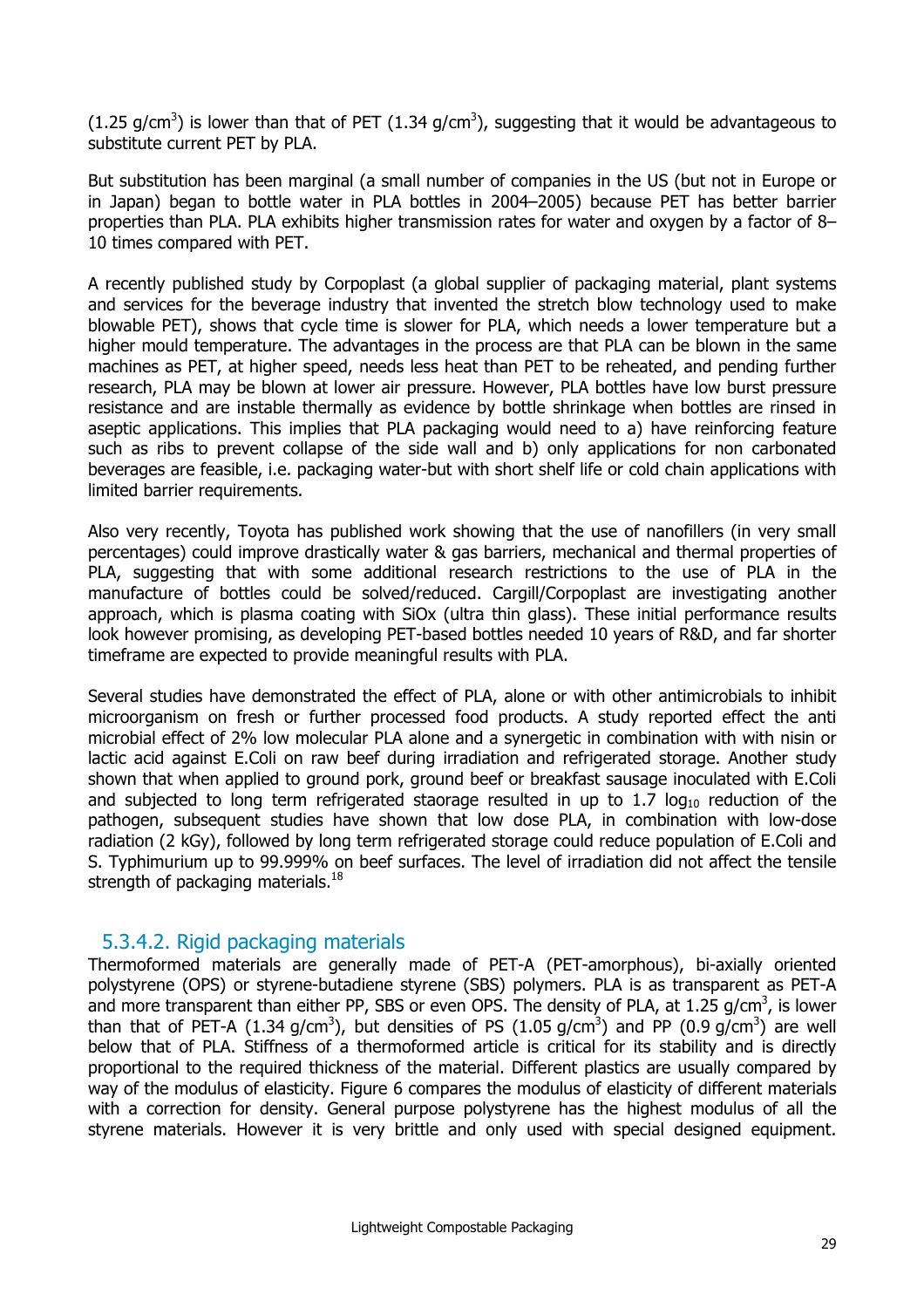($1.25\ g/cm^3$) is lower than that of PET ($1.34\ g/cm^3$), suggesting that it would be advantageous to substitute current PET by PLA.

But substitution has been marginal (a small number of companies in the US (but not in Europe or in Japan) began to bottle water in PLA bottles in 2004–2005) because PET has better barrier properties than PLA. PLA exhibits higher transmission rates for water and oxygen by a factor of 8–10 times compared with PET.

A recently published study by Corpoplast (a global supplier of packaging material, plant systems and services for the beverage industry that invented the stretch blow technology used to make blowable PET), shows that cycle time is slower for PLA, which needs a lower temperature but a higher mould temperature. The advantages in the process are that PLA can be blown in the same machines as PET, at higher speed, needs less heat than PET to be reheated, and pending further research, PLA may be blown at lower air pressure. However, PLA bottles have low burst pressure resistance and are instable thermally as evidence by bottle shrinkage when bottles are rinsed in aseptic applications. This implies that PLA packaging would need to a) have reinforcing feature such as ribs to prevent collapse of the side wall and b) only applications for non carbonated beverages are feasible, i.e. packaging water-but with short shelf life or cold chain applications with limited barrier requirements.

Also very recently, Toyota has published work showing that the use of nanofillers (in very small percentages) could improve drastically water & gas barriers, mechanical and thermal properties of PLA, suggesting that with some additional research restrictions to the use of PLA in the manufacture of bottles could be solved/reduced. Cargill/Corpoplast are investigating another approach, which is plasma coating with SiOx (ultra thin glass). These initial performance results look however promising, as developing PET-based bottles needed 10 years of R&D, and far shorter timeframe are expected to provide meaningful results with PLA.

Several studies have demonstrated the effect of PLA, alone or with other antimicrobials to inhibit microorganism on fresh or further processed food products. A study reported effect the anti microbial effect of 2% low molecular PLA alone and a synergetic in combination with with nisin or lactic acid against E.Coli on raw beef during irradiation and refrigerated storage. Another study shown that when applied to ground pork, ground beef or breakfast sausage inoculated with E.Coli and subjected to long term refrigerated staorage resulted in up to 1.7 $\log_{10}$ reduction of the pathogen, subsequent studies have shown that low dose PLA, in combination with low-dose radiation (2 kGy), followed by long term refrigerated storage could reduce population of E.Coli and S. Typhimurium up to 99.999% on beef surfaces. The level of irradiation did not affect the tensile strength of packaging materials.[18]

### 5.3.4.2. Rigid packaging materials

Thermoformed materials are generally made of PET-A (PET-amorphous), bi-axially oriented polystyrene (OPS) or styrene-butadiene styrene (SBS) polymers. PLA is as transparent as PET-A and more transparent than either PP, SBS or even OPS. The density of PLA, at $1.25\ g/cm^3$, is lower than that of PET-A ($1.34\ g/cm^3$), but densities of PS ($1.05\ g/cm^3$) and PP ($0.9\ g/cm^3$) are well below that of PLA. Stiffness of a thermoformed article is critical for its stability and is directly proportional to the required thickness of the material. Different plastics are usually compared by way of the modulus of elasticity. Figure 6 compares the modulus of elasticity of different materials with a correction for density. General purpose polystyrene has the highest modulus of all the styrene materials. However it is very brittle and only used with special designed equipment.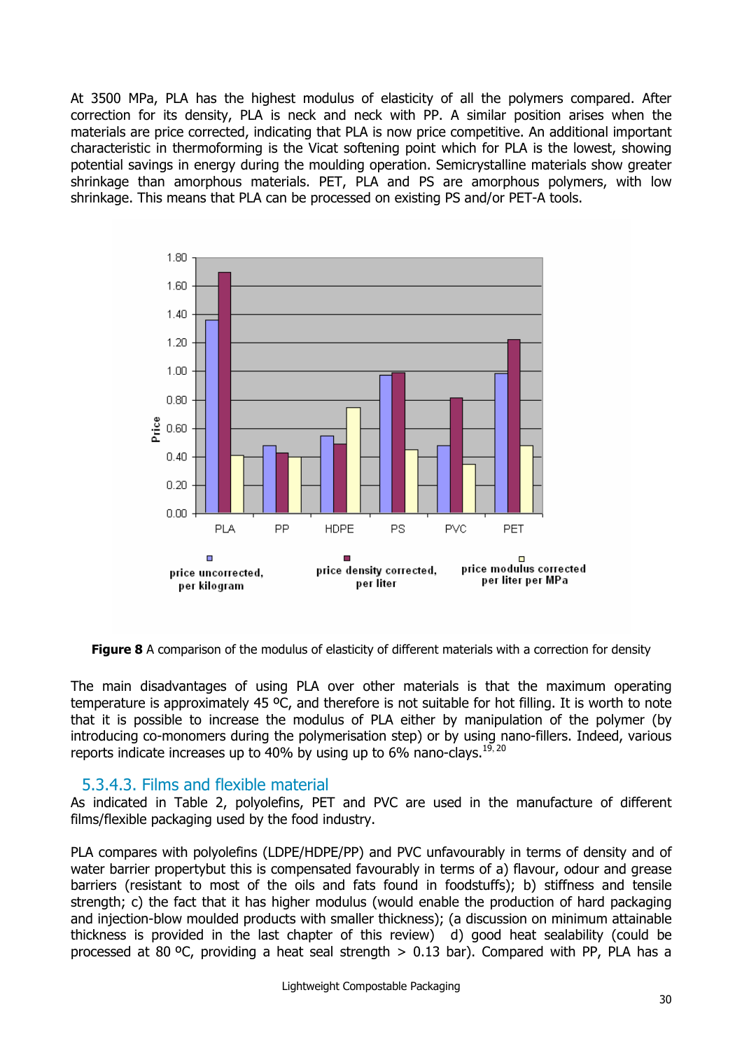At 3500 MPa, PLA has the highest modulus of elasticity of all the polymers compared. After correction for its density, PLA is neck and neck with PP. A similar position arises when the materials are price corrected, indicating that PLA is now price competitive. An additional important characteristic in thermoforming is the Vicat softening point which for PLA is the lowest, showing potential savings in energy during the moulding operation. Semicrystalline materials show greater shrinkage than amorphous materials. PET, PLA and PS are amorphous polymers, with low shrinkage. This means that PLA can be processed on existing PS and/or PET-A tools.

**Figure 8** A comparison of the modulus of elasticity of different materials with a correction for density

The main disadvantages of using PLA over other materials is that the maximum operating temperature is approximately 45 ºC, and therefore is not suitable for hot filling. It is worth to note that it is possible to increase the modulus of PLA either by manipulation of the polymer (by introducing co-monomers during the polymerisation step) or by using nano-fillers. Indeed, various reports indicate increases up to 40% by using up to 6% nano-clays.[19, 20]

### 5.3.4.3. Films and flexible material

As indicated in Table 2, polyolefins, PET and PVC are used in the manufacture of different films/flexible packaging used by the food industry.

PLA compares with polyolefins (LDPE/HDPE/PP) and PVC unfavourably in terms of density and of water barrier propertybut this is compensated favourably in terms of a) flavour, odour and grease barriers (resistant to most of the oils and fats found in foodstuffs); b) stiffness and tensile strength; c) the fact that it has higher modulus (would enable the production of hard packaging and injection-blow moulded products with smaller thickness); (a discussion on minimum attainable thickness is provided in the last chapter of this review) d) good heat sealability (could be processed at 80 ºC, providing a heat seal strength > 0.13 bar). Compared with PP, PLA has a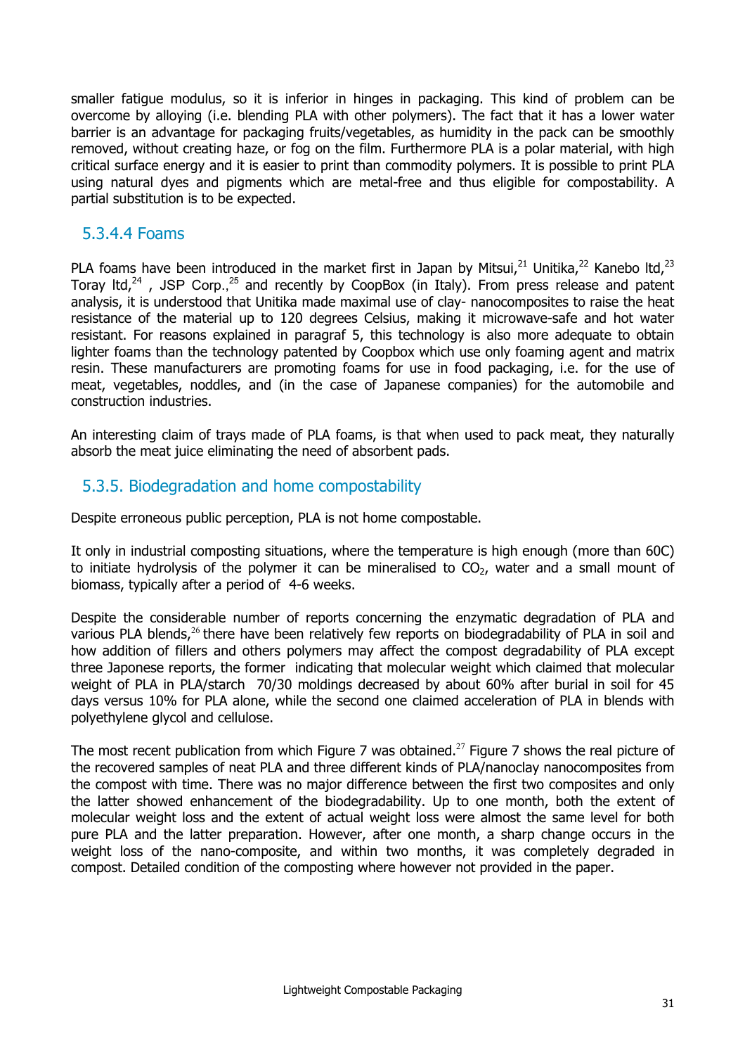smaller fatigue modulus, so it is inferior in hinges in packaging. This kind of problem can be overcome by alloying (i.e. blending PLA with other polymers). The fact that it has a lower water barrier is an advantage for packaging fruits/vegetables, as humidity in the pack can be smoothly removed, without creating haze, or fog on the film. Furthermore PLA is a polar material, with high critical surface energy and it is easier to print than commodity polymers. It is possible to print PLA using natural dyes and pigments which are metal-free and thus eligible for compostability. A partial substitution is to be expected.

#### 5.3.4.4 Foams

PLA foams have been introduced in the market first in Japan by Mitsui,[21] Unitika,[22] Kanebo ltd,[23] Toray ltd,[24] , JSP Corp.,[25] and recently by CoopBox (in Italy). From press release and patent analysis, it is understood that Unitika made maximal use of clay- nanocomposites to raise the heat resistance of the material up to 120 degrees Celsius, making it microwave-safe and hot water resistant. For reasons explained in paragraf 5, this technology is also more adequate to obtain lighter foams than the technology patented by Coopbox which use only foaming agent and matrix resin. These manufacturers are promoting foams for use in food packaging, i.e. for the use of meat, vegetables, noddles, and (in the case of Japanese companies) for the automobile and construction industries.

An interesting claim of trays made of PLA foams, is that when used to pack meat, they naturally absorb the meat juice eliminating the need of absorbent pads.

### 5.3.5. Biodegradation and home compostability

Despite erroneous public perception, PLA is not home compostable.

It only in industrial composting situations, where the temperature is high enough (more than 60C) to initiate hydrolysis of the polymer it can be mineralised to $CO_2$, water and a small mount of biomass, typically after a period of 4-6 weeks.

Despite the considerable number of reports concerning the enzymatic degradation of PLA and various PLA blends,[26] there have been relatively few reports on biodegradability of PLA in soil and how addition of fillers and others polymers may affect the compost degradability of PLA except three Japonese reports, the former indicating that molecular weight which claimed that molecular weight of PLA in PLA/starch 70/30 moldings decreased by about 60% after burial in soil for 45 days versus 10% for PLA alone, while the second one claimed acceleration of PLA in blends with polyethylene glycol and cellulose.

The most recent publication from which Figure 7 was obtained.[27] Figure 7 shows the real picture of the recovered samples of neat PLA and three different kinds of PLA/nanoclay nanocomposites from the compost with time. There was no major difference between the first two composites and only the latter showed enhancement of the biodegradability. Up to one month, both the extent of molecular weight loss and the extent of actual weight loss were almost the same level for both pure PLA and the latter preparation. However, after one month, a sharp change occurs in the weight loss of the nano-composite, and within two months, it was completely degraded in compost. Detailed condition of the composting where however not provided in the paper.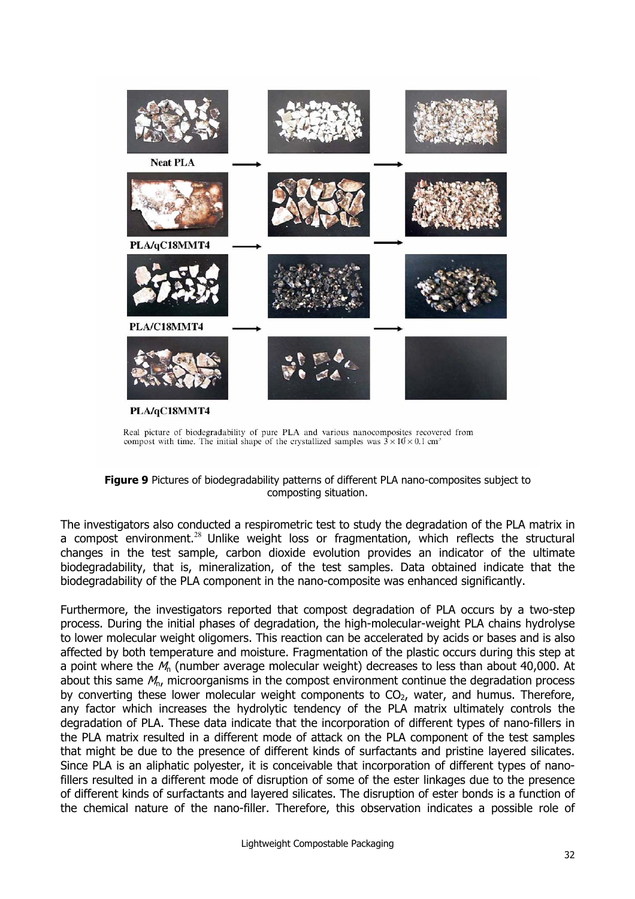Neat PLA

PLA/qC18MMT4

PLA/C18MMT4

PLA/qC18MMT4

Real picture of biodegradability of pure PLA and various nanocomposites recovered from compost with time. The initial shape of the crystallized samples was $3 \times 10 \times 0.1$ cm$^3$

**Figure 9** Pictures of biodegradability patterns of different PLA nano-composites subject to composting situation.

The investigators also conducted a respirometric test to study the degradation of the PLA matrix in a compost environment.[28] Unlike weight loss or fragmentation, which reflects the structural changes in the test sample, carbon dioxide evolution provides an indicator of the ultimate biodegradability, that is, mineralization, of the test samples. Data obtained indicate that the biodegradability of the PLA component in the nano-composite was enhanced significantly.

Furthermore, the investigators reported that compost degradation of PLA occurs by a two-step process. During the initial phases of degradation, the high-molecular-weight PLA chains hydrolyse to lower molecular weight oligomers. This reaction can be accelerated by acids or bases and is also affected by both temperature and moisture. Fragmentation of the plastic occurs during this step at a point where the $M_n$ (number average molecular weight) decreases to less than about 40,000. At about this same $M_n$, microorganisms in the compost environment continue the degradation process by converting these lower molecular weight components to $CO_2$, water, and humus. Therefore, any factor which increases the hydrolytic tendency of the PLA matrix ultimately controls the degradation of PLA. These data indicate that the incorporation of different types of nano-fillers in the PLA matrix resulted in a different mode of attack on the PLA component of the test samples that might be due to the presence of different kinds of surfactants and pristine layered silicates. Since PLA is an aliphatic polyester, it is conceivable that incorporation of different types of nano-fillers resulted in a different mode of disruption of some of the ester linkages due to the presence of different kinds of surfactants and layered silicates. The disruption of ester bonds is a function of the chemical nature of the nano-filler. Therefore, this observation indicates a possible role of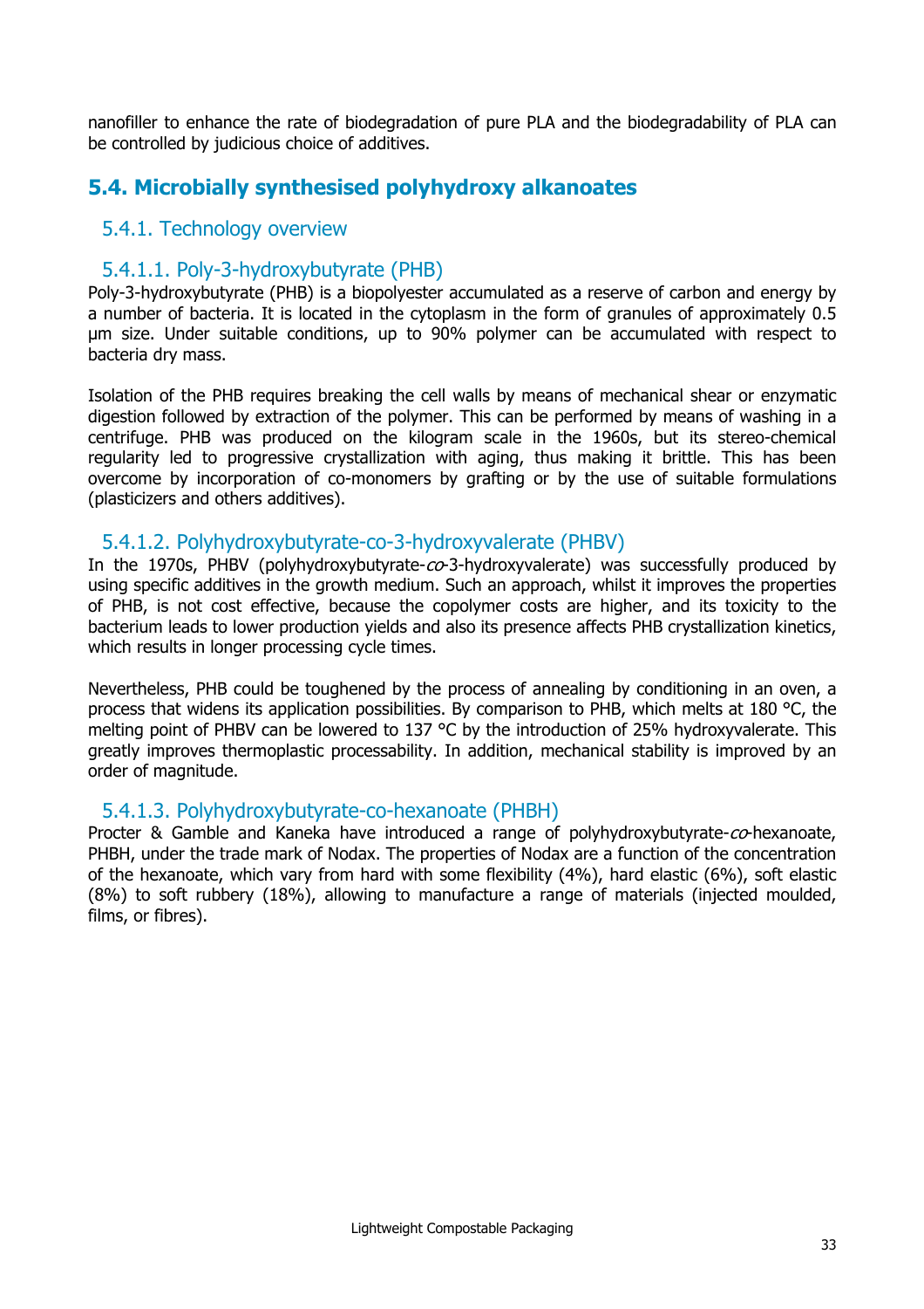nanofiller to enhance the rate of biodegradation of pure PLA and the biodegradability of PLA can be controlled by judicious choice of additives.

## 5.4. Microbially synthesised polyhydroxy alkanoates

### 5.4.1. Technology overview

#### 5.4.1.1. Poly-3-hydroxybutyrate (PHB)

Poly-3-hydroxybutyrate (PHB) is a biopolyester accumulated as a reserve of carbon and energy by a number of bacteria. It is located in the cytoplasm in the form of granules of approximately 0.5 µm size. Under suitable conditions, up to 90% polymer can be accumulated with respect to bacteria dry mass.

Isolation of the PHB requires breaking the cell walls by means of mechanical shear or enzymatic digestion followed by extraction of the polymer. This can be performed by means of washing in a centrifuge. PHB was produced on the kilogram scale in the 1960s, but its stereo-chemical regularity led to progressive crystallization with aging, thus making it brittle. This has been overcome by incorporation of co-monomers by grafting or by the use of suitable formulations (plasticizers and others additives).

#### 5.4.1.2. Polyhydroxybutyrate-co-3-hydroxyvalerate (PHBV)

In the 1970s, PHBV (polyhydroxybutyrate-*co*-3-hydroxyvalerate) was successfully produced by using specific additives in the growth medium. Such an approach, whilst it improves the properties of PHB, is not cost effective, because the copolymer costs are higher, and its toxicity to the bacterium leads to lower production yields and also its presence affects PHB crystallization kinetics, which results in longer processing cycle times.

Nevertheless, PHB could be toughened by the process of annealing by conditioning in an oven, a process that widens its application possibilities. By comparison to PHB, which melts at 180 °C, the melting point of PHBV can be lowered to 137 °C by the introduction of 25% hydroxyvalerate. This greatly improves thermoplastic processability. In addition, mechanical stability is improved by an order of magnitude.

#### 5.4.1.3. Polyhydroxybutyrate-co-hexanoate (PHBH)

Procter & Gamble and Kaneka have introduced a range of polyhydroxybutyrate-*co*-hexanoate, PHBH, under the trade mark of Nodax. The properties of Nodax are a function of the concentration of the hexanoate, which vary from hard with some flexibility (4%), hard elastic (6%), soft elastic (8%) to soft rubbery (18%), allowing to manufacture a range of materials (injected moulded, films, or fibres).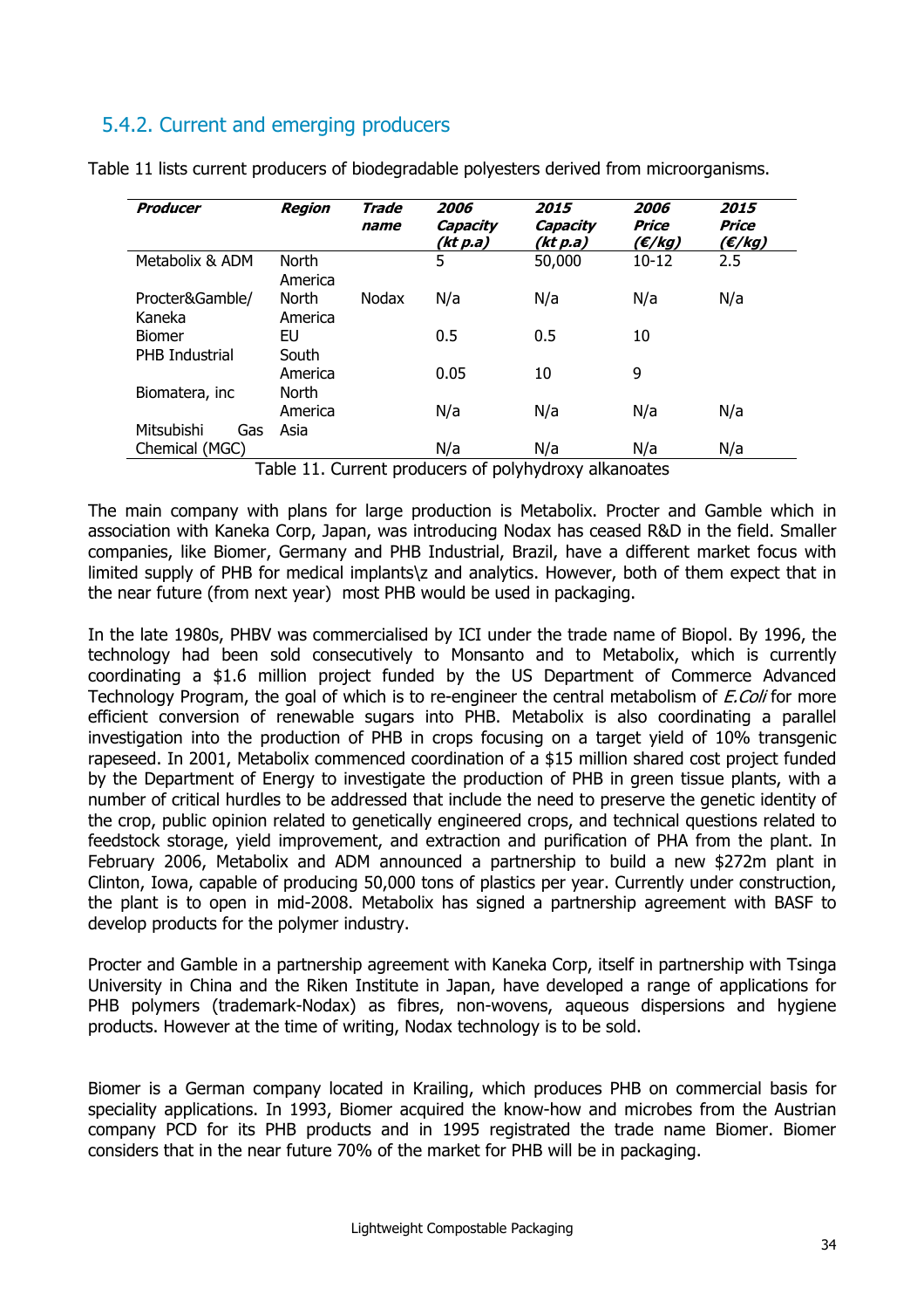## 5.4.2. Current and emerging producers

Table 11 lists current producers of biodegradable polyesters derived from microorganisms.

| ***Producer*** | ***Region*** | ***Trade name*** | ***2006 Capacity (kt p.a)*** | ***2015 Capacity (kt p.a)*** | ***2006 Price (€/kg)*** | ***2015 Price (€/kg)*** |
|---|---|---|---|---|---|---|
| Metabolix & ADM | North America | | 5 | 50,000 | 10-12 | 2.5 |
| Procter&Gamble/ Kaneka | North America | Nodax | N/a | N/a | N/a | N/a |
| Biomer | EU | | 0.5 | 0.5 | 10 | |
| PHB Industrial | South America | | 0.05 | 10 | 9 | |
| Biomatera, inc | North America | | N/a | N/a | N/a | N/a |
| Mitsubishi Gas Chemical (MGC) | Asia | | N/a | N/a | N/a | N/a |

Table 11. Current producers of polyhydroxy alkanoates

The main company with plans for large production is Metabolix. Procter and Gamble which in association with Kaneka Corp, Japan, was introducing Nodax has ceased R&D in the field. Smaller companies, like Biomer, Germany and PHB Industrial, Brazil, have a different market focus with limited supply of PHB for medical implants\z and analytics. However, both of them expect that in the near future (from next year) most PHB would be used in packaging.

In the late 1980s, PHBV was commercialised by ICI under the trade name of Biopol. By 1996, the technology had been sold consecutively to Monsanto and to Metabolix, which is currently coordinating a $1.6 million project funded by the US Department of Commerce Advanced Technology Program, the goal of which is to re-engineer the central metabolism of *E.Coli* for more efficient conversion of renewable sugars into PHB. Metabolix is also coordinating a parallel investigation into the production of PHB in crops focusing on a target yield of 10% transgenic rapeseed. In 2001, Metabolix commenced coordination of a $15 million shared cost project funded by the Department of Energy to investigate the production of PHB in green tissue plants, with a number of critical hurdles to be addressed that include the need to preserve the genetic identity of the crop, public opinion related to genetically engineered crops, and technical questions related to feedstock storage, yield improvement, and extraction and purification of PHA from the plant. In February 2006, Metabolix and ADM announced a partnership to build a new $272m plant in Clinton, Iowa, capable of producing 50,000 tons of plastics per year. Currently under construction, the plant is to open in mid-2008. Metabolix has signed a partnership agreement with BASF to develop products for the polymer industry.

Procter and Gamble in a partnership agreement with Kaneka Corp, itself in partnership with Tsinga University in China and the Riken Institute in Japan, have developed a range of applications for PHB polymers (trademark-Nodax) as fibres, non-wovens, aqueous dispersions and hygiene products. However at the time of writing, Nodax technology is to be sold.

Biomer is a German company located in Krailing, which produces PHB on commercial basis for speciality applications. In 1993, Biomer acquired the know-how and microbes from the Austrian company PCD for its PHB products and in 1995 registrated the trade name Biomer. Biomer considers that in the near future 70% of the market for PHB will be in packaging.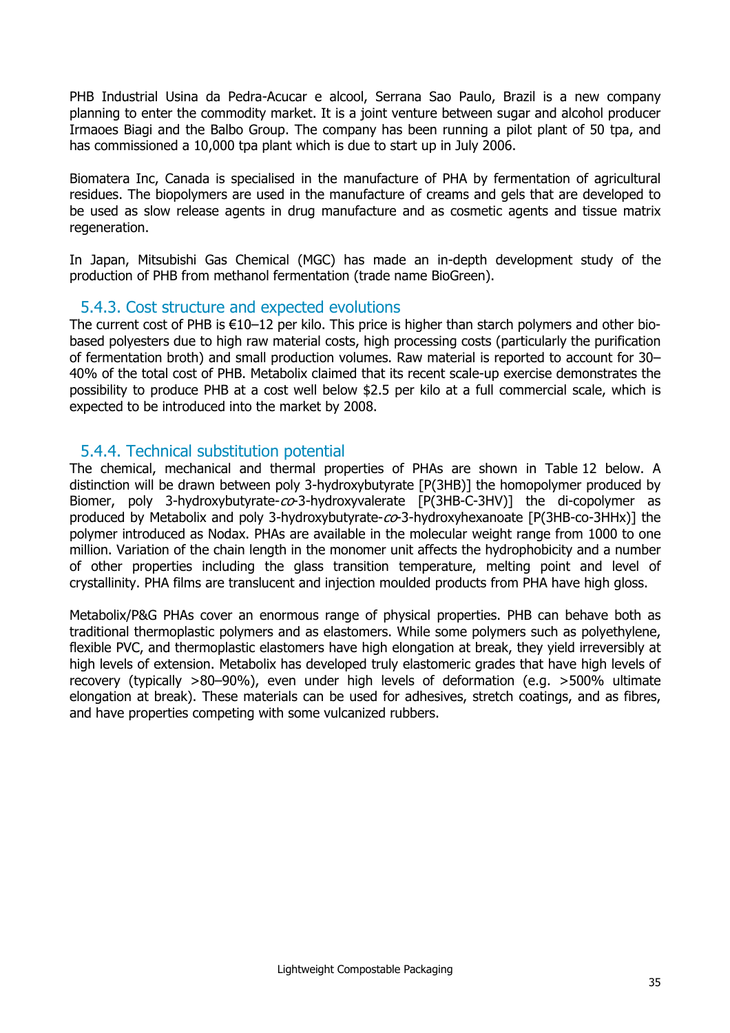PHB Industrial Usina da Pedra-Acucar e alcool, Serrana Sao Paulo, Brazil is a new company planning to enter the commodity market. It is a joint venture between sugar and alcohol producer Irmaoes Biagi and the Balbo Group. The company has been running a pilot plant of 50 tpa, and has commissioned a 10,000 tpa plant which is due to start up in July 2006.

Biomatera Inc, Canada is specialised in the manufacture of PHA by fermentation of agricultural residues. The biopolymers are used in the manufacture of creams and gels that are developed to be used as slow release agents in drug manufacture and as cosmetic agents and tissue matrix regeneration.

In Japan, Mitsubishi Gas Chemical (MGC) has made an in-depth development study of the production of PHB from methanol fermentation (trade name BioGreen).

### 5.4.3. Cost structure and expected evolutions

The current cost of PHB is €10–12 per kilo. This price is higher than starch polymers and other bio-based polyesters due to high raw material costs, high processing costs (particularly the purification of fermentation broth) and small production volumes. Raw material is reported to account for 30–40% of the total cost of PHB. Metabolix claimed that its recent scale-up exercise demonstrates the possibility to produce PHB at a cost well below $2.5 per kilo at a full commercial scale, which is expected to be introduced into the market by 2008.

### 5.4.4. Technical substitution potential

The chemical, mechanical and thermal properties of PHAs are shown in Table 12 below. A distinction will be drawn between poly 3-hydroxybutyrate [P(3HB)] the homopolymer produced by Biomer, poly 3-hydroxybutyrate-*co*-3-hydroxyvalerate [P(3HB-C-3HV)] the di-copolymer as produced by Metabolix and poly 3-hydroxybutyrate-*co*-3-hydroxyhexanoate [P(3HB-co-3HHx)] the polymer introduced as Nodax. PHAs are available in the molecular weight range from 1000 to one million. Variation of the chain length in the monomer unit affects the hydrophobicity and a number of other properties including the glass transition temperature, melting point and level of crystallinity. PHA films are translucent and injection moulded products from PHA have high gloss.

Metabolix/P&G PHAs cover an enormous range of physical properties. PHB can behave both as traditional thermoplastic polymers and as elastomers. While some polymers such as polyethylene, flexible PVC, and thermoplastic elastomers have high elongation at break, they yield irreversibly at high levels of extension. Metabolix has developed truly elastomeric grades that have high levels of recovery (typically >80–90%), even under high levels of deformation (e.g. >500% ultimate elongation at break). These materials can be used for adhesives, stretch coatings, and as fibres, and have properties competing with some vulcanized rubbers.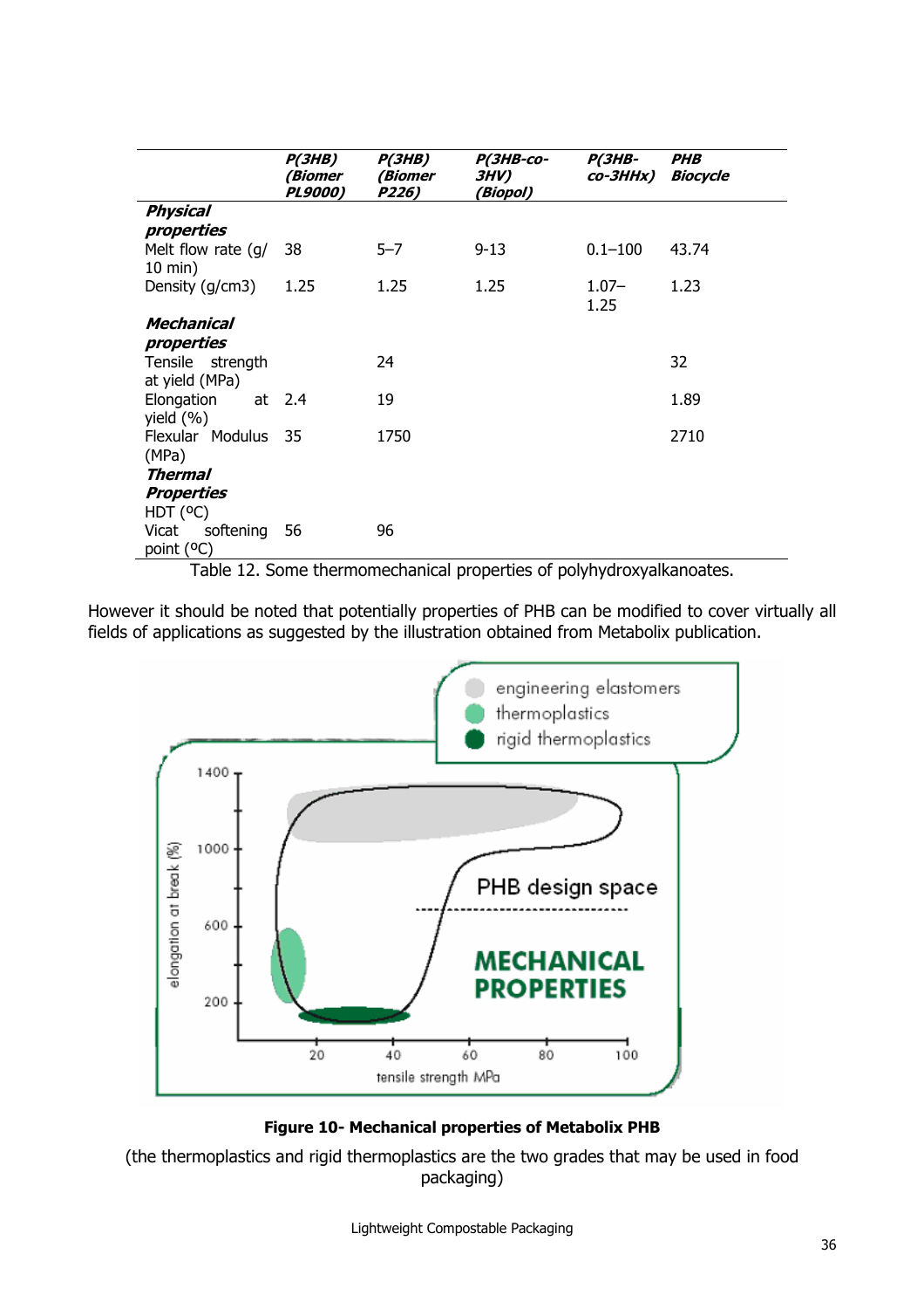| | *P(3HB) (Biomer PL9000)* | *P(3HB) (Biomer P226)* | *P(3HB-co-3HV) (Biopol)* | *P(3HB-co-3HHx)* | *PHB Biocycle* |
|---|---|---|---|---|---|
| ***Physical properties*** | | | | | |
| Melt flow rate (g/ 10 min) | 38 | 5–7 | 9-13 | 0.1–100 | 43.74 |
| Density (g/cm3) | 1.25 | 1.25 | 1.25 | 1.07–1.25 | 1.23 |
| ***Mechanical properties*** | | | | | |
| Tensile strength at yield (MPa) | | 24 | | | 32 |
| Elongation at yield (%) | 2.4 | 19 | | | 1.89 |
| Flexular Modulus (MPa) | 35 | 1750 | | | 2710 |
| ***Thermal Properties*** | | | | | |
| HDT (ºC) | | | | | |
| Vicat softening point (ºC) | 56 | 96 | | | |

Table 12. Some thermomechanical properties of polyhydroxyalkanoates.

However it should be noted that potentially properties of PHB can be modified to cover virtually all fields of applications as suggested by the illustration obtained from Metabolix publication.

**Figure 10- Mechanical properties of Metabolix PHB**

(the thermoplastics and rigid thermoplastics are the two grades that may be used in food packaging)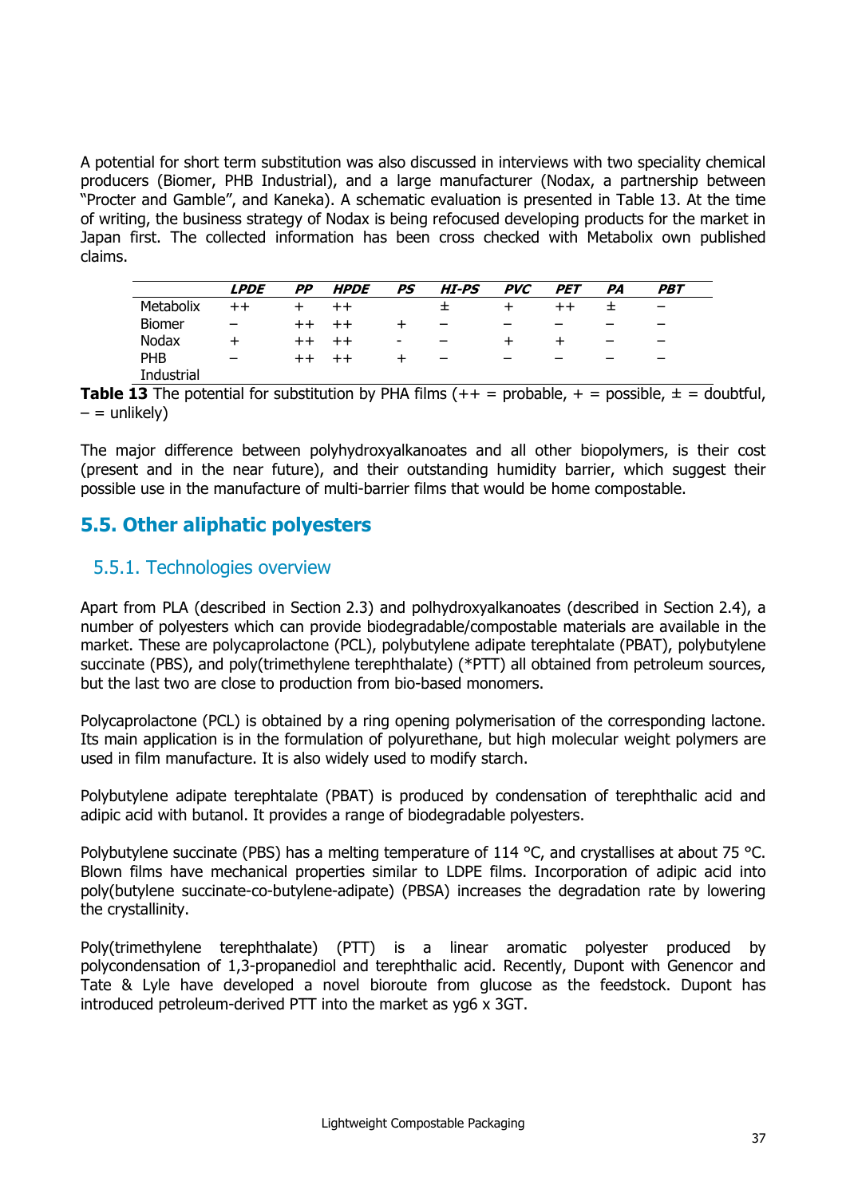A potential for short term substitution was also discussed in interviews with two speciality chemical producers (Biomer, PHB Industrial), and a large manufacturer (Nodax, a partnership between "Procter and Gamble", and Kaneka). A schematic evaluation is presented in Table 13. At the time of writing, the business strategy of Nodax is being refocused developing products for the market in Japan first. The collected information has been cross checked with Metabolix own published claims.

| | *LPDE* | *PP* | *HPDE* | *PS* | *HI-PS* | *PVC* | *PET* | *PA* | *PBT* |
|---|---|---|---|---|---|---|---|---|---|
| Metabolix | ++ | + | ++ | | ± | + | ++ | ± | – |
| Biomer | – | ++ | ++ | + | – | – | – | – | – |
| Nodax | + | ++ | ++ | - | – | + | + | – | – |
| PHB Industrial | – | ++ | ++ | + | – | – | – | – | – |

**Table 13** The potential for substitution by PHA films (++ = probable, + = possible, ± = doubtful, – = unlikely)

The major difference between polyhydroxyalkanoates and all other biopolymers, is their cost (present and in the near future), and their outstanding humidity barrier, which suggest their possible use in the manufacture of multi-barrier films that would be home compostable.

## 5.5. Other aliphatic polyesters

### 5.5.1. Technologies overview

Apart from PLA (described in Section 2.3) and polhydroxyalkanoates (described in Section 2.4), a number of polyesters which can provide biodegradable/compostable materials are available in the market. These are polycaprolactone (PCL), polybutylene adipate terephtalate (PBAT), polybutylene succinate (PBS), and poly(trimethylene terephthalate) (*PTT) all obtained from petroleum sources, but the last two are close to production from bio-based monomers.

Polycaprolactone (PCL) is obtained by a ring opening polymerisation of the corresponding lactone. Its main application is in the formulation of polyurethane, but high molecular weight polymers are used in film manufacture. It is also widely used to modify starch.

Polybutylene adipate terephtalate (PBAT) is produced by condensation of terephthalic acid and adipic acid with butanol. It provides a range of biodegradable polyesters.

Polybutylene succinate (PBS) has a melting temperature of 114 °C, and crystallises at about 75 °C. Blown films have mechanical properties similar to LDPE films. Incorporation of adipic acid into poly(butylene succinate-co-butylene-adipate) (PBSA) increases the degradation rate by lowering the crystallinity.

Poly(trimethylene terephthalate) (PTT) is a linear aromatic polyester produced by polycondensation of 1,3-propanediol and terephthalic acid. Recently, Dupont with Genencor and Tate & Lyle have developed a novel bioroute from glucose as the feedstock. Dupont has introduced petroleum-derived PTT into the market as yg6 x 3GT.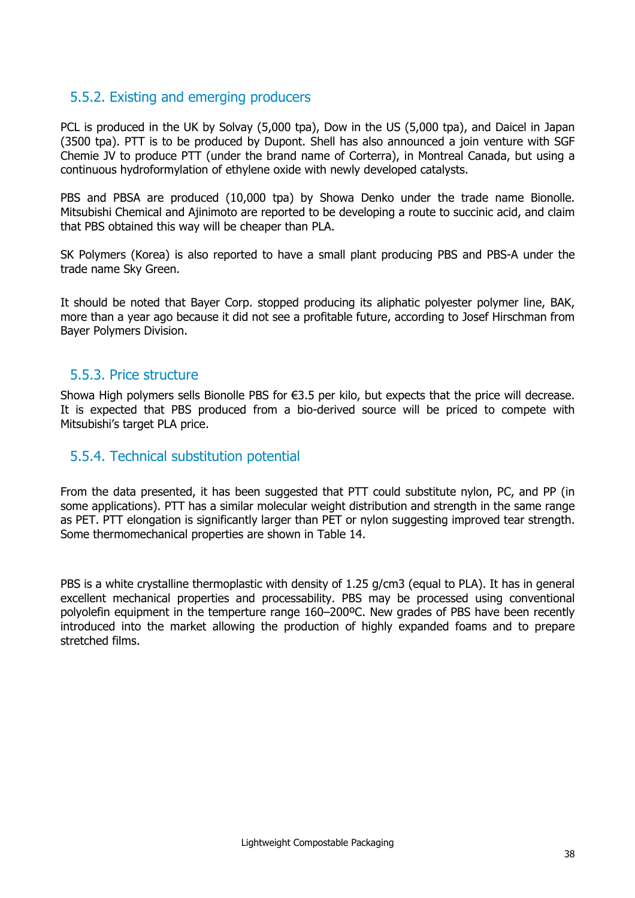### 5.5.2. Existing and emerging producers

PCL is produced in the UK by Solvay (5,000 tpa), Dow in the US (5,000 tpa), and Daicel in Japan (3500 tpa). PTT is to be produced by Dupont. Shell has also announced a join venture with SGF Chemie JV to produce PTT (under the brand name of Corterra), in Montreal Canada, but using a continuous hydroformylation of ethylene oxide with newly developed catalysts.

PBS and PBSA are produced (10,000 tpa) by Showa Denko under the trade name Bionolle. Mitsubishi Chemical and Ajinimoto are reported to be developing a route to succinic acid, and claim that PBS obtained this way will be cheaper than PLA.

SK Polymers (Korea) is also reported to have a small plant producing PBS and PBS-A under the trade name Sky Green.

It should be noted that Bayer Corp. stopped producing its aliphatic polyester polymer line, BAK, more than a year ago because it did not see a profitable future, according to Josef Hirschman from Bayer Polymers Division.

### 5.5.3. Price structure

Showa High polymers sells Bionolle PBS for €3.5 per kilo, but expects that the price will decrease. It is expected that PBS produced from a bio-derived source will be priced to compete with Mitsubishi's target PLA price.

### 5.5.4. Technical substitution potential

From the data presented, it has been suggested that PTT could substitute nylon, PC, and PP (in some applications). PTT has a similar molecular weight distribution and strength in the same range as PET. PTT elongation is significantly larger than PET or nylon suggesting improved tear strength. Some thermomechanical properties are shown in Table 14.

PBS is a white crystalline thermoplastic with density of 1.25 g/cm3 (equal to PLA). It has in general excellent mechanical properties and processability. PBS may be processed using conventional polyolefin equipment in the temperture range 160–200ºC. New grades of PBS have been recently introduced into the market allowing the production of highly expanded foams and to prepare stretched films.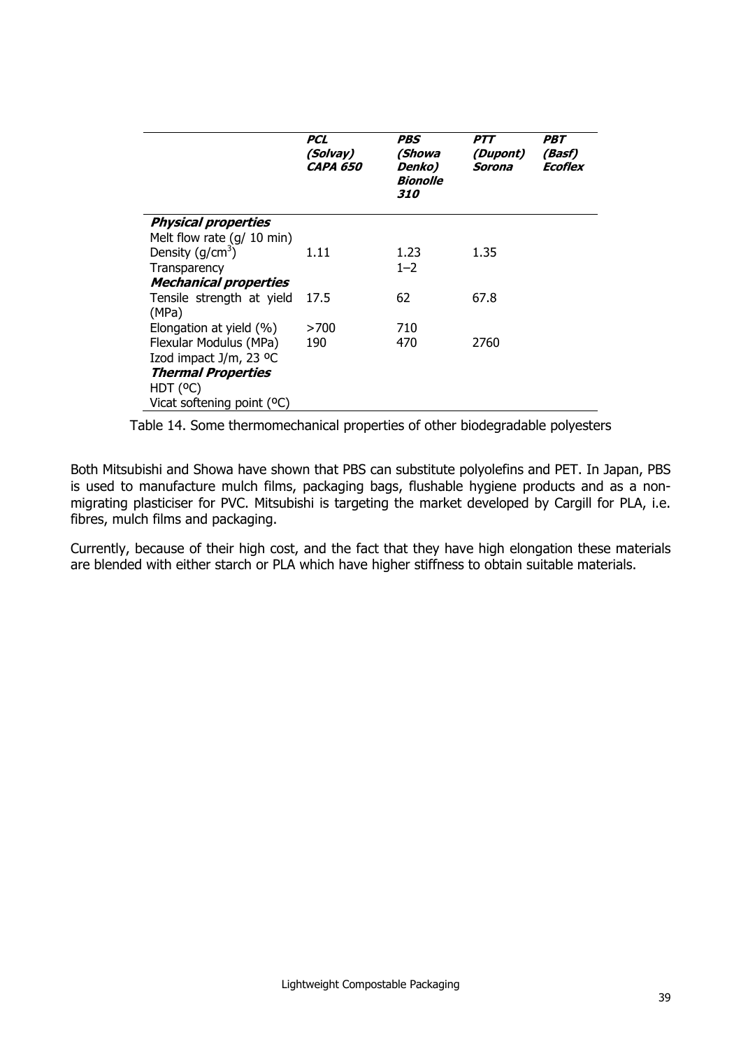| | ***PCL (Solvay) CAPA 650*** | ***PBS (Showa Denko) Bionolle 310*** | ***PTT (Dupont) Sorona*** | ***PBT (Basf) Ecoflex*** |
|---|---|---|---|---|
| ***Physical properties*** | | | | |
| Melt flow rate (g/ 10 min) | | | | |
| Density (g/cm$^3$) | 1.11 | 1.23 | 1.35 | |
| Transparency | | 1–2 | | |
| ***Mechanical properties*** | | | | |
| Tensile strength at yield (MPa) | 17.5 | 62 | 67.8 | |
| Elongation at yield (%) | >700 | 710 | | |
| Flexular Modulus (MPa) | 190 | 470 | 2760 | |
| Izod impact J/m, 23 ºC | | | | |
| ***Thermal Properties*** | | | | |
| HDT (ºC) | | | | |
| Vicat softening point (ºC) | | | | |

Table 14. Some thermomechanical properties of other biodegradable polyesters

Both Mitsubishi and Showa have shown that PBS can substitute polyolefins and PET. In Japan, PBS is used to manufacture mulch films, packaging bags, flushable hygiene products and as a non-migrating plasticiser for PVC. Mitsubishi is targeting the market developed by Cargill for PLA, i.e. fibres, mulch films and packaging.

Currently, because of their high cost, and the fact that they have high elongation these materials are blended with either starch or PLA which have higher stiffness to obtain suitable materials.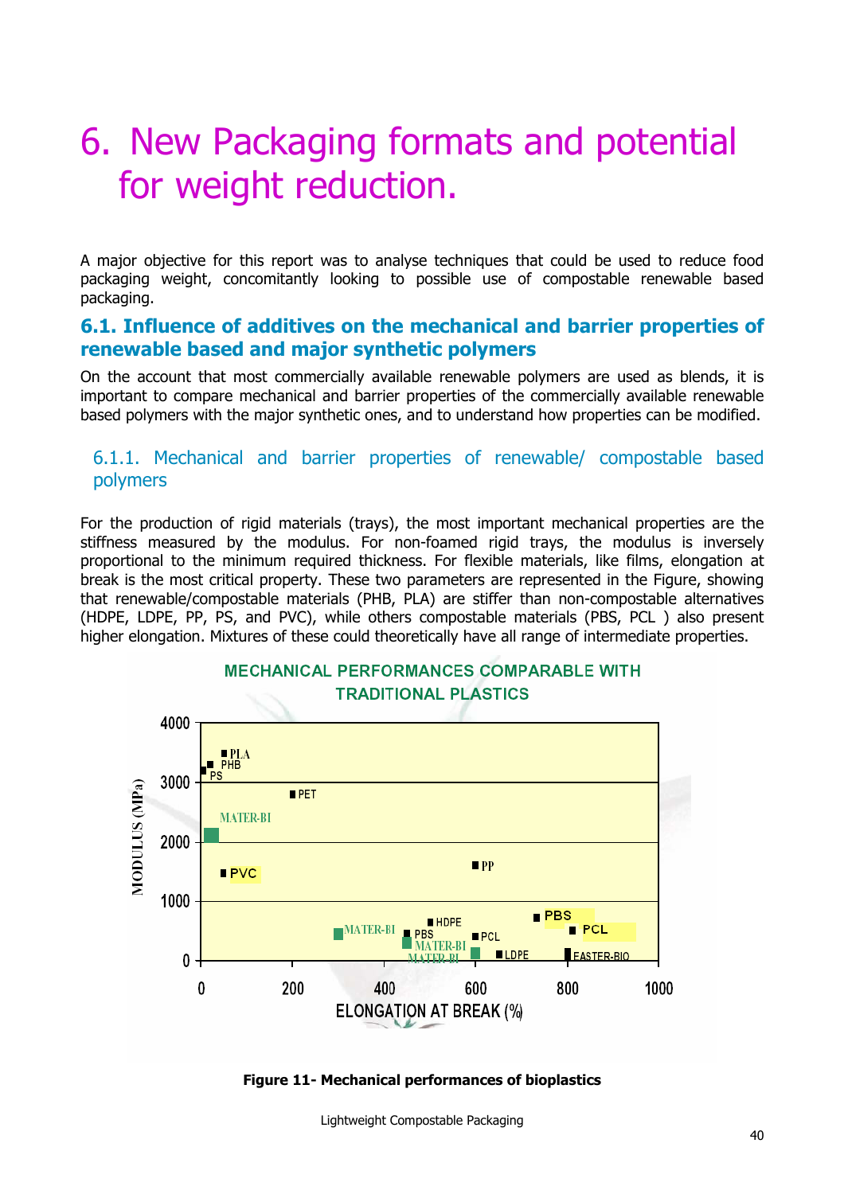# 6. New Packaging formats and potential for weight reduction.

A major objective for this report was to analyse techniques that could be used to reduce food packaging weight, concomitantly looking to possible use of compostable renewable based packaging.

## 6.1. Influence of additives on the mechanical and barrier properties of renewable based and major synthetic polymers

On the account that most commercially available renewable polymers are used as blends, it is important to compare mechanical and barrier properties of the commercially available renewable based polymers with the major synthetic ones, and to understand how properties can be modified.

### 6.1.1. Mechanical and barrier properties of renewable/ compostable based polymers

For the production of rigid materials (trays), the most important mechanical properties are the stiffness measured by the modulus. For non-foamed rigid trays, the modulus is inversely proportional to the minimum required thickness. For flexible materials, like films, elongation at break is the most critical property. These two parameters are represented in the Figure, showing that renewable/compostable materials (PHB, PLA) are stiffer than non-compostable alternatives (HDPE, LDPE, PP, PS, and PVC), while others compostable materials (PBS, PCL ) also present higher elongation. Mixtures of these could theoretically have all range of intermediate properties.

MECHANICAL PERFORMANCES COMPARABLE WITH TRADITIONAL PLASTICS

**Figure 11- Mechanical performances of bioplastics**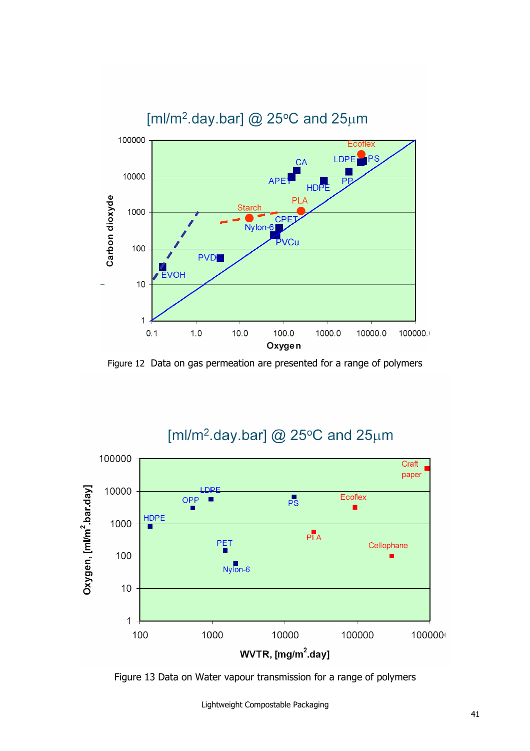Figure 12  Data on gas permeation are presented for a range of polymers

Figure 13 Data on Water vapour transmission for a range of polymers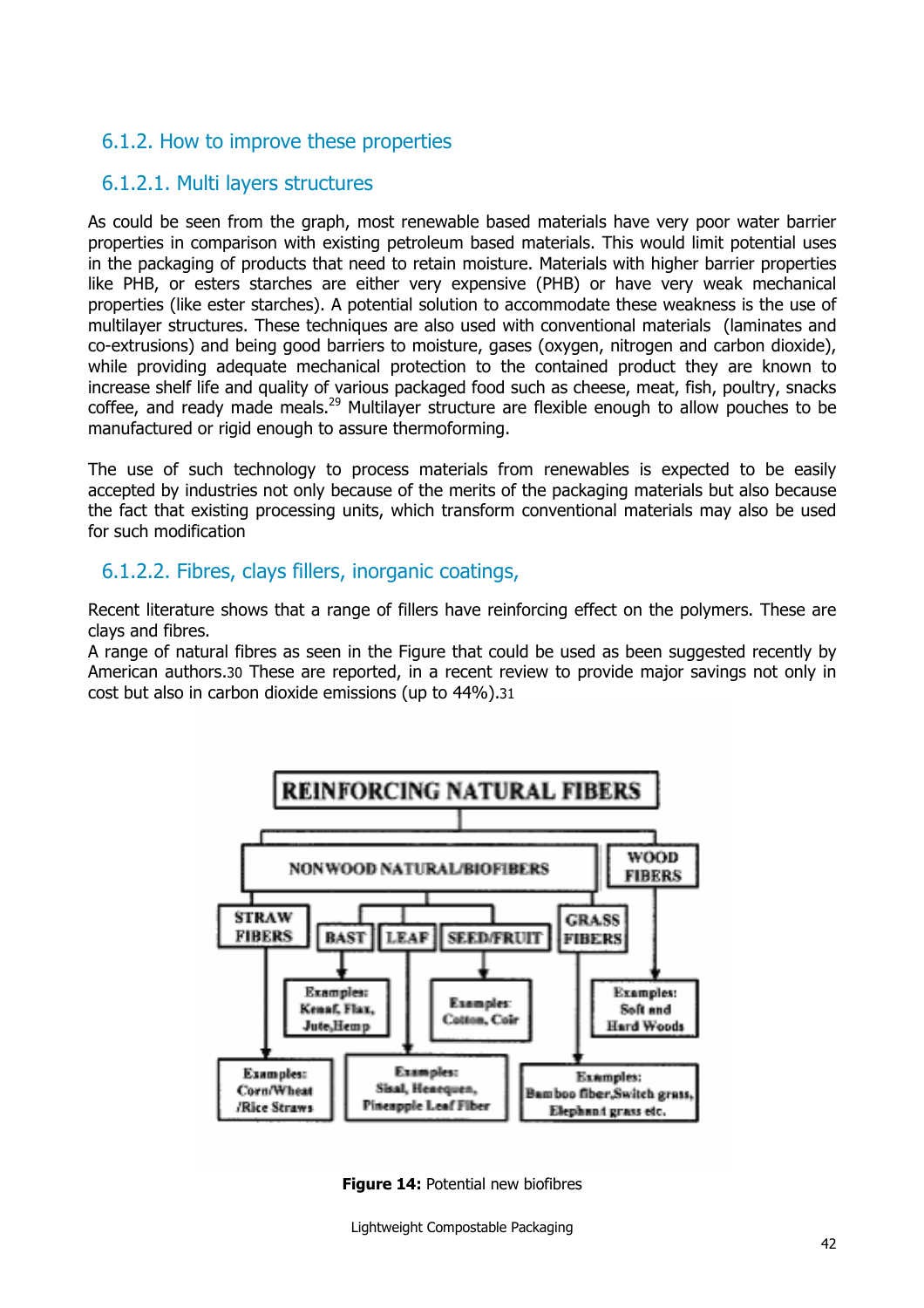## 6.1.2. How to improve these properties

### 6.1.2.1. Multi layers structures

As could be seen from the graph, most renewable based materials have very poor water barrier properties in comparison with existing petroleum based materials. This would limit potential uses in the packaging of products that need to retain moisture. Materials with higher barrier properties like PHB, or esters starches are either very expensive (PHB) or have very weak mechanical properties (like ester starches). A potential solution to accommodate these weakness is the use of multilayer structures. These techniques are also used with conventional materials (laminates and co-extrusions) and being good barriers to moisture, gases (oxygen, nitrogen and carbon dioxide), while providing adequate mechanical protection to the contained product they are known to increase shelf life and quality of various packaged food such as cheese, meat, fish, poultry, snacks coffee, and ready made meals.[29] Multilayer structure are flexible enough to allow pouches to be manufactured or rigid enough to assure thermoforming.

The use of such technology to process materials from renewables is expected to be easily accepted by industries not only because of the merits of the packaging materials but also because the fact that existing processing units, which transform conventional materials may also be used for such modification

### 6.1.2.2. Fibres, clays fillers, inorganic coatings,

Recent literature shows that a range of fillers have reinforcing effect on the polymers. These are clays and fibres.
A range of natural fibres as seen in the Figure that could be used as been suggested recently by American authors.[30] These are reported, in a recent review to provide major savings not only in cost but also in carbon dioxide emissions (up to 44%).[31]

REINFORCING NATURAL FIBERS

- NON WOOD NATURAL/BIOFIBERS
  - STRAW FIBERS — Examples: Corn/Wheat/Rice Straws
  - BAST — Examples: Kenaf, Flax, Jute, Hemp
  - LEAF — Examples: Sisal, Henequen, Pineapple Leaf Fiber
  - SEED/FRUIT — Examples: Cotton, Coir
  - GRASS FIBERS — Examples: Bamboo fiber, Switch grass, Elephant grass etc.
- WOOD FIBERS — Examples: Soft and Hard Woods

**Figure 14:** Potential new biofibres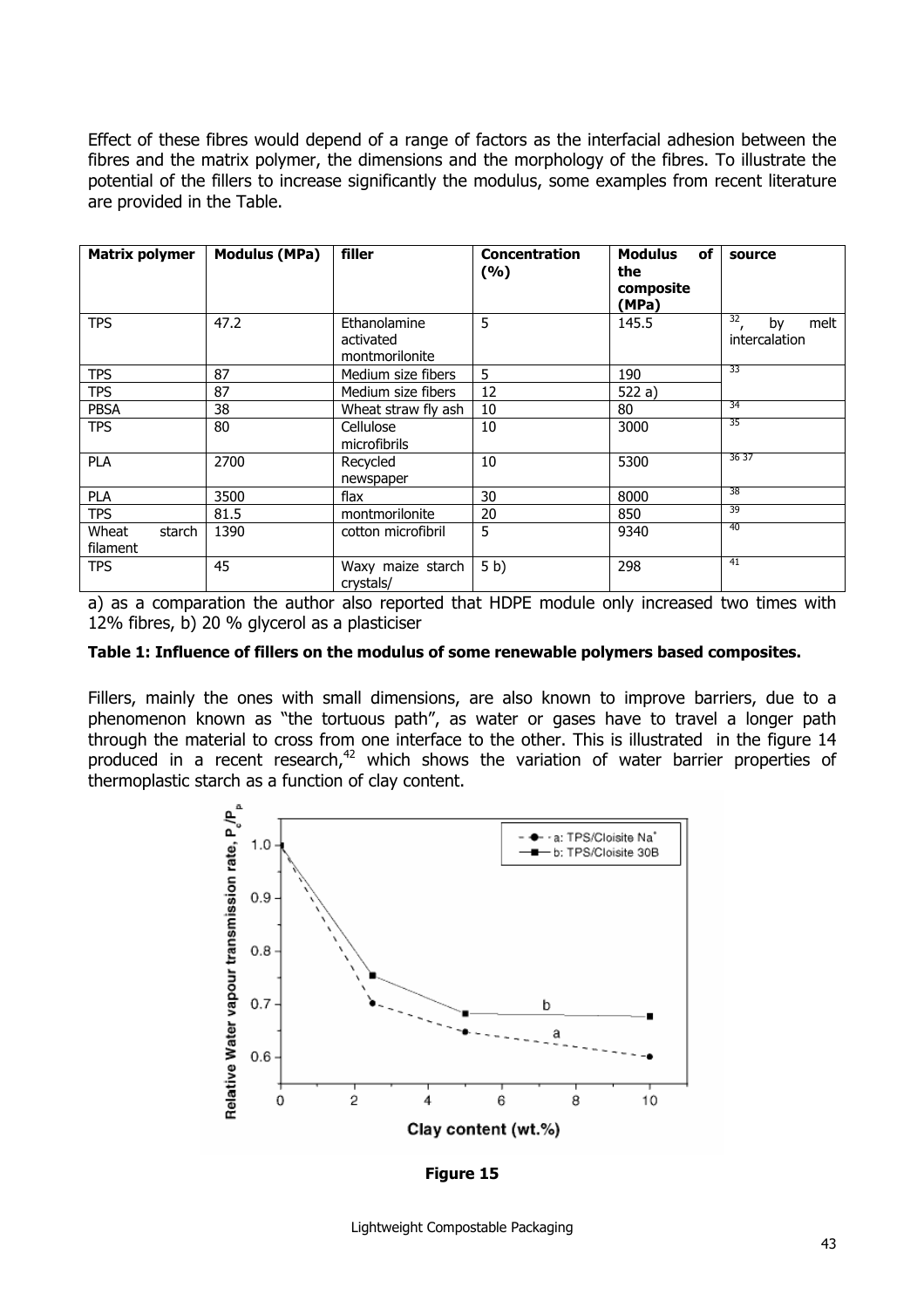Effect of these fibres would depend of a range of factors as the interfacial adhesion between the fibres and the matrix polymer, the dimensions and the morphology of the fibres. To illustrate the potential of the fillers to increase significantly the modulus, some examples from recent literature are provided in the Table.

| Matrix polymer | Modulus (MPa) | filler | Concentration (%) | Modulus of the composite (MPa) | source |
|---|---|---|---|---|---|
| TPS | 47.2 | Ethanolamine activated montmorilonite | 5 | 145.5 | [32], by melt intercalation |
| TPS | 87 | Medium size fibers | 5 | 190 | [33] |
| TPS | 87 | Medium size fibers | 12 | 522 a) | |
| PBSA | 38 | Wheat straw fly ash | 10 | 80 | [34] |
| TPS | 80 | Cellulose microfibrils | 10 | 3000 | [35] |
| PLA | 2700 | Recycled newspaper | 10 | 5300 | [36 37] |
| PLA | 3500 | flax | 30 | 8000 | [38] |
| TPS | 81.5 | montmorilonite | 20 | 850 | [39] |
| Wheat starch filament | 1390 | cotton microfibril | 5 | 9340 | [40] |
| TPS | 45 | Waxy maize starch crystals/ | 5 b) | 298 | [41] |

a) as a comparation the author also reported that HDPE module only increased two times with 12% fibres, b) 20 % glycerol as a plasticiser

**Table 1: Influence of fillers on the modulus of some renewable polymers based composites.**

Fillers, mainly the ones with small dimensions, are also known to improve barriers, due to a phenomenon known as "the tortuous path", as water or gases have to travel a longer path through the material to cross from one interface to the other. This is illustrated in the figure 14 produced in a recent research,[42] which shows the variation of water barrier properties of thermoplastic starch as a function of clay content.

**Figure 15**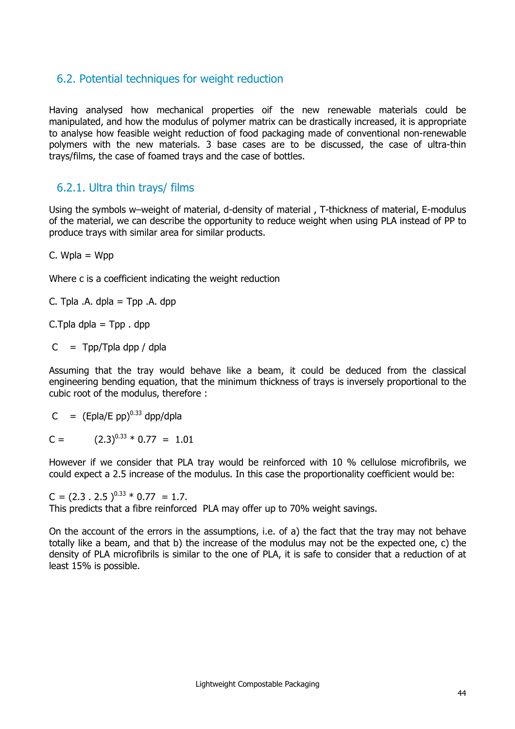## 6.2. Potential techniques for weight reduction

Having analysed how mechanical properties oif the new renewable materials could be manipulated, and how the modulus of polymer matrix can be drastically increased, it is appropriate to analyse how feasible weight reduction of food packaging made of conventional non-renewable polymers with the new materials. 3 base cases are to be discussed, the case of ultra-thin trays/films, the case of foamed trays and the case of bottles.

### 6.2.1. Ultra thin trays/ films

Using the symbols w–weight of material, d-density of material , T-thickness of material, E-modulus of the material, we can describe the opportunity to reduce weight when using PLA instead of PP to produce trays with similar area for similar products.

$C. W_{pla} = W_{pp}$

Where c is a coefficient indicating the weight reduction

$C. T_{pla} .A. d_{pla} = T_{pp} .A. d_{pp}$

$C.T_{pla} d_{pla} = T_{pp} . d_{pp}$

$C = T_{pp}/T_{pla} \, d_{pp} / d_{pla}$

Assuming that the tray would behave like a beam, it could be deduced from the classical engineering bending equation, that the minimum thickness of trays is inversely proportional to the cubic root of the modulus, therefore :

$C = (E_{pla}/E_{pp})^{0.33} \, d_{pp}/d_{pla}$

$C = (2.3)^{0.33} * 0.77 = 1.01$

However if we consider that PLA tray would be reinforced with 10 % cellulose microfibrils, we could expect a 2.5 increase of the modulus. In this case the proportionality coefficient would be:

$C = (2.3 . 2.5 )^{0.33} * 0.77 = 1.7.$

This predicts that a fibre reinforced PLA may offer up to 70% weight savings.

On the account of the errors in the assumptions, i.e. of a) the fact that the tray may not behave totally like a beam, and that b) the increase of the modulus may not be the expected one, c) the density of PLA microfibrils is similar to the one of PLA, it is safe to consider that a reduction of at least 15% is possible.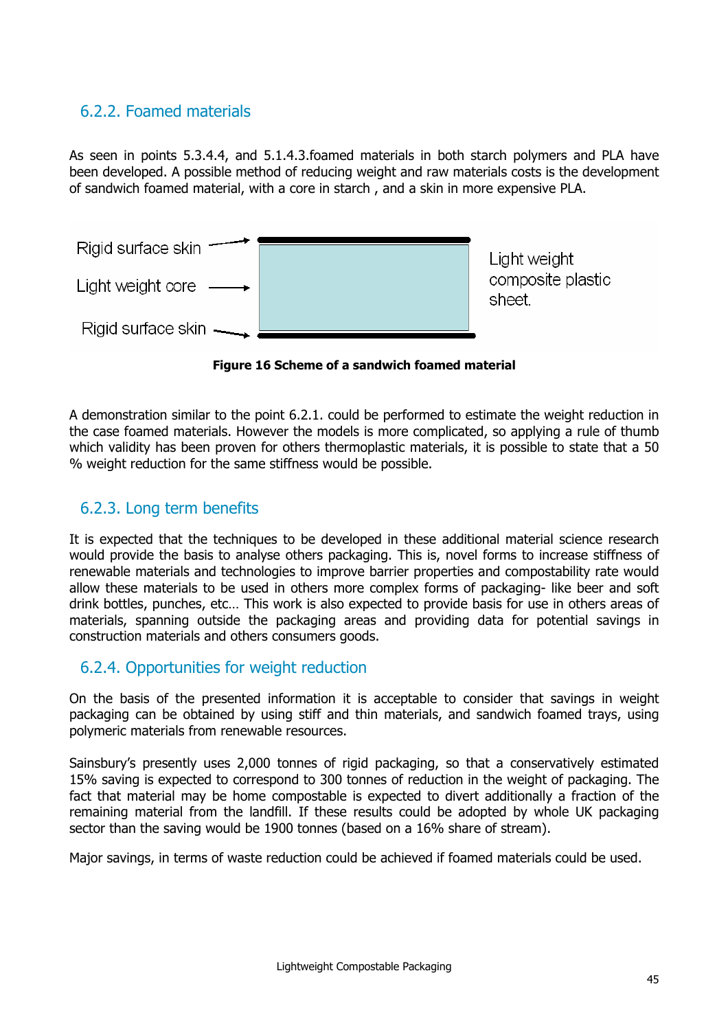### 6.2.2. Foamed materials

As seen in points 5.3.4.4, and 5.1.4.3.foamed materials in both starch polymers and PLA have been developed. A possible method of reducing weight and raw materials costs is the development of sandwich foamed material, with a core in starch , and a skin in more expensive PLA.

Rigid surface skin

Light weight core

Rigid surface skin

Light weight composite plastic sheet.

**Figure 16 Scheme of a sandwich foamed material**

A demonstration similar to the point 6.2.1. could be performed to estimate the weight reduction in the case foamed materials. However the models is more complicated, so applying a rule of thumb which validity has been proven for others thermoplastic materials, it is possible to state that a 50 % weight reduction for the same stiffness would be possible.

### 6.2.3. Long term benefits

It is expected that the techniques to be developed in these additional material science research would provide the basis to analyse others packaging. This is, novel forms to increase stiffness of renewable materials and technologies to improve barrier properties and compostability rate would allow these materials to be used in others more complex forms of packaging- like beer and soft drink bottles, punches, etc… This work is also expected to provide basis for use in others areas of materials, spanning outside the packaging areas and providing data for potential savings in construction materials and others consumers goods.

### 6.2.4. Opportunities for weight reduction

On the basis of the presented information it is acceptable to consider that savings in weight packaging can be obtained by using stiff and thin materials, and sandwich foamed trays, using polymeric materials from renewable resources.

Sainsbury's presently uses 2,000 tonnes of rigid packaging, so that a conservatively estimated 15% saving is expected to correspond to 300 tonnes of reduction in the weight of packaging. The fact that material may be home compostable is expected to divert additionally a fraction of the remaining material from the landfill. If these results could be adopted by whole UK packaging sector than the saving would be 1900 tonnes (based on a 16% share of stream).

Major savings, in terms of waste reduction could be achieved if foamed materials could be used.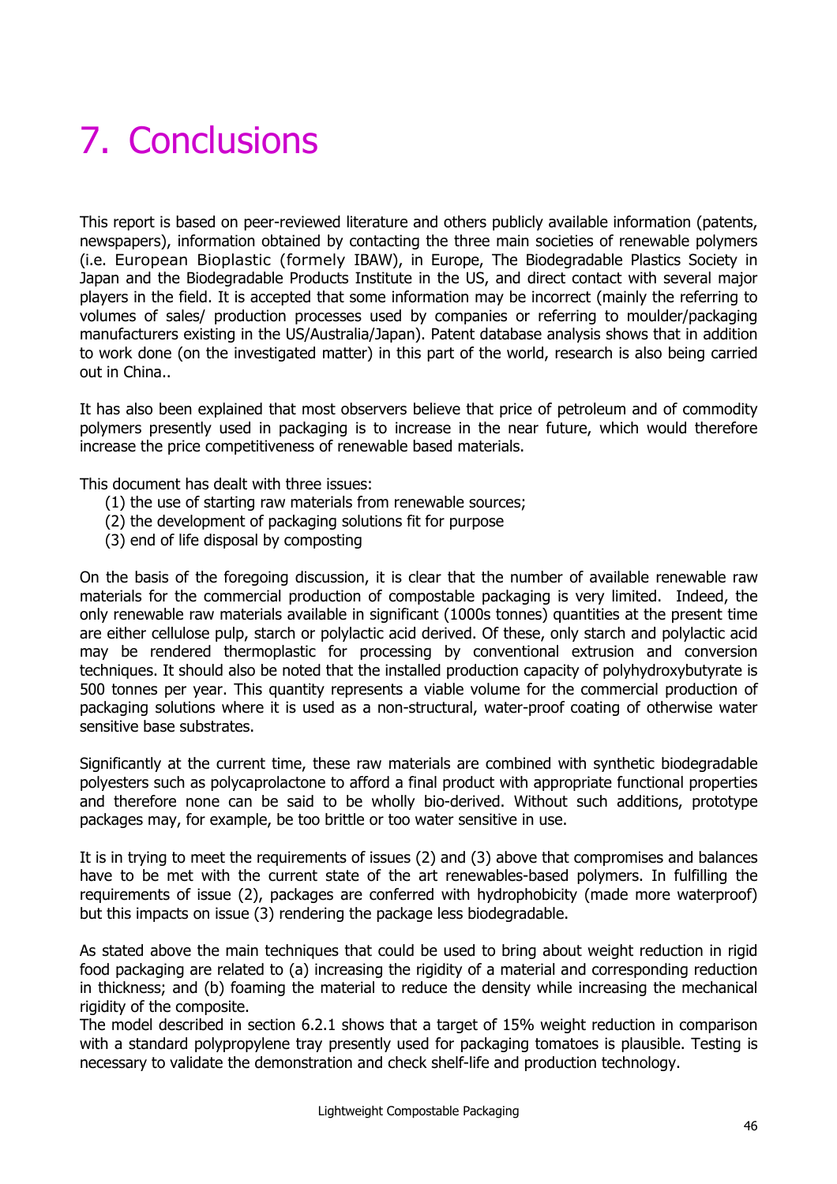# 7. Conclusions

This report is based on peer-reviewed literature and others publicly available information (patents, newspapers), information obtained by contacting the three main societies of renewable polymers (i.e. European Bioplastic (formely IBAW), in Europe, The Biodegradable Plastics Society in Japan and the Biodegradable Products Institute in the US, and direct contact with several major players in the field. It is accepted that some information may be incorrect (mainly the referring to volumes of sales/ production processes used by companies or referring to moulder/packaging manufacturers existing in the US/Australia/Japan). Patent database analysis shows that in addition to work done (on the investigated matter) in this part of the world, research is also being carried out in China..

It has also been explained that most observers believe that price of petroleum and of commodity polymers presently used in packaging is to increase in the near future, which would therefore increase the price competitiveness of renewable based materials.

This document has dealt with three issues:

(1) the use of starting raw materials from renewable sources;
(2) the development of packaging solutions fit for purpose
(3) end of life disposal by composting

On the basis of the foregoing discussion, it is clear that the number of available renewable raw materials for the commercial production of compostable packaging is very limited. Indeed, the only renewable raw materials available in significant (1000s tonnes) quantities at the present time are either cellulose pulp, starch or polylactic acid derived. Of these, only starch and polylactic acid may be rendered thermoplastic for processing by conventional extrusion and conversion techniques. It should also be noted that the installed production capacity of polyhydroxybutyrate is 500 tonnes per year. This quantity represents a viable volume for the commercial production of packaging solutions where it is used as a non-structural, water-proof coating of otherwise water sensitive base substrates.

Significantly at the current time, these raw materials are combined with synthetic biodegradable polyesters such as polycaprolactone to afford a final product with appropriate functional properties and therefore none can be said to be wholly bio-derived. Without such additions, prototype packages may, for example, be too brittle or too water sensitive in use.

It is in trying to meet the requirements of issues (2) and (3) above that compromises and balances have to be met with the current state of the art renewables-based polymers. In fulfilling the requirements of issue (2), packages are conferred with hydrophobicity (made more waterproof) but this impacts on issue (3) rendering the package less biodegradable.

As stated above the main techniques that could be used to bring about weight reduction in rigid food packaging are related to (a) increasing the rigidity of a material and corresponding reduction in thickness; and (b) foaming the material to reduce the density while increasing the mechanical rigidity of the composite.

The model described in section 6.2.1 shows that a target of 15% weight reduction in comparison with a standard polypropylene tray presently used for packaging tomatoes is plausible. Testing is necessary to validate the demonstration and check shelf-life and production technology.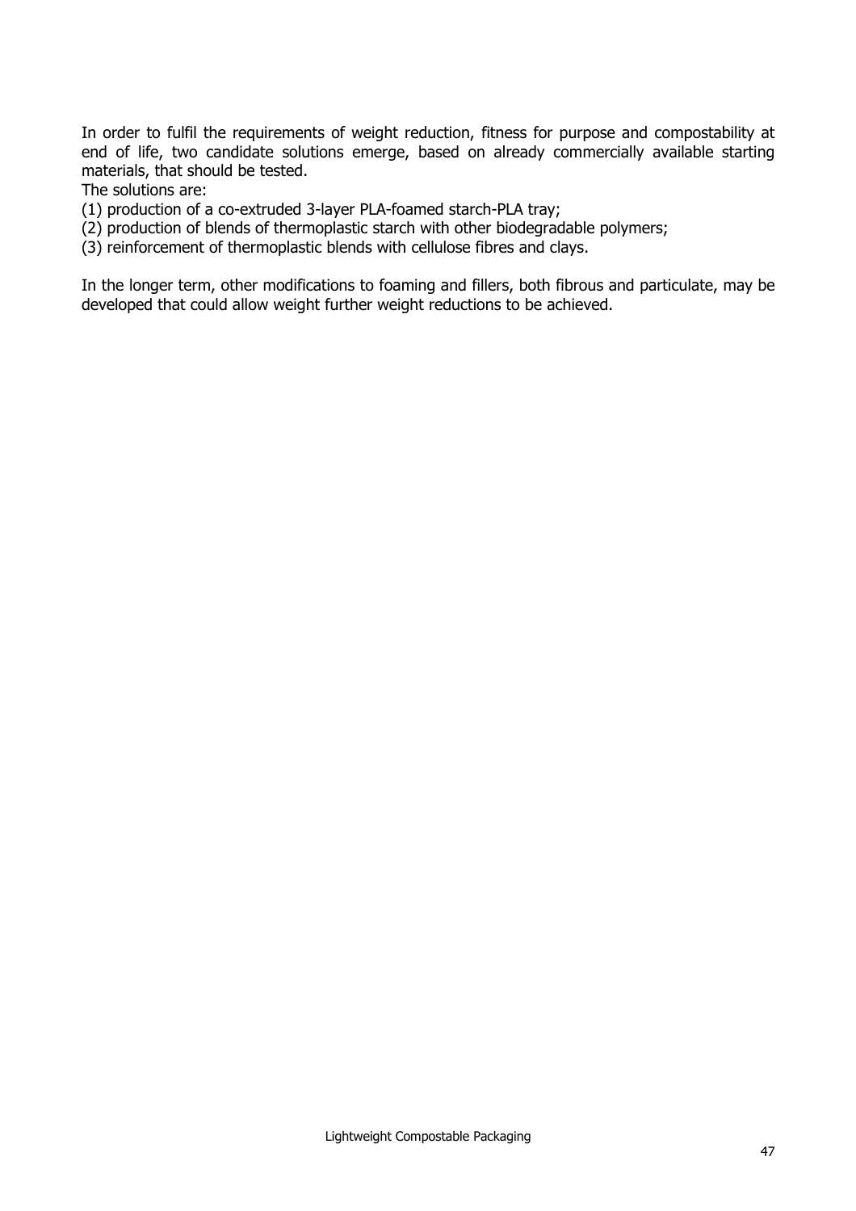In order to fulfil the requirements of weight reduction, fitness for purpose and compostability at end of life, two candidate solutions emerge, based on already commercially available starting materials, that should be tested.

The solutions are:

(1) production of a co-extruded 3-layer PLA-foamed starch-PLA tray;

(2) production of blends of thermoplastic starch with other biodegradable polymers;

(3) reinforcement of thermoplastic blends with cellulose fibres and clays.

In the longer term, other modifications to foaming and fillers, both fibrous and particulate, may be developed that could allow weight further weight reductions to be achieved.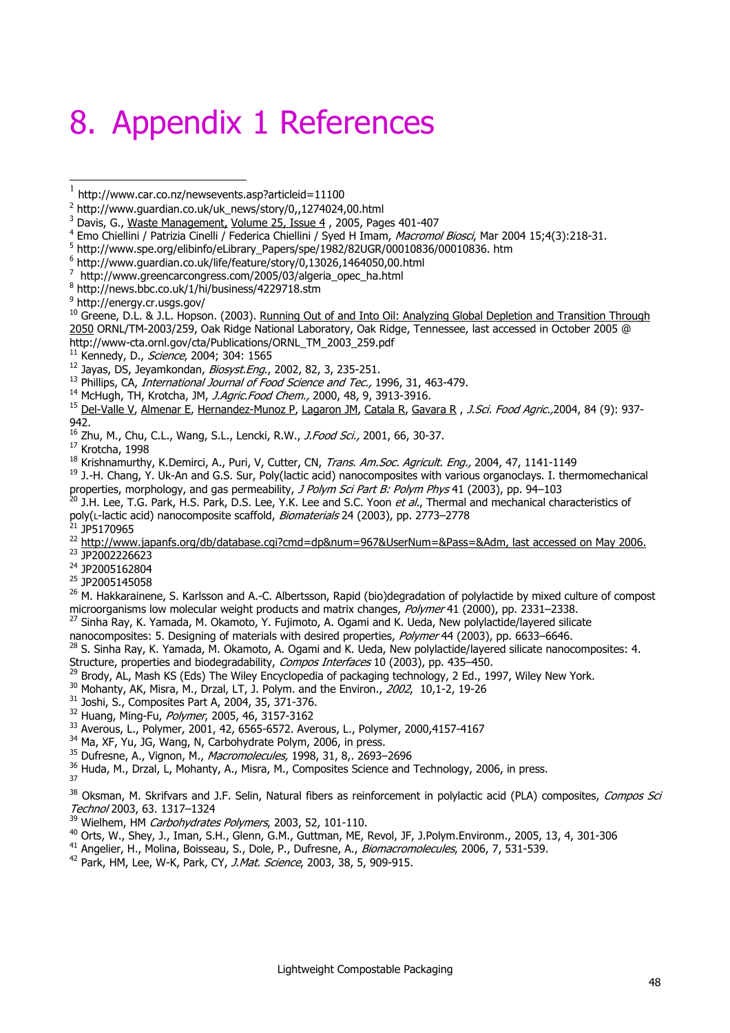# 8. Appendix 1 References

[1] http://www.car.co.nz/newsevents.asp?articleid=11100
[2] http://www.guardian.co.uk/uk_news/story/0,,1274024,00.html
[3] Davis, G., Waste Management, Volume 25, Issue 4 , 2005, Pages 401-407
[4] Emo Chiellini / Patrizia Cinelli / Federica Chiellini / Syed H Imam, *Macromol Biosci*, Mar 2004 15;4(3):218-31.
[5] http://www.spe.org/elibinfo/eLibrary_Papers/spe/1982/82UGR/00010836/00010836. htm
[6] http://www.guardian.co.uk/life/feature/story/0,13026,1464050,00.html
[7] http://www.greencarcongress.com/2005/03/algeria_opec_ha.html
[8] http://news.bbc.co.uk/1/hi/business/4229718.stm
[9] http://energy.cr.usgs.gov/
[10] Greene, D.L. & J.L. Hopson. (2003). Running Out of and Into Oil: Analyzing Global Depletion and Transition Through 2050 ORNL/TM-2003/259, Oak Ridge National Laboratory, Oak Ridge, Tennessee, last accessed in October 2005 @ http://www-cta.ornl.gov/cta/Publications/ORNL_TM_2003_259.pdf
[11] Kennedy, D., *Science*, 2004; 304: 1565
[12] Jayas, DS, Jeyamkondan, *Biosyst.Eng.*, 2002, 82, 3, 235-251.
[13] Phillips, CA, *International Journal of Food Science and Tec.,* 1996, 31, 463-479.
[14] McHugh, TH, Krotcha, JM, *J.Agric.Food Chem.,* 2000, 48, 9, 3913-3916.
[15] Del-Valle V, Almenar E, Hernandez-Munoz P, Lagaron JM, Catala R, Gavara R , *J.Sci. Food Agric.,*2004, 84 (9): 937-942.
[16] Zhu, M., Chu, C.L., Wang, S.L., Lencki, R.W., *J.Food Sci.,* 2001, 66, 30-37.
[17] Krotcha, 1998
[18] Krishnamurthy, K.Demirci, A., Puri, V, Cutter, CN, *Trans. Am.Soc. Agricult. Eng.,* 2004, 47, 1141-1149
[19] J.-H. Chang, Y. Uk-An and G.S. Sur, Poly(lactic acid) nanocomposites with various organoclays. I. thermomechanical properties, morphology, and gas permeability, *J Polym Sci Part B: Polym Phys* 41 (2003), pp. 94–103
[20] J.H. Lee, T.G. Park, H.S. Park, D.S. Lee, Y.K. Lee and S.C. Yoon *et al.*, Thermal and mechanical characteristics of poly(L-lactic acid) nanocomposite scaffold, *Biomaterials* 24 (2003), pp. 2773–2778
[21] JP5170965
[22] http://www.japanfs.org/db/database.cgi?cmd=dp&num=967&UserNum=&Pass=&Adm, last accessed on May 2006.
[23] JP2002226623
[24] JP2005162804
[25] JP2005145058
[26] M. Hakkarainene, S. Karlsson and A.-C. Albertsson, Rapid (bio)degradation of polylactide by mixed culture of compost microorganisms low molecular weight products and matrix changes, *Polymer* 41 (2000), pp. 2331–2338.
[27] Sinha Ray, K. Yamada, M. Okamoto, Y. Fujimoto, A. Ogami and K. Ueda, New polylactide/layered silicate nanocomposites: 5. Designing of materials with desired properties, *Polymer* 44 (2003), pp. 6633–6646.
[28] S. Sinha Ray, K. Yamada, M. Okamoto, A. Ogami and K. Ueda, New polylactide/layered silicate nanocomposites: 4. Structure, properties and biodegradability, *Compos Interfaces* 10 (2003), pp. 435–450.
[29] Brody, AL, Mash KS (Eds) The Wiley Encyclopedia of packaging technology, 2 Ed., 1997, Wiley New York.
[30] Mohanty, AK, Misra, M., Drzal, LT, J. Polym. and the Environ., *2002*, 10,1-2, 19-26
[31] Joshi, S., Composites Part A, 2004, 35, 371-376.
[32] Huang, Ming-Fu, *Polymer*, 2005, 46, 3157-3162
[33] Averous, L., Polymer, 2001, 42, 6565-6572. Averous, L., Polymer, 2000,4157-4167
[34] Ma, XF, Yu, JG, Wang, N, Carbohydrate Polym, 2006, in press.
[35] Dufresne, A., Vignon, M., *Macromolecules,* 1998, 31, 8,. 2693–2696
[36] Huda, M., Drzal, L, Mohanty, A., Misra, M., Composites Science and Technology, 2006, in press.
[37]
[38] Oksman, M. Skrifvars and J.F. Selin, Natural fibers as reinforcement in polylactic acid (PLA) composites, *Compos Sci Technol* 2003, 63. 1317–1324
[39] Wielhem, HM *Carbohydrates Polymers*, 2003, 52, 101-110.
[40] Orts, W., Shey, J., Iman, S.H., Glenn, G.M., Guttman, ME, Revol, JF, J.Polym.Environm., 2005, 13, 4, 301-306
[41] Angelier, H., Molina, Boisseau, S., Dole, P., Dufresne, A., *Biomacromolecules*, 2006, 7, 531-539.
[42] Park, HM, Lee, W-K, Park, CY, *J.Mat. Science*, 2003, 38, 5, 909-915.